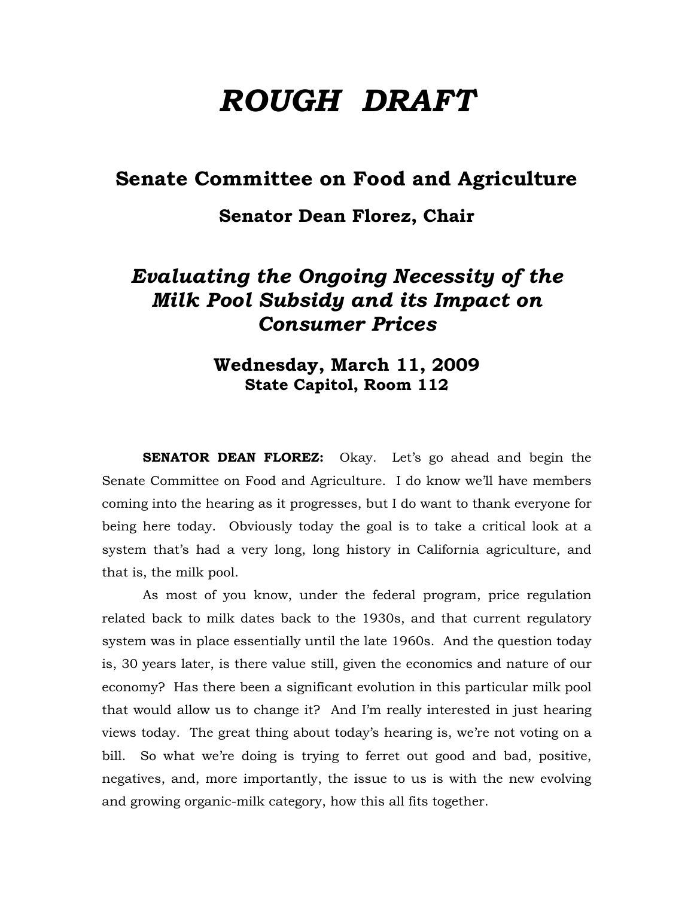# *ROUGH DRAFT*

## Senate Committee on Food and Agriculture

### Senator Dean Florez, Chair

## *Evaluating the Ongoing Necessity of the Milk Pool Subsidy and its Impact on Consumer Prices*

### Wednesday, March 11, 2009
**State Capitol, Room 112**

**SENATOR DEAN FLOREZ:** Okay. Let's go ahead and begin the Senate Committee on Food and Agriculture. I do know we'll have members coming into the hearing as it progresses, but I do want to thank everyone for being here today. Obviously today the goal is to take a critical look at a system that's had a very long, long history in California agriculture, and that is, the milk pool.

As most of you know, under the federal program, price regulation related back to milk dates back to the 1930s, and that current regulatory system was in place essentially until the late 1960s. And the question today is, 30 years later, is there value still, given the economics and nature of our economy? Has there been a significant evolution in this particular milk pool that would allow us to change it? And I'm really interested in just hearing views today. The great thing about today's hearing is, we're not voting on a bill. So what we're doing is trying to ferret out good and bad, positive, negatives, and, more importantly, the issue to us is with the new evolving and growing organic-milk category, how this all fits together.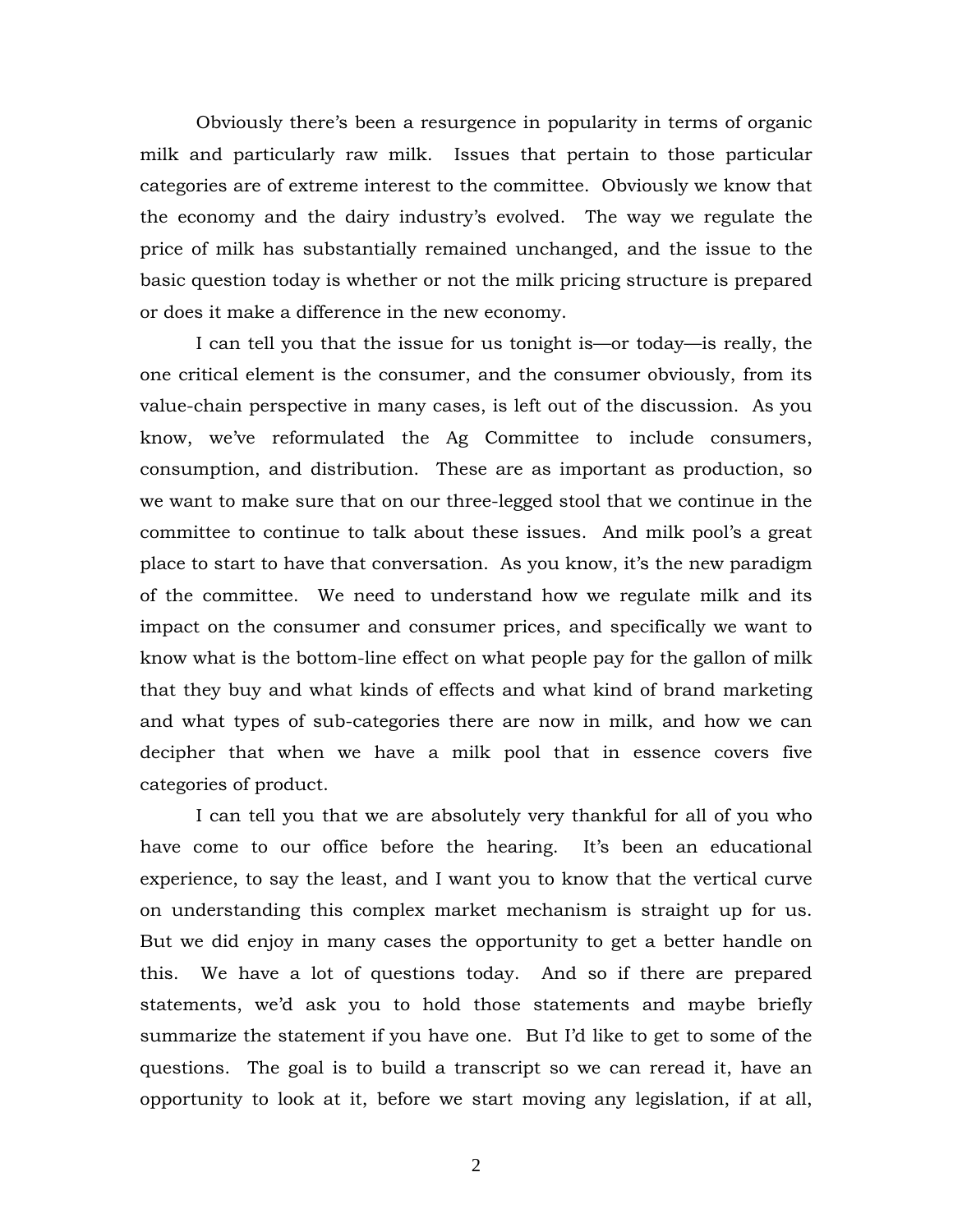Obviously there's been a resurgence in popularity in terms of organic milk and particularly raw milk. Issues that pertain to those particular categories are of extreme interest to the committee. Obviously we know that the economy and the dairy industry's evolved. The way we regulate the price of milk has substantially remained unchanged, and the issue to the basic question today is whether or not the milk pricing structure is prepared or does it make a difference in the new economy.

I can tell you that the issue for us tonight is—or today—is really, the one critical element is the consumer, and the consumer obviously, from its value-chain perspective in many cases, is left out of the discussion. As you know, we've reformulated the Ag Committee to include consumers, consumption, and distribution. These are as important as production, so we want to make sure that on our three-legged stool that we continue in the committee to continue to talk about these issues. And milk pool's a great place to start to have that conversation. As you know, it's the new paradigm of the committee. We need to understand how we regulate milk and its impact on the consumer and consumer prices, and specifically we want to know what is the bottom-line effect on what people pay for the gallon of milk that they buy and what kinds of effects and what kind of brand marketing and what types of sub-categories there are now in milk, and how we can decipher that when we have a milk pool that in essence covers five categories of product.

I can tell you that we are absolutely very thankful for all of you who have come to our office before the hearing. It's been an educational experience, to say the least, and I want you to know that the vertical curve on understanding this complex market mechanism is straight up for us. But we did enjoy in many cases the opportunity to get a better handle on this. We have a lot of questions today. And so if there are prepared statements, we'd ask you to hold those statements and maybe briefly summarize the statement if you have one. But I'd like to get to some of the questions. The goal is to build a transcript so we can reread it, have an opportunity to look at it, before we start moving any legislation, if at all,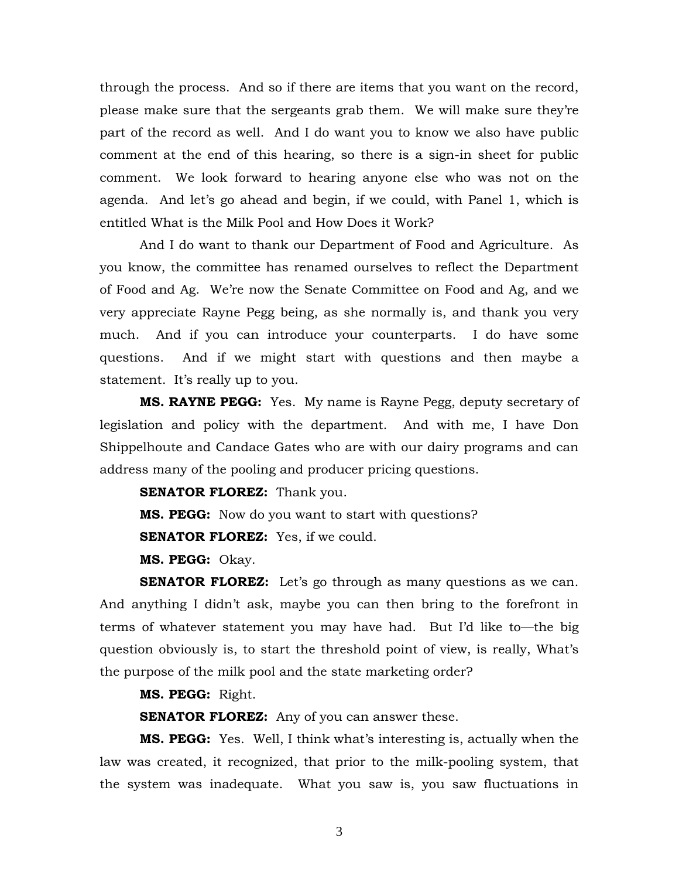through the process. And so if there are items that you want on the record, please make sure that the sergeants grab them. We will make sure they're part of the record as well. And I do want you to know we also have public comment at the end of this hearing, so there is a sign-in sheet for public comment. We look forward to hearing anyone else who was not on the agenda. And let's go ahead and begin, if we could, with Panel 1, which is entitled What is the Milk Pool and How Does it Work?

And I do want to thank our Department of Food and Agriculture. As you know, the committee has renamed ourselves to reflect the Department of Food and Ag. We're now the Senate Committee on Food and Ag, and we very appreciate Rayne Pegg being, as she normally is, and thank you very much. And if you can introduce your counterparts. I do have some questions. And if we might start with questions and then maybe a statement. It's really up to you.

**MS. RAYNE PEGG:** Yes. My name is Rayne Pegg, deputy secretary of legislation and policy with the department. And with me, I have Don Shippelhoute and Candace Gates who are with our dairy programs and can address many of the pooling and producer pricing questions.

**SENATOR FLOREZ:** Thank you.

**MS. PEGG:** Now do you want to start with questions?

**SENATOR FLOREZ:** Yes, if we could.

**MS. PEGG:** Okay.

**SENATOR FLOREZ:** Let's go through as many questions as we can. And anything I didn't ask, maybe you can then bring to the forefront in terms of whatever statement you may have had. But I'd like to—the big question obviously is, to start the threshold point of view, is really, What's the purpose of the milk pool and the state marketing order?

**MS. PEGG:** Right.

**SENATOR FLOREZ:** Any of you can answer these.

**MS. PEGG:** Yes. Well, I think what's interesting is, actually when the law was created, it recognized, that prior to the milk-pooling system, that the system was inadequate. What you saw is, you saw fluctuations in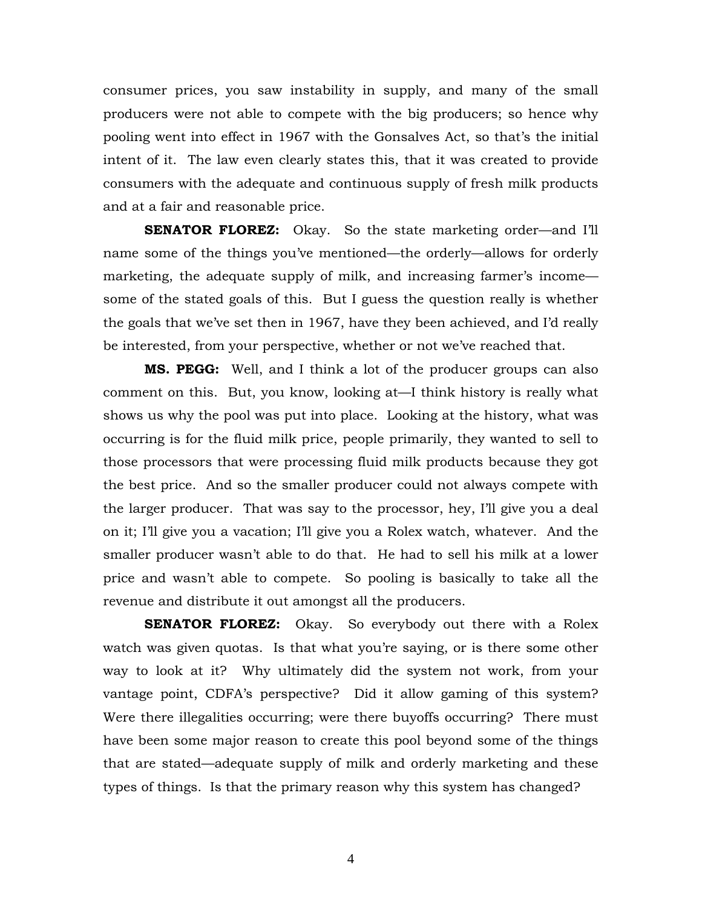consumer prices, you saw instability in supply, and many of the small producers were not able to compete with the big producers; so hence why pooling went into effect in 1967 with the Gonsalves Act, so that's the initial intent of it. The law even clearly states this, that it was created to provide consumers with the adequate and continuous supply of fresh milk products and at a fair and reasonable price.

**SENATOR FLOREZ:** Okay. So the state marketing order—and I'll name some of the things you've mentioned—the orderly—allows for orderly marketing, the adequate supply of milk, and increasing farmer's income—some of the stated goals of this. But I guess the question really is whether the goals that we've set then in 1967, have they been achieved, and I'd really be interested, from your perspective, whether or not we've reached that.

**MS. PEGG:** Well, and I think a lot of the producer groups can also comment on this. But, you know, looking at—I think history is really what shows us why the pool was put into place. Looking at the history, what was occurring is for the fluid milk price, people primarily, they wanted to sell to those processors that were processing fluid milk products because they got the best price. And so the smaller producer could not always compete with the larger producer. That was say to the processor, hey, I'll give you a deal on it; I'll give you a vacation; I'll give you a Rolex watch, whatever. And the smaller producer wasn't able to do that. He had to sell his milk at a lower price and wasn't able to compete. So pooling is basically to take all the revenue and distribute it out amongst all the producers.

**SENATOR FLOREZ:** Okay. So everybody out there with a Rolex watch was given quotas. Is that what you're saying, or is there some other way to look at it? Why ultimately did the system not work, from your vantage point, CDFA's perspective? Did it allow gaming of this system? Were there illegalities occurring; were there buyoffs occurring? There must have been some major reason to create this pool beyond some of the things that are stated—adequate supply of milk and orderly marketing and these types of things. Is that the primary reason why this system has changed?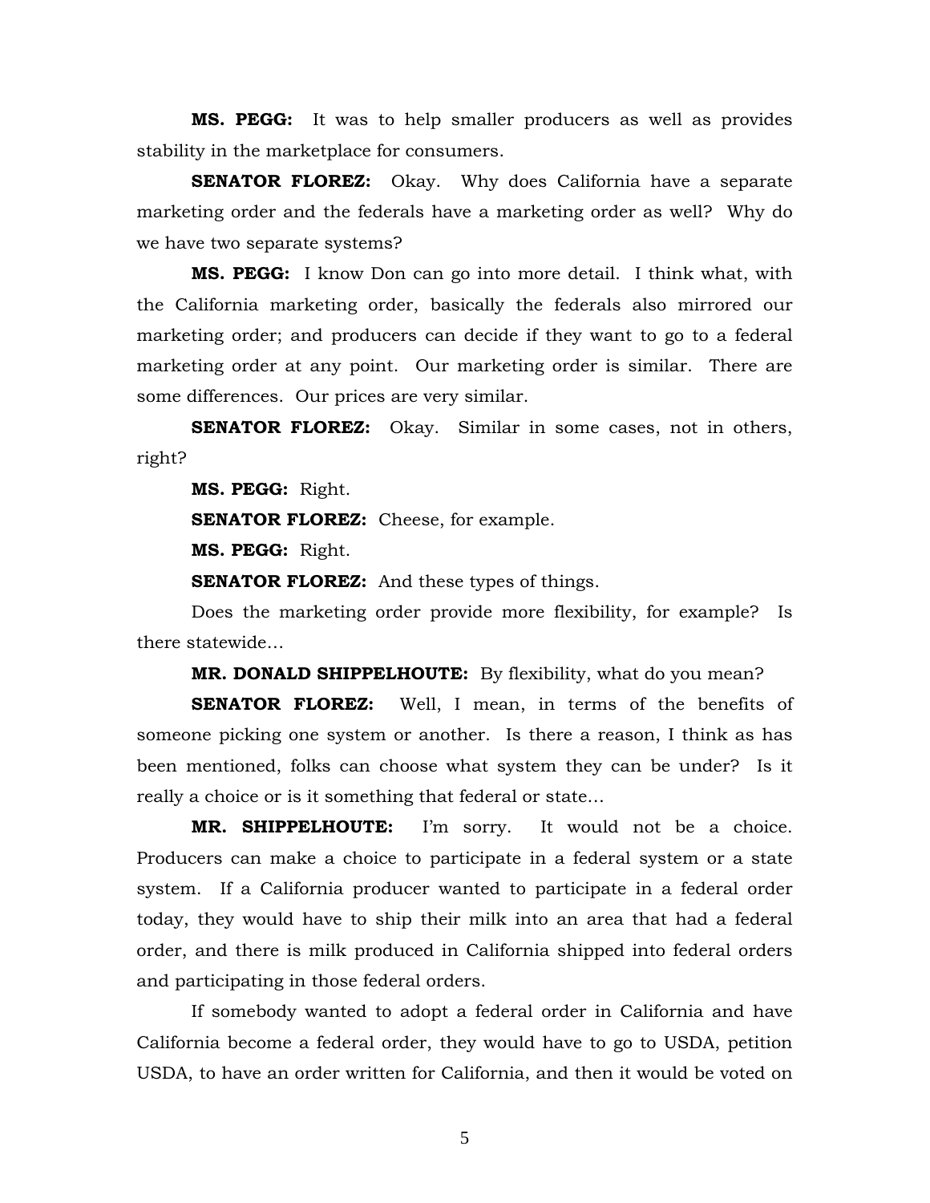**MS. PEGG:** It was to help smaller producers as well as provides stability in the marketplace for consumers.

**SENATOR FLOREZ:** Okay. Why does California have a separate marketing order and the federals have a marketing order as well? Why do we have two separate systems?

**MS. PEGG:** I know Don can go into more detail. I think what, with the California marketing order, basically the federals also mirrored our marketing order; and producers can decide if they want to go to a federal marketing order at any point. Our marketing order is similar. There are some differences. Our prices are very similar.

**SENATOR FLOREZ:** Okay. Similar in some cases, not in others, right?

**MS. PEGG:** Right.

**SENATOR FLOREZ:** Cheese, for example.

**MS. PEGG:** Right.

**SENATOR FLOREZ:** And these types of things.

Does the marketing order provide more flexibility, for example? Is there statewide…

**MR. DONALD SHIPPELHOUTE:** By flexibility, what do you mean?

**SENATOR FLOREZ:** Well, I mean, in terms of the benefits of someone picking one system or another. Is there a reason, I think as has been mentioned, folks can choose what system they can be under? Is it really a choice or is it something that federal or state…

**MR. SHIPPELHOUTE:** I'm sorry. It would not be a choice. Producers can make a choice to participate in a federal system or a state system. If a California producer wanted to participate in a federal order today, they would have to ship their milk into an area that had a federal order, and there is milk produced in California shipped into federal orders and participating in those federal orders.

If somebody wanted to adopt a federal order in California and have California become a federal order, they would have to go to USDA, petition USDA, to have an order written for California, and then it would be voted on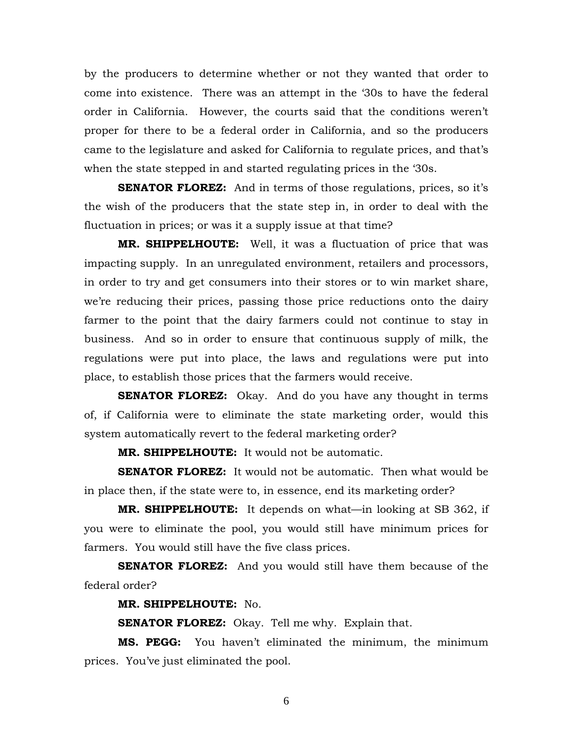by the producers to determine whether or not they wanted that order to come into existence. There was an attempt in the '30s to have the federal order in California. However, the courts said that the conditions weren't proper for there to be a federal order in California, and so the producers came to the legislature and asked for California to regulate prices, and that's when the state stepped in and started regulating prices in the '30s.

**SENATOR FLOREZ:** And in terms of those regulations, prices, so it's the wish of the producers that the state step in, in order to deal with the fluctuation in prices; or was it a supply issue at that time?

**MR. SHIPPELHOUTE:** Well, it was a fluctuation of price that was impacting supply. In an unregulated environment, retailers and processors, in order to try and get consumers into their stores or to win market share, we're reducing their prices, passing those price reductions onto the dairy farmer to the point that the dairy farmers could not continue to stay in business. And so in order to ensure that continuous supply of milk, the regulations were put into place, the laws and regulations were put into place, to establish those prices that the farmers would receive.

**SENATOR FLOREZ:** Okay. And do you have any thought in terms of, if California were to eliminate the state marketing order, would this system automatically revert to the federal marketing order?

**MR. SHIPPELHOUTE:** It would not be automatic.

**SENATOR FLOREZ:** It would not be automatic. Then what would be in place then, if the state were to, in essence, end its marketing order?

**MR. SHIPPELHOUTE:** It depends on what—in looking at SB 362, if you were to eliminate the pool, you would still have minimum prices for farmers. You would still have the five class prices.

**SENATOR FLOREZ:** And you would still have them because of the federal order?

**MR. SHIPPELHOUTE:** No.

**SENATOR FLOREZ:** Okay. Tell me why. Explain that.

**MS. PEGG:** You haven't eliminated the minimum, the minimum prices. You've just eliminated the pool.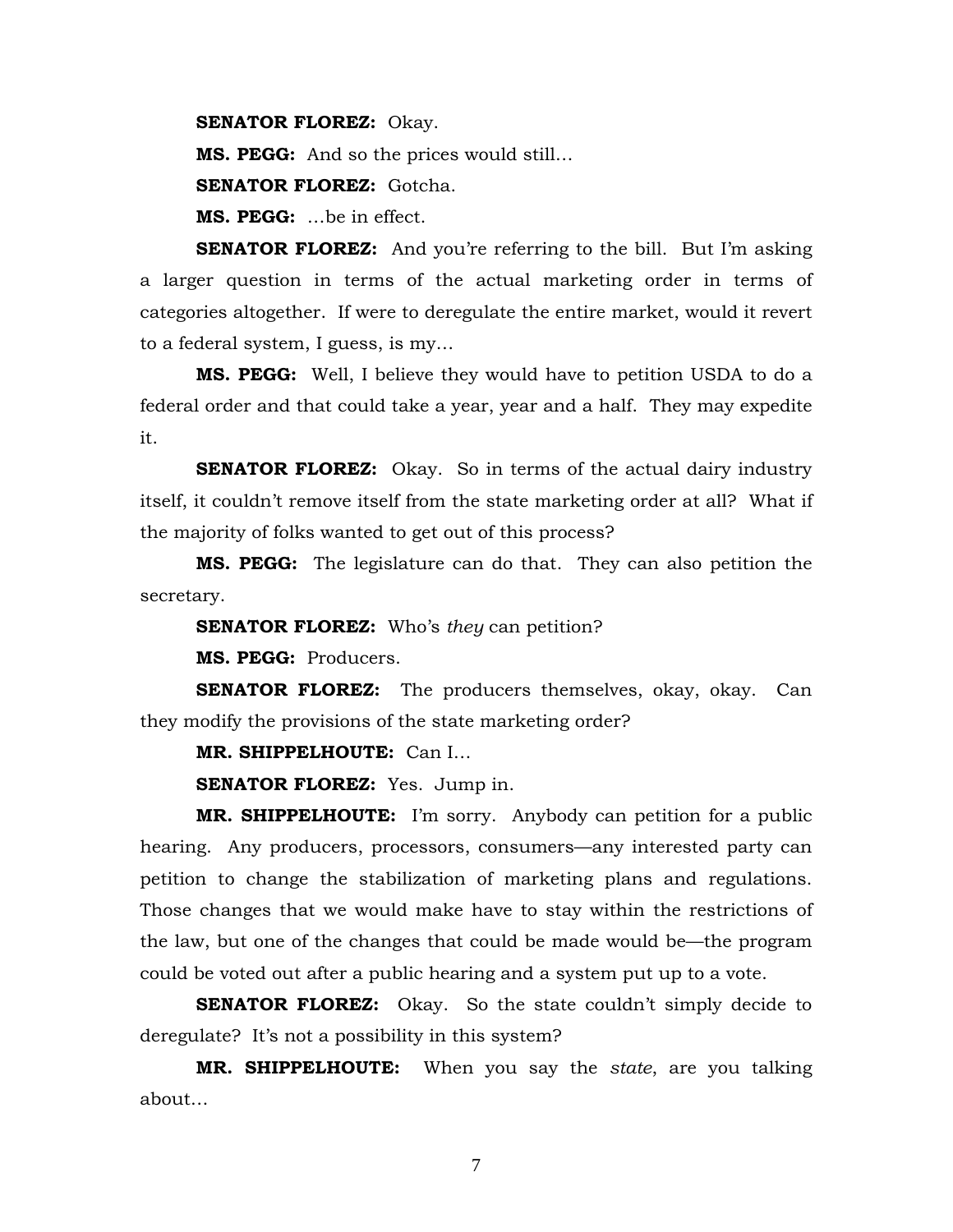**SENATOR FLOREZ:** Okay.

**MS. PEGG:** And so the prices would still…

**SENATOR FLOREZ:** Gotcha.

**MS. PEGG:** …be in effect.

**SENATOR FLOREZ:** And you're referring to the bill. But I'm asking a larger question in terms of the actual marketing order in terms of categories altogether. If were to deregulate the entire market, would it revert to a federal system, I guess, is my…

**MS. PEGG:** Well, I believe they would have to petition USDA to do a federal order and that could take a year, year and a half. They may expedite it.

**SENATOR FLOREZ:** Okay. So in terms of the actual dairy industry itself, it couldn't remove itself from the state marketing order at all? What if the majority of folks wanted to get out of this process?

**MS. PEGG:** The legislature can do that. They can also petition the secretary.

**SENATOR FLOREZ:** Who's *they* can petition?

**MS. PEGG:** Producers.

**SENATOR FLOREZ:** The producers themselves, okay, okay. Can they modify the provisions of the state marketing order?

**MR. SHIPPELHOUTE:** Can I…

**SENATOR FLOREZ:** Yes. Jump in.

**MR. SHIPPELHOUTE:** I'm sorry. Anybody can petition for a public hearing. Any producers, processors, consumers—any interested party can petition to change the stabilization of marketing plans and regulations. Those changes that we would make have to stay within the restrictions of the law, but one of the changes that could be made would be—the program could be voted out after a public hearing and a system put up to a vote.

**SENATOR FLOREZ:** Okay. So the state couldn't simply decide to deregulate? It's not a possibility in this system?

**MR. SHIPPELHOUTE:** When you say the *state*, are you talking about…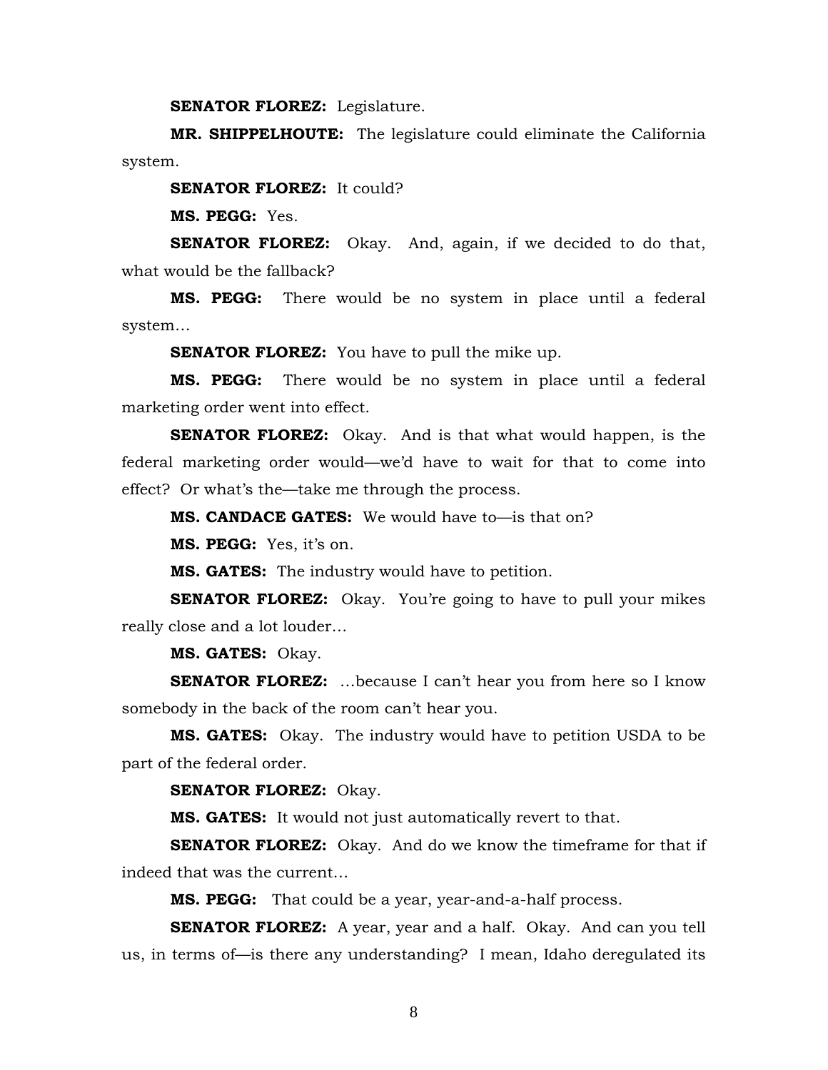**SENATOR FLOREZ:** Legislature.

**MR. SHIPPELHOUTE:** The legislature could eliminate the California system.

**SENATOR FLOREZ:** It could?

**MS. PEGG:** Yes.

**SENATOR FLOREZ:** Okay. And, again, if we decided to do that, what would be the fallback?

**MS. PEGG:** There would be no system in place until a federal system…

**SENATOR FLOREZ:** You have to pull the mike up.

**MS. PEGG:** There would be no system in place until a federal marketing order went into effect.

**SENATOR FLOREZ:** Okay. And is that what would happen, is the federal marketing order would—we'd have to wait for that to come into effect? Or what's the—take me through the process.

**MS. CANDACE GATES:** We would have to—is that on?

**MS. PEGG:** Yes, it's on.

**MS. GATES:** The industry would have to petition.

**SENATOR FLOREZ:** Okay. You're going to have to pull your mikes really close and a lot louder…

**MS. GATES:** Okay.

**SENATOR FLOREZ:** …because I can't hear you from here so I know somebody in the back of the room can't hear you.

**MS. GATES:** Okay. The industry would have to petition USDA to be part of the federal order.

**SENATOR FLOREZ:** Okay.

**MS. GATES:** It would not just automatically revert to that.

**SENATOR FLOREZ:** Okay. And do we know the timeframe for that if indeed that was the current…

**MS. PEGG:** That could be a year, year-and-a-half process.

**SENATOR FLOREZ:** A year, year and a half. Okay. And can you tell us, in terms of—is there any understanding? I mean, Idaho deregulated its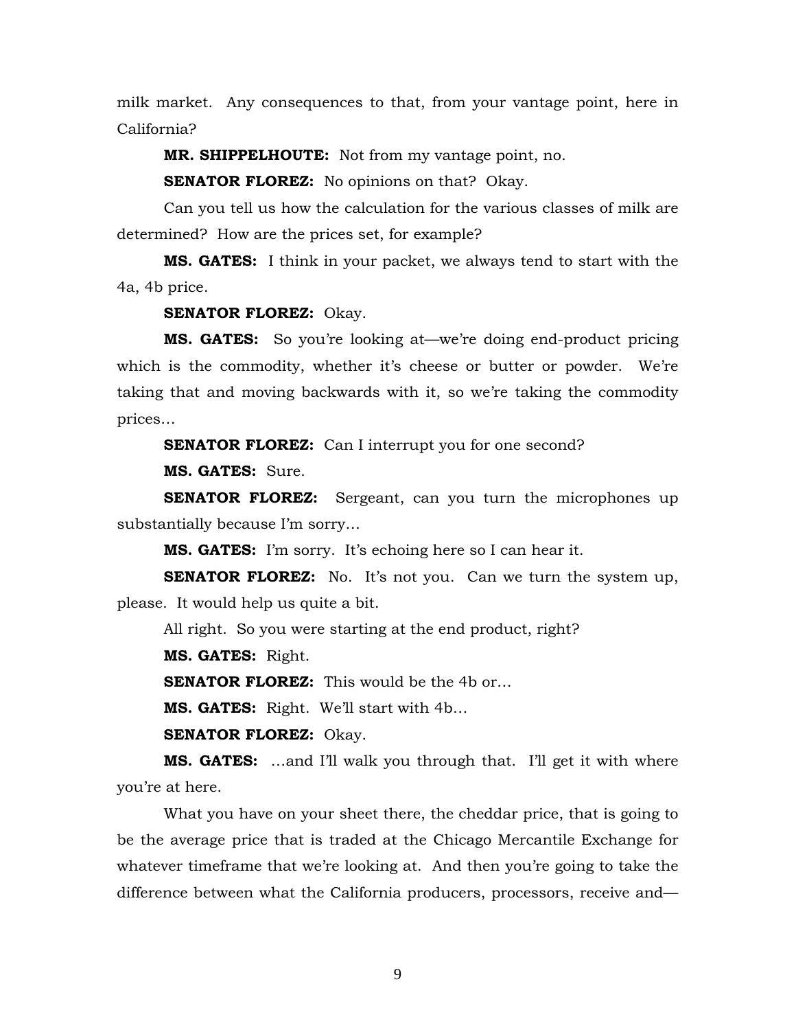milk market. Any consequences to that, from your vantage point, here in California?

**MR. SHIPPELHOUTE:** Not from my vantage point, no.

**SENATOR FLOREZ:** No opinions on that? Okay.

Can you tell us how the calculation for the various classes of milk are determined? How are the prices set, for example?

**MS. GATES:** I think in your packet, we always tend to start with the 4a, 4b price.

**SENATOR FLOREZ:** Okay.

**MS. GATES:** So you're looking at—we're doing end-product pricing which is the commodity, whether it's cheese or butter or powder. We're taking that and moving backwards with it, so we're taking the commodity prices…

**SENATOR FLOREZ:** Can I interrupt you for one second?

**MS. GATES:** Sure.

**SENATOR FLOREZ:** Sergeant, can you turn the microphones up substantially because I'm sorry…

**MS. GATES:** I'm sorry. It's echoing here so I can hear it.

**SENATOR FLOREZ:** No. It's not you. Can we turn the system up, please. It would help us quite a bit.

All right. So you were starting at the end product, right?

**MS. GATES:** Right.

**SENATOR FLOREZ:** This would be the 4b or…

**MS. GATES:** Right. We'll start with 4b…

**SENATOR FLOREZ:** Okay.

**MS. GATES:** …and I'll walk you through that. I'll get it with where you're at here.

What you have on your sheet there, the cheddar price, that is going to be the average price that is traded at the Chicago Mercantile Exchange for whatever timeframe that we're looking at. And then you're going to take the difference between what the California producers, processors, receive and—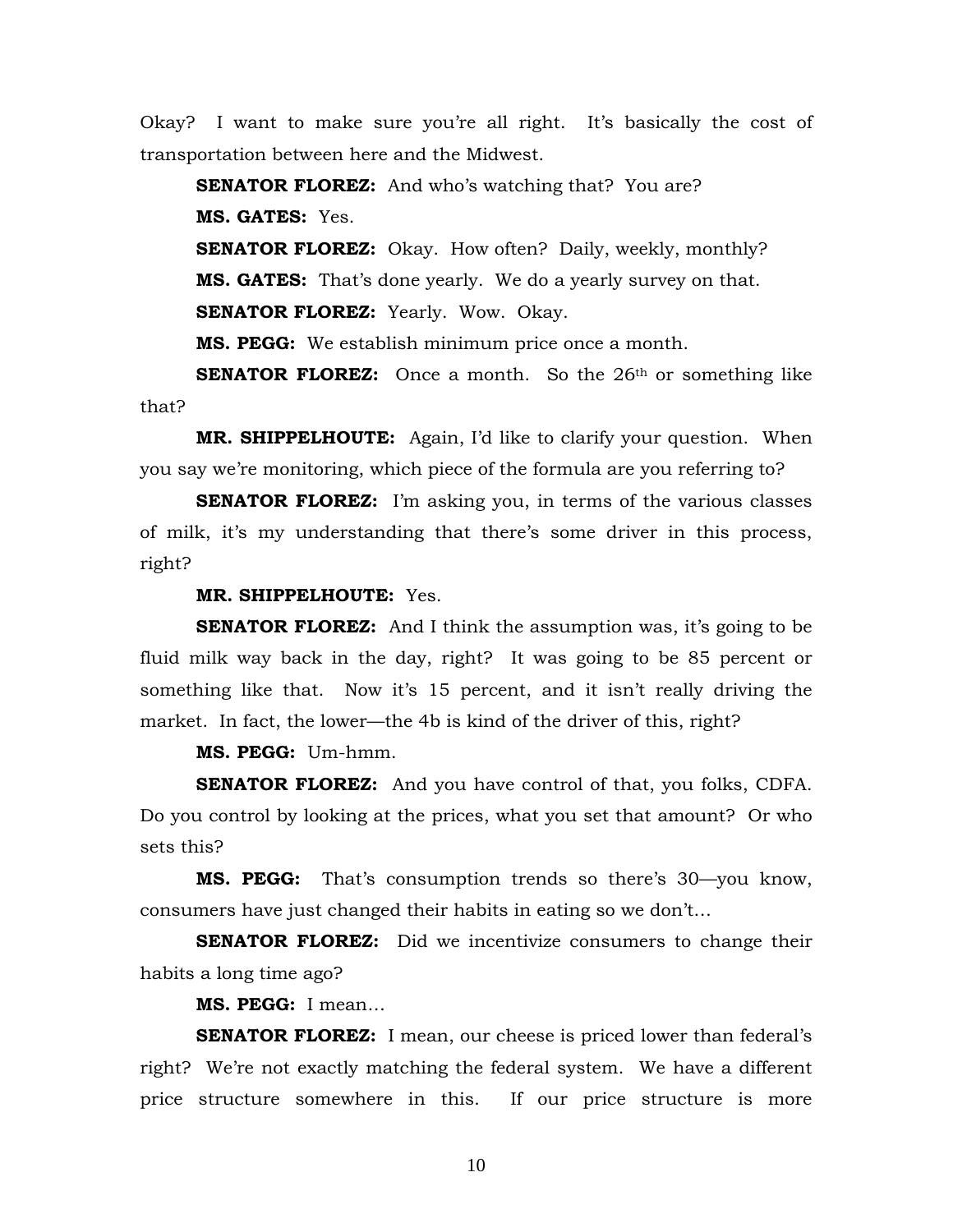Okay? I want to make sure you're all right. It's basically the cost of transportation between here and the Midwest.

**SENATOR FLOREZ:** And who's watching that? You are?

**MS. GATES:** Yes.

**SENATOR FLOREZ:** Okay. How often? Daily, weekly, monthly?

**MS. GATES:** That's done yearly. We do a yearly survey on that.

**SENATOR FLOREZ:** Yearly. Wow. Okay.

**MS. PEGG:** We establish minimum price once a month.

**SENATOR FLOREZ:** Once a month. So the 26th or something like that?

**MR. SHIPPELHOUTE:** Again, I'd like to clarify your question. When you say we're monitoring, which piece of the formula are you referring to?

**SENATOR FLOREZ:** I'm asking you, in terms of the various classes of milk, it's my understanding that there's some driver in this process, right?

**MR. SHIPPELHOUTE:** Yes.

**SENATOR FLOREZ:** And I think the assumption was, it's going to be fluid milk way back in the day, right? It was going to be 85 percent or something like that. Now it's 15 percent, and it isn't really driving the market. In fact, the lower—the 4b is kind of the driver of this, right?

**MS. PEGG:** Um-hmm.

**SENATOR FLOREZ:** And you have control of that, you folks, CDFA. Do you control by looking at the prices, what you set that amount? Or who sets this?

**MS. PEGG:** That's consumption trends so there's 30—you know, consumers have just changed their habits in eating so we don't…

**SENATOR FLOREZ:** Did we incentivize consumers to change their habits a long time ago?

**MS. PEGG:** I mean…

**SENATOR FLOREZ:** I mean, our cheese is priced lower than federal's right? We're not exactly matching the federal system. We have a different price structure somewhere in this. If our price structure is more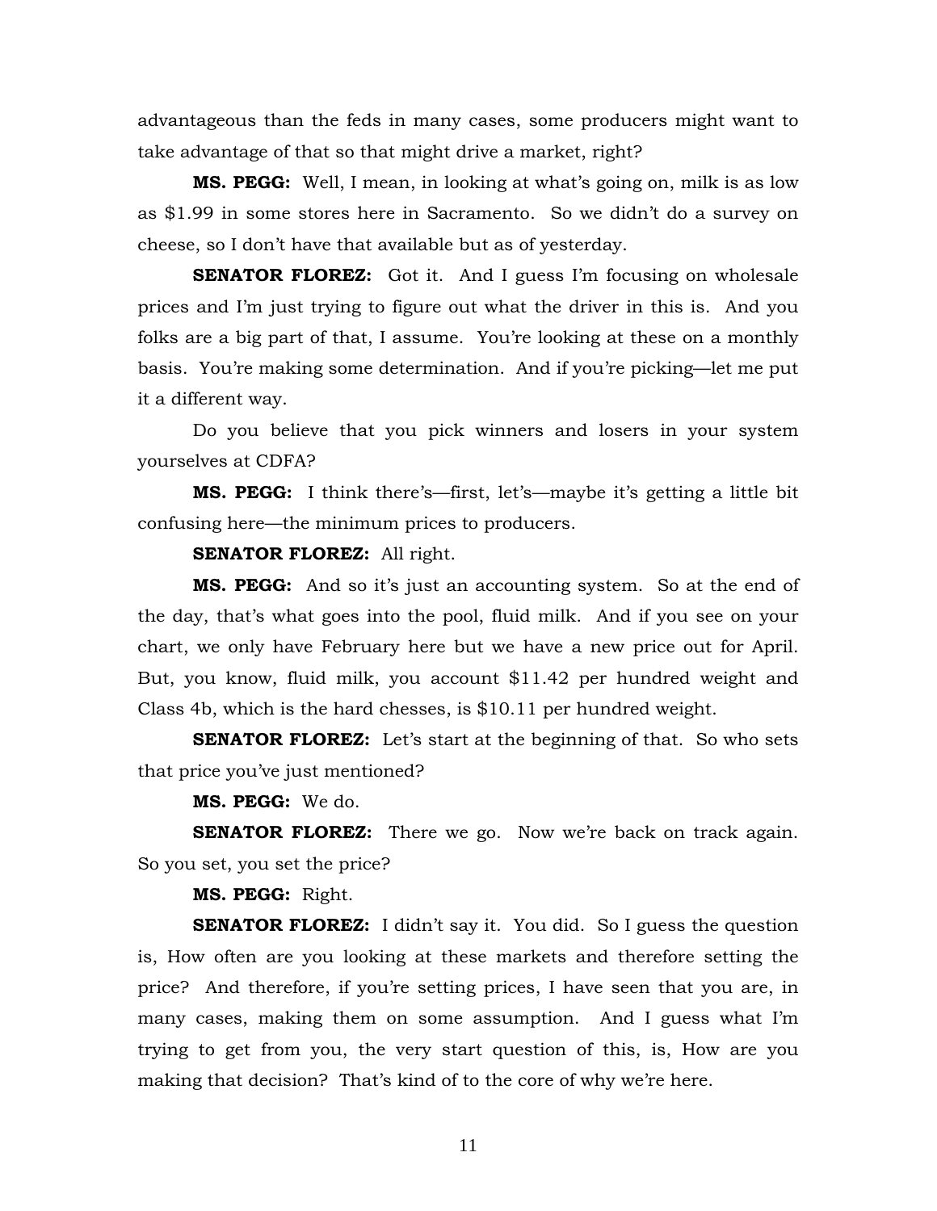advantageous than the feds in many cases, some producers might want to take advantage of that so that might drive a market, right?

**MS. PEGG:** Well, I mean, in looking at what's going on, milk is as low as $1.99 in some stores here in Sacramento. So we didn't do a survey on cheese, so I don't have that available but as of yesterday.

**SENATOR FLOREZ:** Got it. And I guess I'm focusing on wholesale prices and I'm just trying to figure out what the driver in this is. And you folks are a big part of that, I assume. You're looking at these on a monthly basis. You're making some determination. And if you're picking—let me put it a different way.

Do you believe that you pick winners and losers in your system yourselves at CDFA?

**MS. PEGG:** I think there's—first, let's—maybe it's getting a little bit confusing here—the minimum prices to producers.

**SENATOR FLOREZ:** All right.

**MS. PEGG:** And so it's just an accounting system. So at the end of the day, that's what goes into the pool, fluid milk. And if you see on your chart, we only have February here but we have a new price out for April. But, you know, fluid milk, you account $11.42 per hundred weight and Class 4b, which is the hard chesses, is $10.11 per hundred weight.

**SENATOR FLOREZ:** Let's start at the beginning of that. So who sets that price you've just mentioned?

**MS. PEGG:** We do.

**SENATOR FLOREZ:** There we go. Now we're back on track again. So you set, you set the price?

**MS. PEGG:** Right.

**SENATOR FLOREZ:** I didn't say it. You did. So I guess the question is, How often are you looking at these markets and therefore setting the price? And therefore, if you're setting prices, I have seen that you are, in many cases, making them on some assumption. And I guess what I'm trying to get from you, the very start question of this, is, How are you making that decision? That's kind of to the core of why we're here.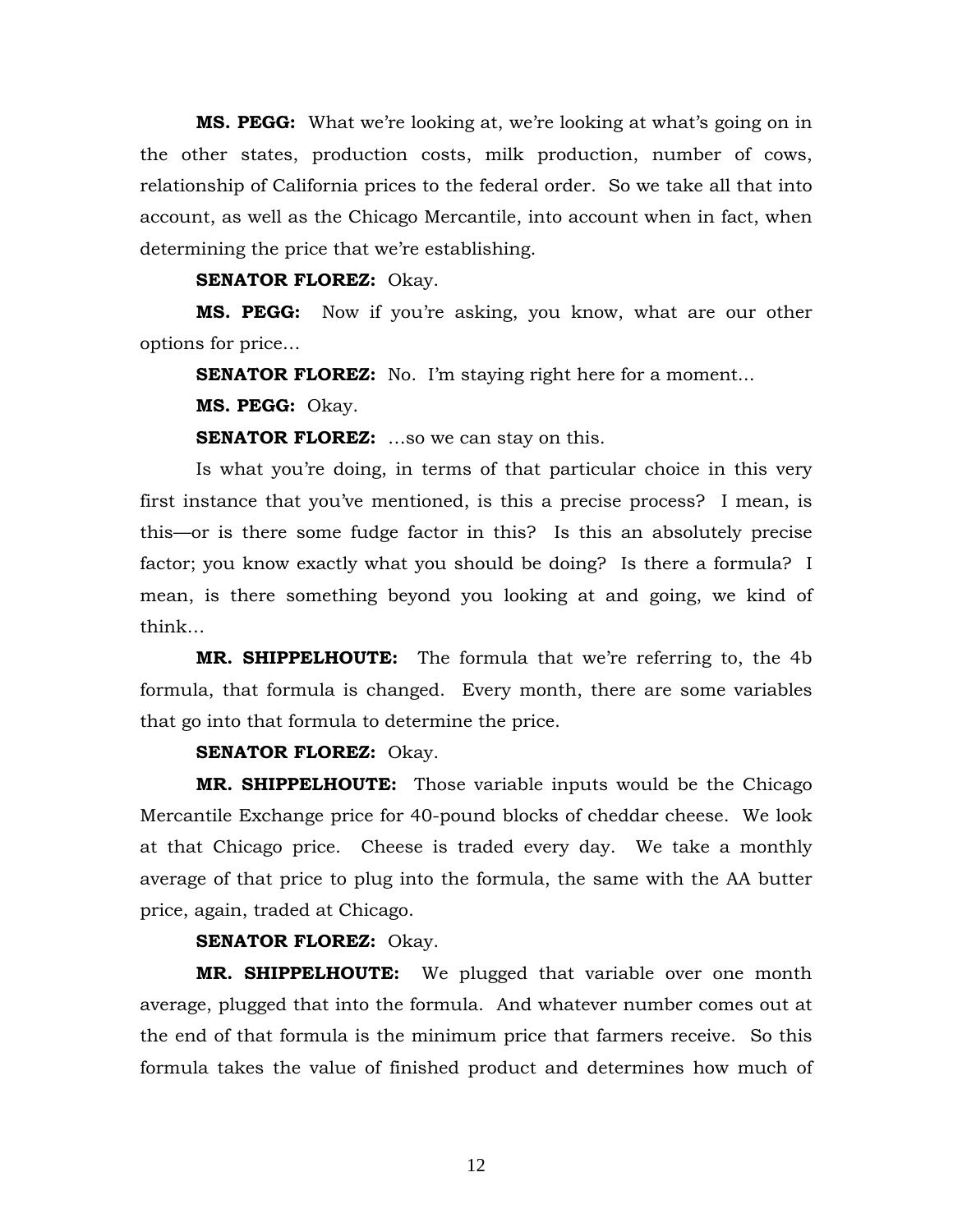**MS. PEGG:** What we're looking at, we're looking at what's going on in the other states, production costs, milk production, number of cows, relationship of California prices to the federal order. So we take all that into account, as well as the Chicago Mercantile, into account when in fact, when determining the price that we're establishing.

**SENATOR FLOREZ:** Okay.

**MS. PEGG:** Now if you're asking, you know, what are our other options for price…

**SENATOR FLOREZ:** No. I'm staying right here for a moment…

**MS. PEGG:** Okay.

**SENATOR FLOREZ:** …so we can stay on this.

Is what you're doing, in terms of that particular choice in this very first instance that you've mentioned, is this a precise process? I mean, is this—or is there some fudge factor in this? Is this an absolutely precise factor; you know exactly what you should be doing? Is there a formula? I mean, is there something beyond you looking at and going, we kind of think…

**MR. SHIPPELHOUTE:** The formula that we're referring to, the 4b formula, that formula is changed. Every month, there are some variables that go into that formula to determine the price.

**SENATOR FLOREZ:** Okay.

**MR. SHIPPELHOUTE:** Those variable inputs would be the Chicago Mercantile Exchange price for 40-pound blocks of cheddar cheese. We look at that Chicago price. Cheese is traded every day. We take a monthly average of that price to plug into the formula, the same with the AA butter price, again, traded at Chicago.

**SENATOR FLOREZ:** Okay.

**MR. SHIPPELHOUTE:** We plugged that variable over one month average, plugged that into the formula. And whatever number comes out at the end of that formula is the minimum price that farmers receive. So this formula takes the value of finished product and determines how much of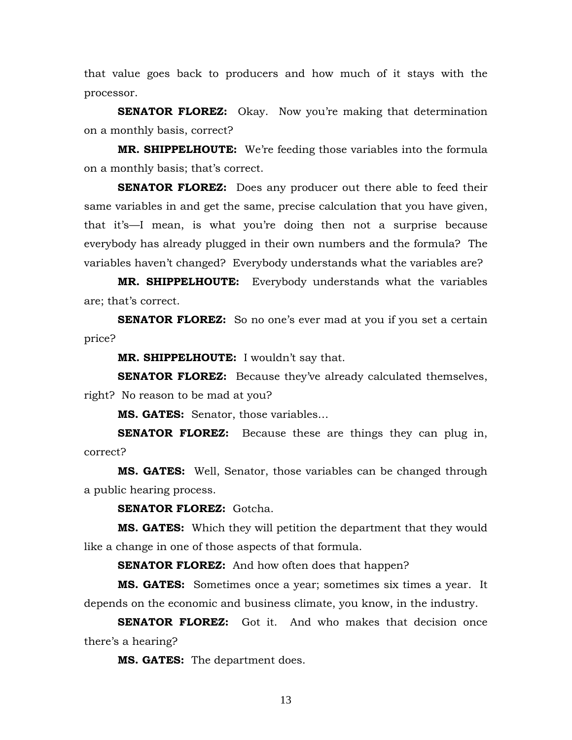that value goes back to producers and how much of it stays with the processor.

**SENATOR FLOREZ:** Okay. Now you're making that determination on a monthly basis, correct?

**MR. SHIPPELHOUTE:** We're feeding those variables into the formula on a monthly basis; that's correct.

**SENATOR FLOREZ:** Does any producer out there able to feed their same variables in and get the same, precise calculation that you have given, that it's—I mean, is what you're doing then not a surprise because everybody has already plugged in their own numbers and the formula? The variables haven't changed? Everybody understands what the variables are?

**MR. SHIPPELHOUTE:** Everybody understands what the variables are; that's correct.

**SENATOR FLOREZ:** So no one's ever mad at you if you set a certain price?

**MR. SHIPPELHOUTE:** I wouldn't say that.

**SENATOR FLOREZ:** Because they've already calculated themselves, right? No reason to be mad at you?

**MS. GATES:** Senator, those variables…

**SENATOR FLOREZ:** Because these are things they can plug in, correct?

**MS. GATES:** Well, Senator, those variables can be changed through a public hearing process.

**SENATOR FLOREZ:** Gotcha.

**MS. GATES:** Which they will petition the department that they would like a change in one of those aspects of that formula.

**SENATOR FLOREZ:** And how often does that happen?

**MS. GATES:** Sometimes once a year; sometimes six times a year. It depends on the economic and business climate, you know, in the industry.

**SENATOR FLOREZ:** Got it. And who makes that decision once there's a hearing?

**MS. GATES:** The department does.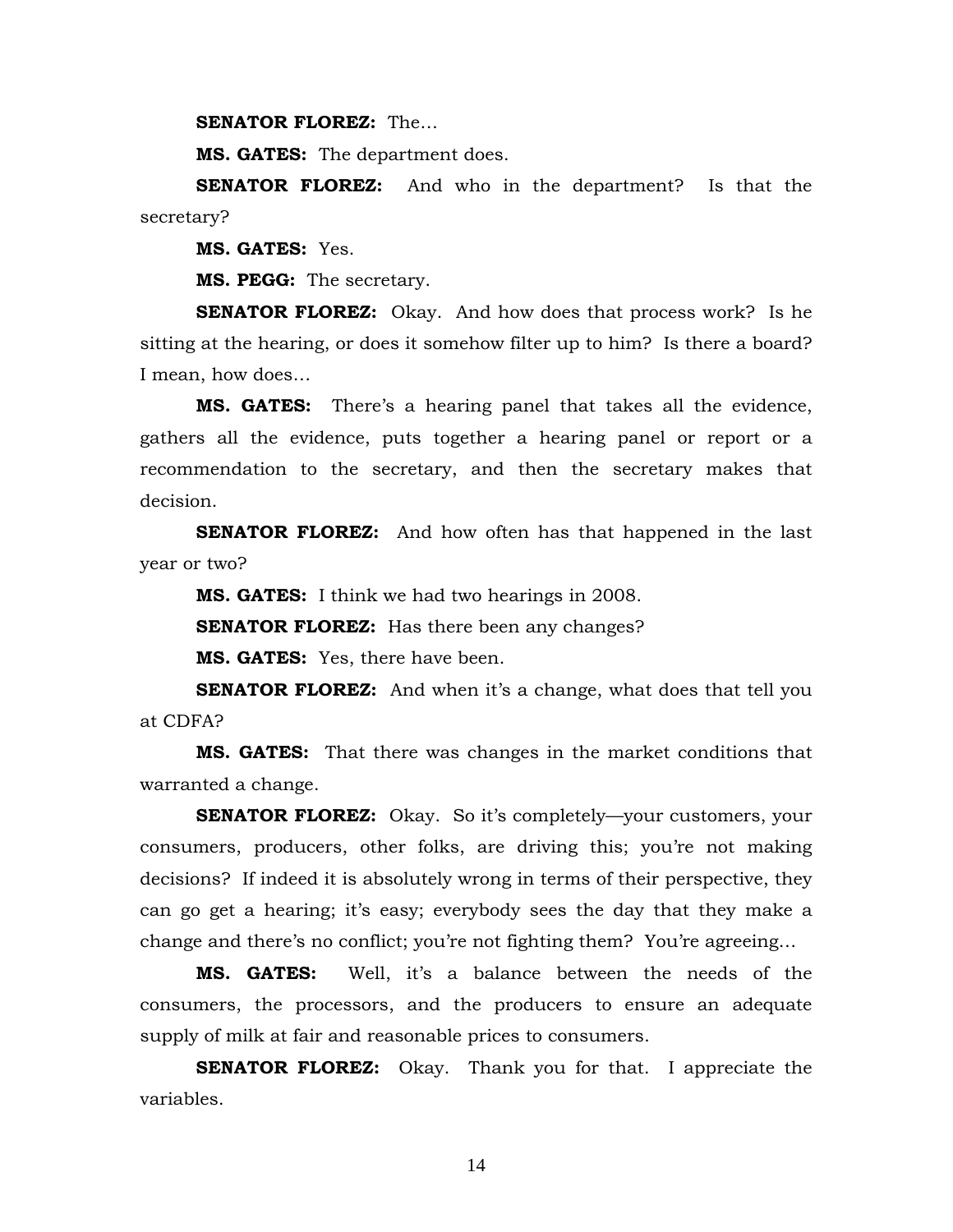**SENATOR FLOREZ:** The…

**MS. GATES:** The department does.

**SENATOR FLOREZ:** And who in the department? Is that the secretary?

**MS. GATES:** Yes.

**MS. PEGG:** The secretary.

**SENATOR FLOREZ:** Okay. And how does that process work? Is he sitting at the hearing, or does it somehow filter up to him? Is there a board? I mean, how does…

**MS. GATES:** There's a hearing panel that takes all the evidence, gathers all the evidence, puts together a hearing panel or report or a recommendation to the secretary, and then the secretary makes that decision.

**SENATOR FLOREZ:** And how often has that happened in the last year or two?

**MS. GATES:** I think we had two hearings in 2008.

**SENATOR FLOREZ:** Has there been any changes?

**MS. GATES:** Yes, there have been.

**SENATOR FLOREZ:** And when it's a change, what does that tell you at CDFA?

**MS. GATES:** That there was changes in the market conditions that warranted a change.

**SENATOR FLOREZ:** Okay. So it's completely—your customers, your consumers, producers, other folks, are driving this; you're not making decisions? If indeed it is absolutely wrong in terms of their perspective, they can go get a hearing; it's easy; everybody sees the day that they make a change and there's no conflict; you're not fighting them? You're agreeing…

**MS. GATES:** Well, it's a balance between the needs of the consumers, the processors, and the producers to ensure an adequate supply of milk at fair and reasonable prices to consumers.

**SENATOR FLOREZ:** Okay. Thank you for that. I appreciate the variables.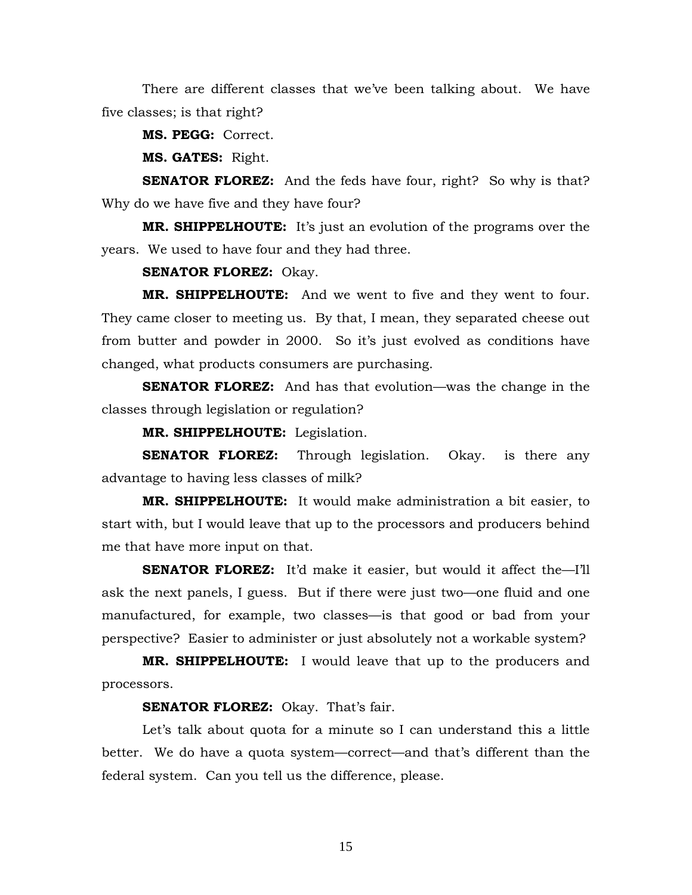There are different classes that we've been talking about. We have five classes; is that right?

**MS. PEGG:** Correct.

**MS. GATES:** Right.

**SENATOR FLOREZ:** And the feds have four, right? So why is that? Why do we have five and they have four?

**MR. SHIPPELHOUTE:** It's just an evolution of the programs over the years. We used to have four and they had three.

**SENATOR FLOREZ:** Okay.

**MR. SHIPPELHOUTE:** And we went to five and they went to four. They came closer to meeting us. By that, I mean, they separated cheese out from butter and powder in 2000. So it's just evolved as conditions have changed, what products consumers are purchasing.

**SENATOR FLOREZ:** And has that evolution—was the change in the classes through legislation or regulation?

**MR. SHIPPELHOUTE:** Legislation.

**SENATOR FLOREZ:** Through legislation. Okay. is there any advantage to having less classes of milk?

**MR. SHIPPELHOUTE:** It would make administration a bit easier, to start with, but I would leave that up to the processors and producers behind me that have more input on that.

**SENATOR FLOREZ:** It'd make it easier, but would it affect the—I'll ask the next panels, I guess. But if there were just two—one fluid and one manufactured, for example, two classes—is that good or bad from your perspective? Easier to administer or just absolutely not a workable system?

**MR. SHIPPELHOUTE:** I would leave that up to the producers and processors.

**SENATOR FLOREZ:** Okay. That's fair.

Let's talk about quota for a minute so I can understand this a little better. We do have a quota system—correct—and that's different than the federal system. Can you tell us the difference, please.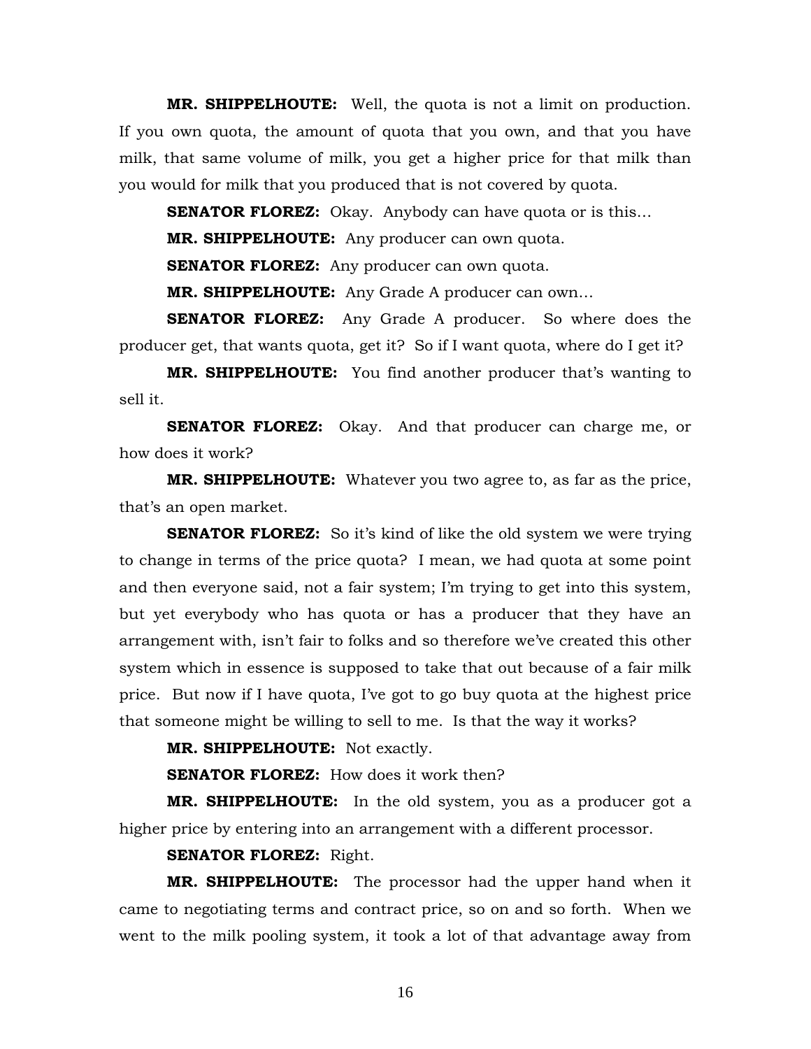**MR. SHIPPELHOUTE:** Well, the quota is not a limit on production. If you own quota, the amount of quota that you own, and that you have milk, that same volume of milk, you get a higher price for that milk than you would for milk that you produced that is not covered by quota.

**SENATOR FLOREZ:** Okay. Anybody can have quota or is this…

**MR. SHIPPELHOUTE:** Any producer can own quota.

**SENATOR FLOREZ:** Any producer can own quota.

**MR. SHIPPELHOUTE:** Any Grade A producer can own…

**SENATOR FLOREZ:** Any Grade A producer. So where does the producer get, that wants quota, get it? So if I want quota, where do I get it?

**MR. SHIPPELHOUTE:** You find another producer that's wanting to sell it.

**SENATOR FLOREZ:** Okay. And that producer can charge me, or how does it work?

**MR. SHIPPELHOUTE:** Whatever you two agree to, as far as the price, that's an open market.

**SENATOR FLOREZ:** So it's kind of like the old system we were trying to change in terms of the price quota? I mean, we had quota at some point and then everyone said, not a fair system; I'm trying to get into this system, but yet everybody who has quota or has a producer that they have an arrangement with, isn't fair to folks and so therefore we've created this other system which in essence is supposed to take that out because of a fair milk price. But now if I have quota, I've got to go buy quota at the highest price that someone might be willing to sell to me. Is that the way it works?

**MR. SHIPPELHOUTE:** Not exactly.

**SENATOR FLOREZ:** How does it work then?

**MR. SHIPPELHOUTE:** In the old system, you as a producer got a higher price by entering into an arrangement with a different processor.

**SENATOR FLOREZ:** Right.

**MR. SHIPPELHOUTE:** The processor had the upper hand when it came to negotiating terms and contract price, so on and so forth. When we went to the milk pooling system, it took a lot of that advantage away from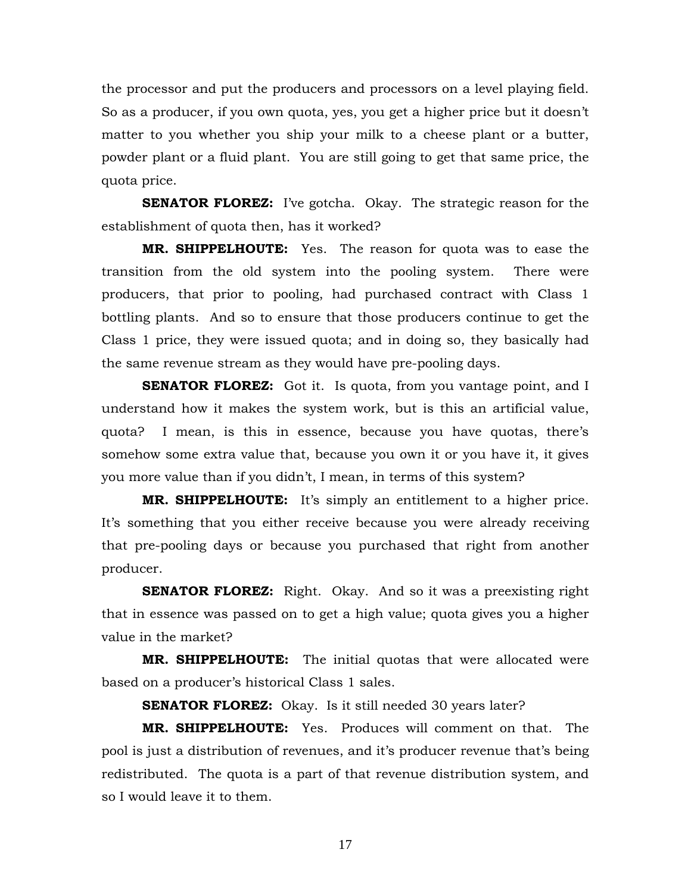the processor and put the producers and processors on a level playing field. So as a producer, if you own quota, yes, you get a higher price but it doesn't matter to you whether you ship your milk to a cheese plant or a butter, powder plant or a fluid plant. You are still going to get that same price, the quota price.

**SENATOR FLOREZ:** I've gotcha. Okay. The strategic reason for the establishment of quota then, has it worked?

**MR. SHIPPELHOUTE:** Yes. The reason for quota was to ease the transition from the old system into the pooling system. There were producers, that prior to pooling, had purchased contract with Class 1 bottling plants. And so to ensure that those producers continue to get the Class 1 price, they were issued quota; and in doing so, they basically had the same revenue stream as they would have pre-pooling days.

**SENATOR FLOREZ:** Got it. Is quota, from you vantage point, and I understand how it makes the system work, but is this an artificial value, quota? I mean, is this in essence, because you have quotas, there's somehow some extra value that, because you own it or you have it, it gives you more value than if you didn't, I mean, in terms of this system?

**MR. SHIPPELHOUTE:** It's simply an entitlement to a higher price. It's something that you either receive because you were already receiving that pre-pooling days or because you purchased that right from another producer.

**SENATOR FLOREZ:** Right. Okay. And so it was a preexisting right that in essence was passed on to get a high value; quota gives you a higher value in the market?

**MR. SHIPPELHOUTE:** The initial quotas that were allocated were based on a producer's historical Class 1 sales.

**SENATOR FLOREZ:** Okay. Is it still needed 30 years later?

**MR. SHIPPELHOUTE:** Yes. Produces will comment on that. The pool is just a distribution of revenues, and it's producer revenue that's being redistributed. The quota is a part of that revenue distribution system, and so I would leave it to them.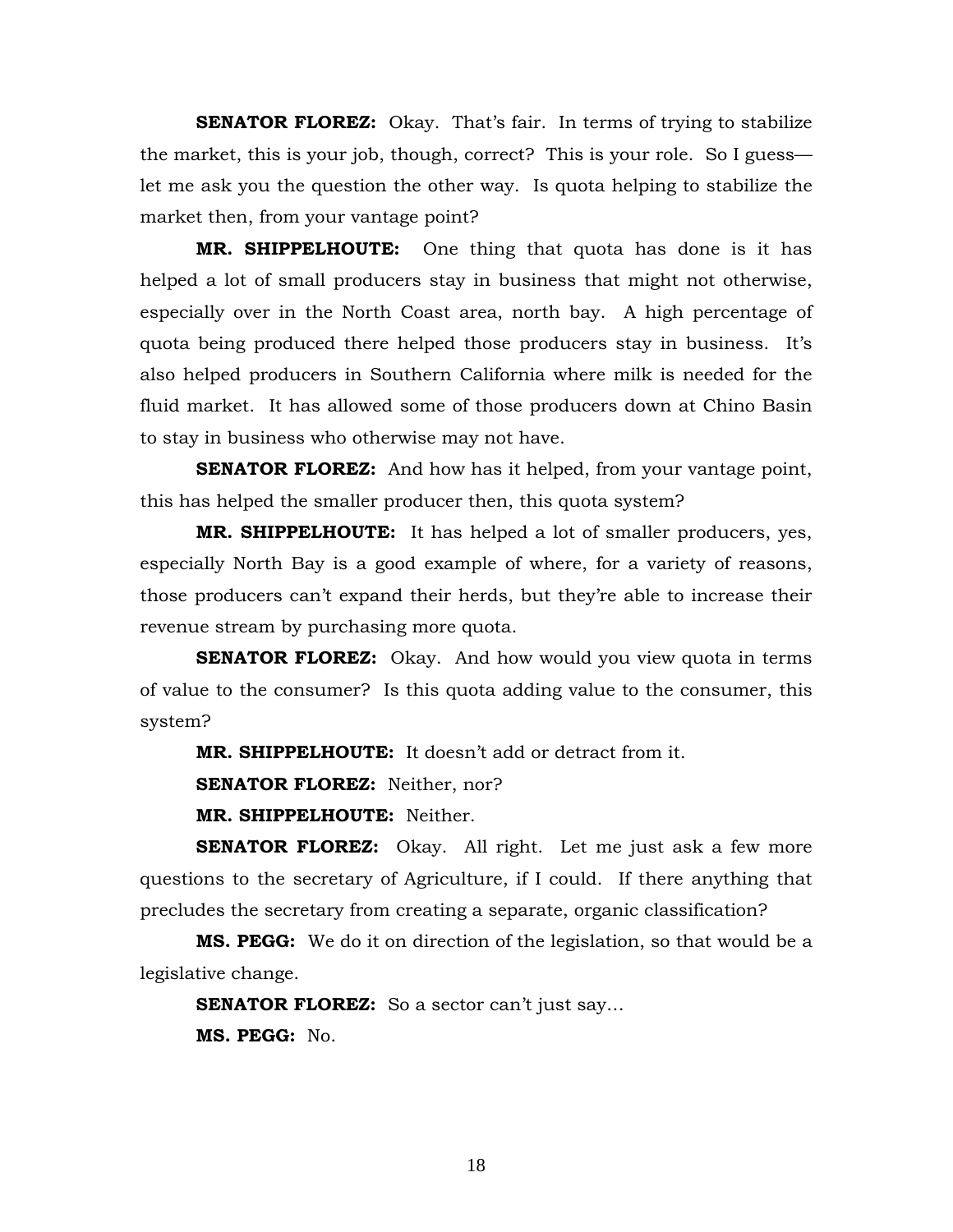**SENATOR FLOREZ:** Okay. That's fair. In terms of trying to stabilize the market, this is your job, though, correct? This is your role. So I guess—let me ask you the question the other way. Is quota helping to stabilize the market then, from your vantage point?

**MR. SHIPPELHOUTE:** One thing that quota has done is it has helped a lot of small producers stay in business that might not otherwise, especially over in the North Coast area, north bay. A high percentage of quota being produced there helped those producers stay in business. It's also helped producers in Southern California where milk is needed for the fluid market. It has allowed some of those producers down at Chino Basin to stay in business who otherwise may not have.

**SENATOR FLOREZ:** And how has it helped, from your vantage point, this has helped the smaller producer then, this quota system?

**MR. SHIPPELHOUTE:** It has helped a lot of smaller producers, yes, especially North Bay is a good example of where, for a variety of reasons, those producers can't expand their herds, but they're able to increase their revenue stream by purchasing more quota.

**SENATOR FLOREZ:** Okay. And how would you view quota in terms of value to the consumer? Is this quota adding value to the consumer, this system?

**MR. SHIPPELHOUTE:** It doesn't add or detract from it.

**SENATOR FLOREZ:** Neither, nor?

**MR. SHIPPELHOUTE:** Neither.

**SENATOR FLOREZ:** Okay. All right. Let me just ask a few more questions to the secretary of Agriculture, if I could. If there anything that precludes the secretary from creating a separate, organic classification?

**MS. PEGG:** We do it on direction of the legislation, so that would be a legislative change.

**SENATOR FLOREZ:** So a sector can't just say…

**MS. PEGG:** No.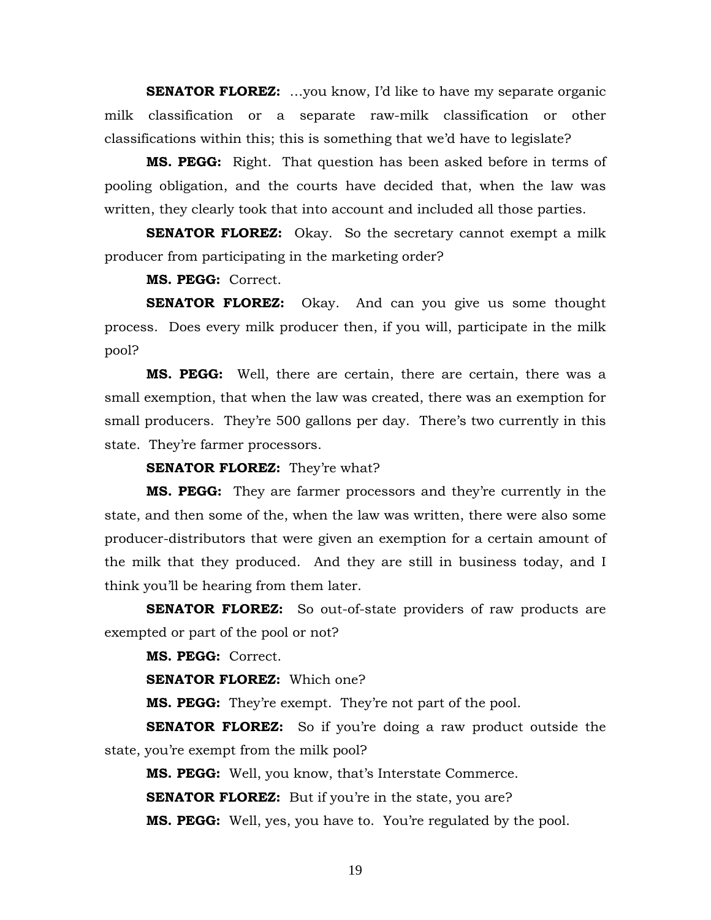**SENATOR FLOREZ:** …you know, I'd like to have my separate organic milk classification or a separate raw-milk classification or other classifications within this; this is something that we'd have to legislate?

**MS. PEGG:** Right. That question has been asked before in terms of pooling obligation, and the courts have decided that, when the law was written, they clearly took that into account and included all those parties.

**SENATOR FLOREZ:** Okay. So the secretary cannot exempt a milk producer from participating in the marketing order?

**MS. PEGG:** Correct.

**SENATOR FLOREZ:** Okay. And can you give us some thought process. Does every milk producer then, if you will, participate in the milk pool?

**MS. PEGG:** Well, there are certain, there are certain, there was a small exemption, that when the law was created, there was an exemption for small producers. They're 500 gallons per day. There's two currently in this state. They're farmer processors.

**SENATOR FLOREZ:** They're what?

**MS. PEGG:** They are farmer processors and they're currently in the state, and then some of the, when the law was written, there were also some producer-distributors that were given an exemption for a certain amount of the milk that they produced. And they are still in business today, and I think you'll be hearing from them later.

**SENATOR FLOREZ:** So out-of-state providers of raw products are exempted or part of the pool or not?

**MS. PEGG:** Correct.

**SENATOR FLOREZ:** Which one?

**MS. PEGG:** They're exempt. They're not part of the pool.

**SENATOR FLOREZ:** So if you're doing a raw product outside the state, you're exempt from the milk pool?

**MS. PEGG:** Well, you know, that's Interstate Commerce.

**SENATOR FLOREZ:** But if you're in the state, you are?

**MS. PEGG:** Well, yes, you have to. You're regulated by the pool.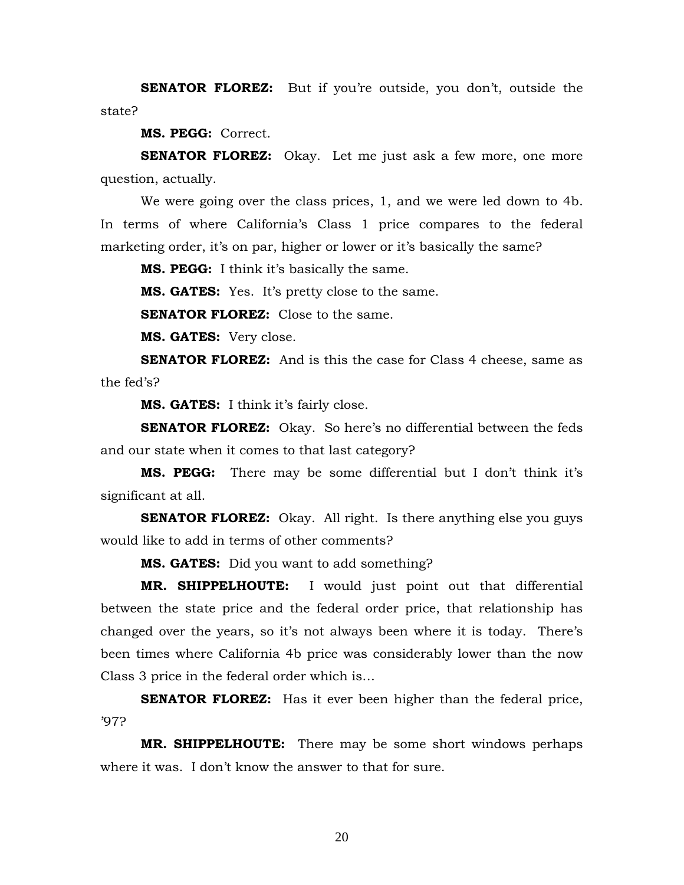**SENATOR FLOREZ:** But if you're outside, you don't, outside the state?

**MS. PEGG:** Correct.

**SENATOR FLOREZ:** Okay. Let me just ask a few more, one more question, actually.

We were going over the class prices, 1, and we were led down to 4b. In terms of where California's Class 1 price compares to the federal marketing order, it's on par, higher or lower or it's basically the same?

**MS. PEGG:** I think it's basically the same.

**MS. GATES:** Yes. It's pretty close to the same.

**SENATOR FLOREZ:** Close to the same.

**MS. GATES:** Very close.

**SENATOR FLOREZ:** And is this the case for Class 4 cheese, same as the fed's?

**MS. GATES:** I think it's fairly close.

**SENATOR FLOREZ:** Okay. So here's no differential between the feds and our state when it comes to that last category?

**MS. PEGG:** There may be some differential but I don't think it's significant at all.

**SENATOR FLOREZ:** Okay. All right. Is there anything else you guys would like to add in terms of other comments?

**MS. GATES:** Did you want to add something?

**MR. SHIPPELHOUTE:** I would just point out that differential between the state price and the federal order price, that relationship has changed over the years, so it's not always been where it is today. There's been times where California 4b price was considerably lower than the now Class 3 price in the federal order which is…

**SENATOR FLOREZ:** Has it ever been higher than the federal price, '97?

**MR. SHIPPELHOUTE:** There may be some short windows perhaps where it was. I don't know the answer to that for sure.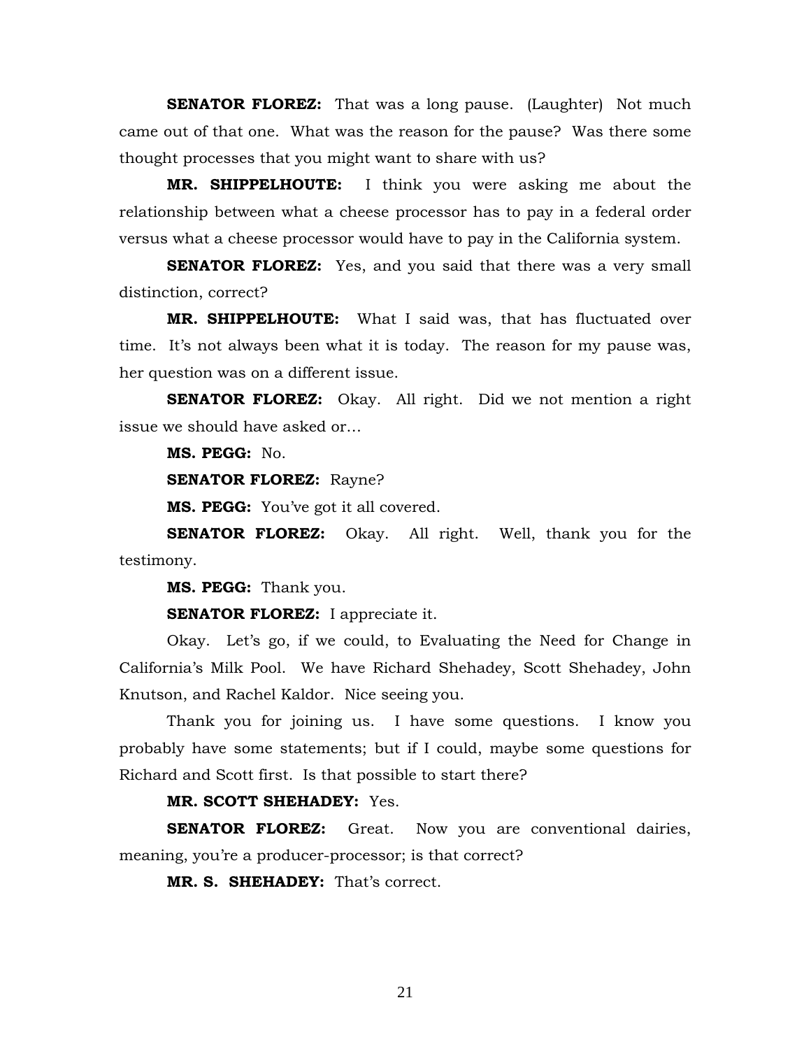**SENATOR FLOREZ:** That was a long pause. (Laughter) Not much came out of that one. What was the reason for the pause? Was there some thought processes that you might want to share with us?

**MR. SHIPPELHOUTE:** I think you were asking me about the relationship between what a cheese processor has to pay in a federal order versus what a cheese processor would have to pay in the California system.

**SENATOR FLOREZ:** Yes, and you said that there was a very small distinction, correct?

**MR. SHIPPELHOUTE:** What I said was, that has fluctuated over time. It's not always been what it is today. The reason for my pause was, her question was on a different issue.

**SENATOR FLOREZ:** Okay. All right. Did we not mention a right issue we should have asked or…

**MS. PEGG:** No.

**SENATOR FLOREZ:** Rayne?

**MS. PEGG:** You've got it all covered.

**SENATOR FLOREZ:** Okay. All right. Well, thank you for the testimony.

**MS. PEGG:** Thank you.

**SENATOR FLOREZ:** I appreciate it.

Okay. Let's go, if we could, to Evaluating the Need for Change in California's Milk Pool. We have Richard Shehadey, Scott Shehadey, John Knutson, and Rachel Kaldor. Nice seeing you.

Thank you for joining us. I have some questions. I know you probably have some statements; but if I could, maybe some questions for Richard and Scott first. Is that possible to start there?

**MR. SCOTT SHEHADEY:** Yes.

**SENATOR FLOREZ:** Great. Now you are conventional dairies, meaning, you're a producer-processor; is that correct?

**MR. S. SHEHADEY:** That's correct.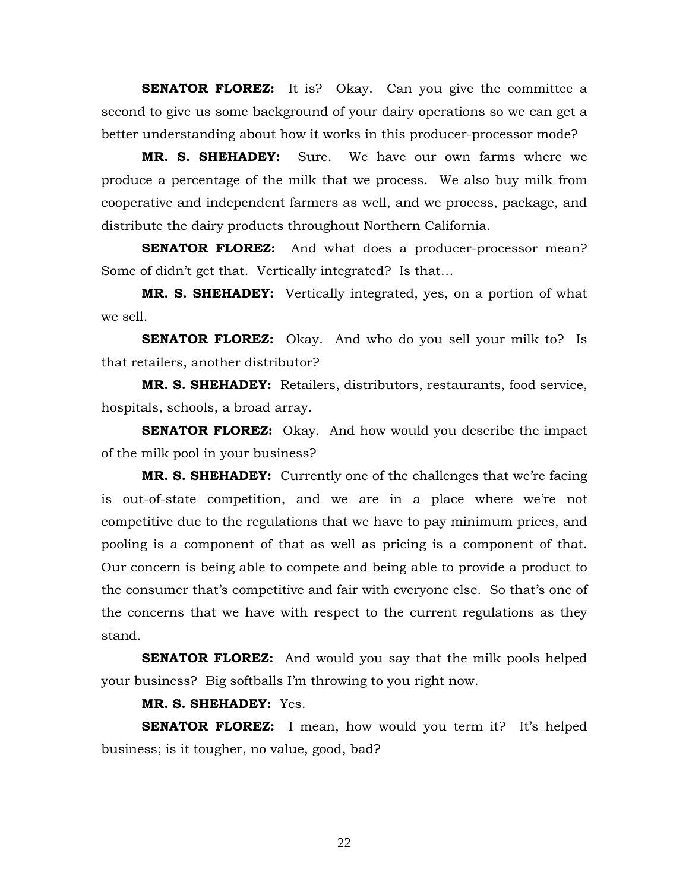**SENATOR FLOREZ:** It is? Okay. Can you give the committee a second to give us some background of your dairy operations so we can get a better understanding about how it works in this producer-processor mode?

**MR. S. SHEHADEY:** Sure. We have our own farms where we produce a percentage of the milk that we process. We also buy milk from cooperative and independent farmers as well, and we process, package, and distribute the dairy products throughout Northern California.

**SENATOR FLOREZ:** And what does a producer-processor mean? Some of didn't get that. Vertically integrated? Is that…

**MR. S. SHEHADEY:** Vertically integrated, yes, on a portion of what we sell.

**SENATOR FLOREZ:** Okay. And who do you sell your milk to? Is that retailers, another distributor?

**MR. S. SHEHADEY:** Retailers, distributors, restaurants, food service, hospitals, schools, a broad array.

**SENATOR FLOREZ:** Okay. And how would you describe the impact of the milk pool in your business?

**MR. S. SHEHADEY:** Currently one of the challenges that we're facing is out-of-state competition, and we are in a place where we're not competitive due to the regulations that we have to pay minimum prices, and pooling is a component of that as well as pricing is a component of that. Our concern is being able to compete and being able to provide a product to the consumer that's competitive and fair with everyone else. So that's one of the concerns that we have with respect to the current regulations as they stand.

**SENATOR FLOREZ:** And would you say that the milk pools helped your business? Big softballs I'm throwing to you right now.

**MR. S. SHEHADEY:** Yes.

**SENATOR FLOREZ:** I mean, how would you term it? It's helped business; is it tougher, no value, good, bad?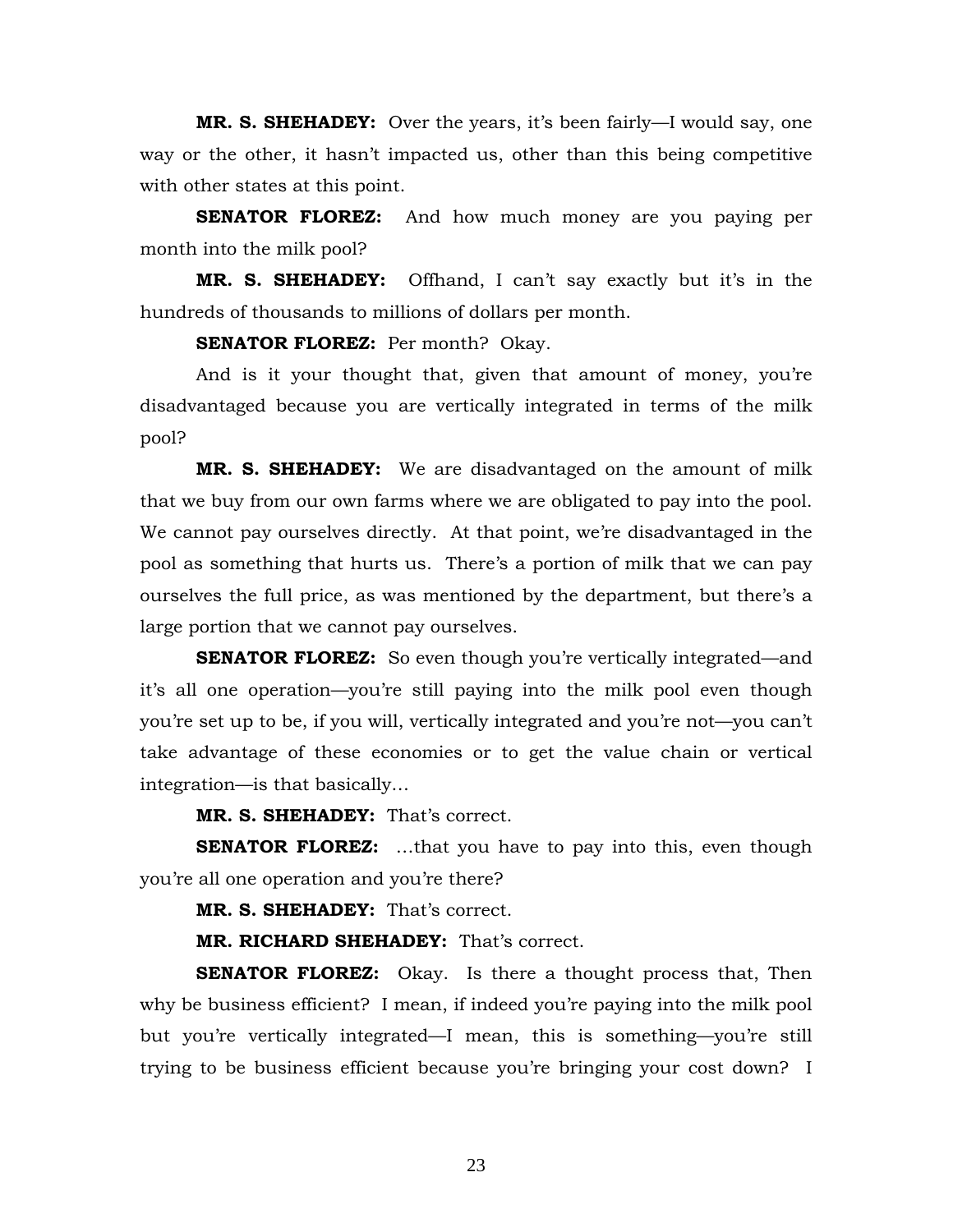**MR. S. SHEHADEY:** Over the years, it's been fairly—I would say, one way or the other, it hasn't impacted us, other than this being competitive with other states at this point.

**SENATOR FLOREZ:** And how much money are you paying per month into the milk pool?

**MR. S. SHEHADEY:** Offhand, I can't say exactly but it's in the hundreds of thousands to millions of dollars per month.

**SENATOR FLOREZ:** Per month? Okay.

And is it your thought that, given that amount of money, you're disadvantaged because you are vertically integrated in terms of the milk pool?

**MR. S. SHEHADEY:** We are disadvantaged on the amount of milk that we buy from our own farms where we are obligated to pay into the pool. We cannot pay ourselves directly. At that point, we're disadvantaged in the pool as something that hurts us. There's a portion of milk that we can pay ourselves the full price, as was mentioned by the department, but there's a large portion that we cannot pay ourselves.

**SENATOR FLOREZ:** So even though you're vertically integrated—and it's all one operation—you're still paying into the milk pool even though you're set up to be, if you will, vertically integrated and you're not—you can't take advantage of these economies or to get the value chain or vertical integration—is that basically…

**MR. S. SHEHADEY:** That's correct.

**SENATOR FLOREZ:** …that you have to pay into this, even though you're all one operation and you're there?

**MR. S. SHEHADEY:** That's correct.

**MR. RICHARD SHEHADEY:** That's correct.

**SENATOR FLOREZ:** Okay. Is there a thought process that, Then why be business efficient? I mean, if indeed you're paying into the milk pool but you're vertically integrated—I mean, this is something—you're still trying to be business efficient because you're bringing your cost down? I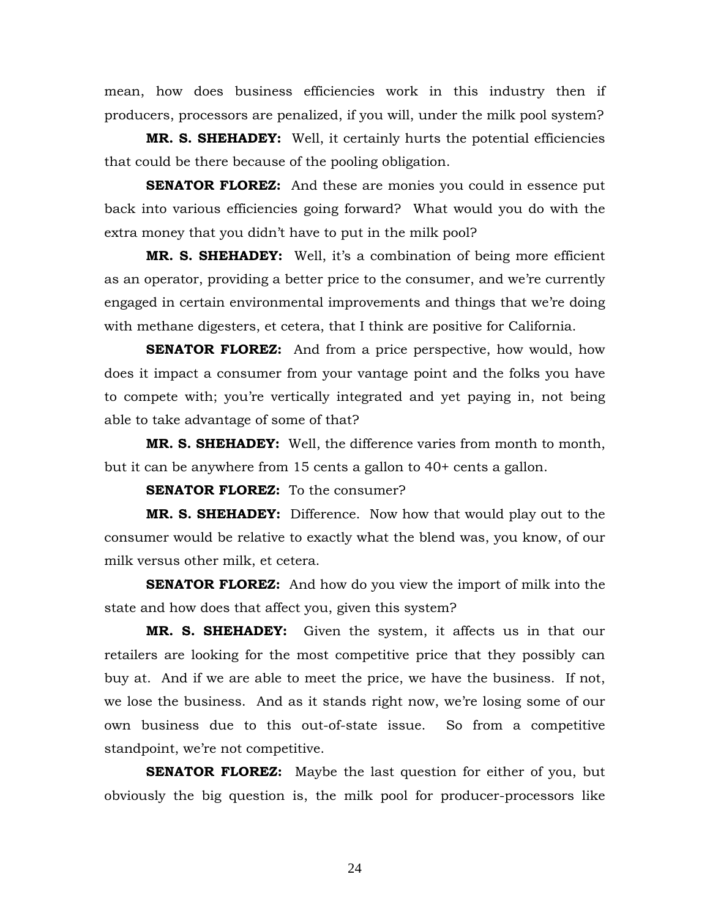mean, how does business efficiencies work in this industry then if producers, processors are penalized, if you will, under the milk pool system?

**MR. S. SHEHADEY:** Well, it certainly hurts the potential efficiencies that could be there because of the pooling obligation.

**SENATOR FLOREZ:** And these are monies you could in essence put back into various efficiencies going forward? What would you do with the extra money that you didn't have to put in the milk pool?

**MR. S. SHEHADEY:** Well, it's a combination of being more efficient as an operator, providing a better price to the consumer, and we're currently engaged in certain environmental improvements and things that we're doing with methane digesters, et cetera, that I think are positive for California.

**SENATOR FLOREZ:** And from a price perspective, how would, how does it impact a consumer from your vantage point and the folks you have to compete with; you're vertically integrated and yet paying in, not being able to take advantage of some of that?

**MR. S. SHEHADEY:** Well, the difference varies from month to month, but it can be anywhere from 15 cents a gallon to 40+ cents a gallon.

**SENATOR FLOREZ:** To the consumer?

**MR. S. SHEHADEY:** Difference. Now how that would play out to the consumer would be relative to exactly what the blend was, you know, of our milk versus other milk, et cetera.

**SENATOR FLOREZ:** And how do you view the import of milk into the state and how does that affect you, given this system?

**MR. S. SHEHADEY:** Given the system, it affects us in that our retailers are looking for the most competitive price that they possibly can buy at. And if we are able to meet the price, we have the business. If not, we lose the business. And as it stands right now, we're losing some of our own business due to this out-of-state issue. So from a competitive standpoint, we're not competitive.

**SENATOR FLOREZ:** Maybe the last question for either of you, but obviously the big question is, the milk pool for producer-processors like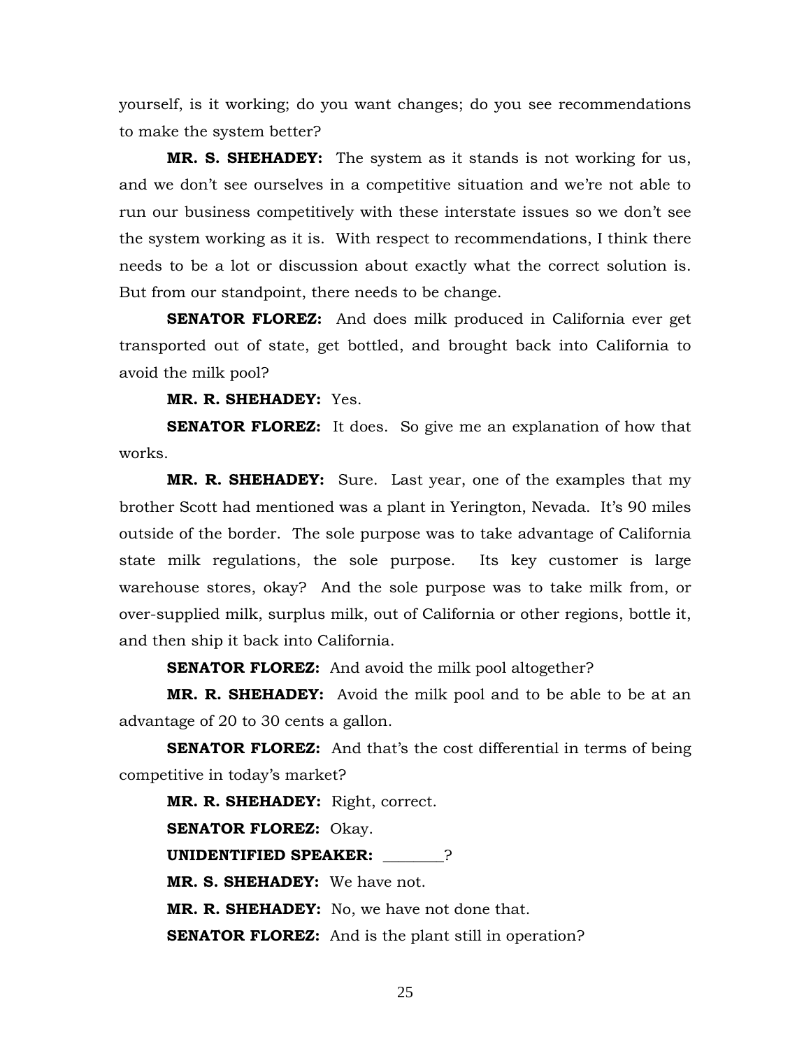yourself, is it working; do you want changes; do you see recommendations to make the system better?

**MR. S. SHEHADEY:** The system as it stands is not working for us, and we don't see ourselves in a competitive situation and we're not able to run our business competitively with these interstate issues so we don't see the system working as it is. With respect to recommendations, I think there needs to be a lot or discussion about exactly what the correct solution is. But from our standpoint, there needs to be change.

**SENATOR FLOREZ:** And does milk produced in California ever get transported out of state, get bottled, and brought back into California to avoid the milk pool?

**MR. R. SHEHADEY:** Yes.

**SENATOR FLOREZ:** It does. So give me an explanation of how that works.

**MR. R. SHEHADEY:** Sure. Last year, one of the examples that my brother Scott had mentioned was a plant in Yerington, Nevada. It's 90 miles outside of the border. The sole purpose was to take advantage of California state milk regulations, the sole purpose. Its key customer is large warehouse stores, okay? And the sole purpose was to take milk from, or over-supplied milk, surplus milk, out of California or other regions, bottle it, and then ship it back into California.

**SENATOR FLOREZ:** And avoid the milk pool altogether?

**MR. R. SHEHADEY:** Avoid the milk pool and to be able to be at an advantage of 20 to 30 cents a gallon.

**SENATOR FLOREZ:** And that's the cost differential in terms of being competitive in today's market?

**MR. R. SHEHADEY:** Right, correct.

**SENATOR FLOREZ:** Okay.

**UNIDENTIFIED SPEAKER:** ________?

**MR. S. SHEHADEY:** We have not.

**MR. R. SHEHADEY:** No, we have not done that.

**SENATOR FLOREZ:** And is the plant still in operation?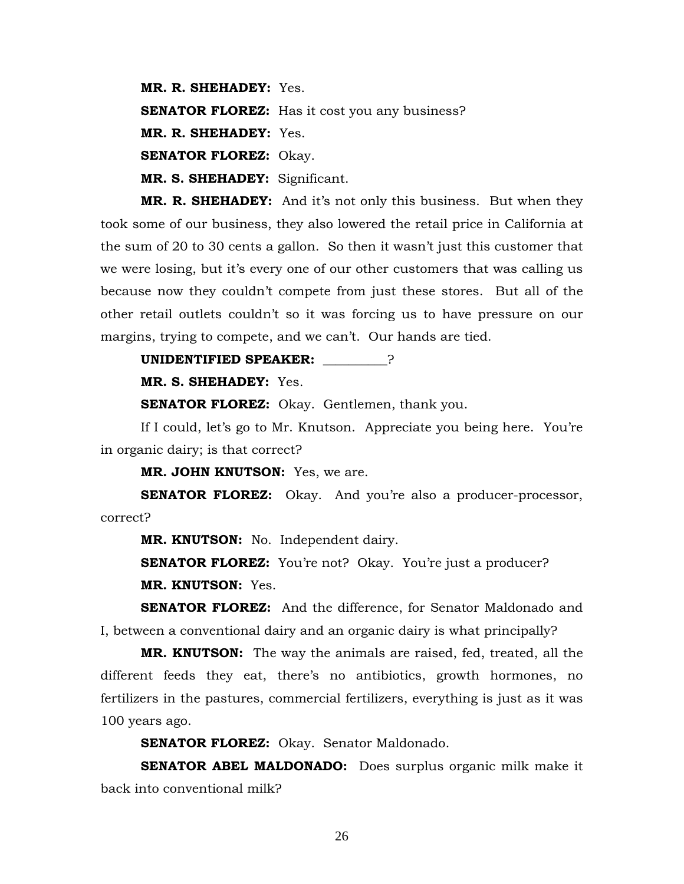**MR. R. SHEHADEY:** Yes.

**SENATOR FLOREZ:** Has it cost you any business?

**MR. R. SHEHADEY:** Yes.

**SENATOR FLOREZ:** Okay.

**MR. S. SHEHADEY:** Significant.

**MR. R. SHEHADEY:** And it's not only this business. But when they took some of our business, they also lowered the retail price in California at the sum of 20 to 30 cents a gallon. So then it wasn't just this customer that we were losing, but it's every one of our other customers that was calling us because now they couldn't compete from just these stores. But all of the other retail outlets couldn't so it was forcing us to have pressure on our margins, trying to compete, and we can't. Our hands are tied.

**UNIDENTIFIED SPEAKER:** __________?

**MR. S. SHEHADEY:** Yes.

**SENATOR FLOREZ:** Okay. Gentlemen, thank you.

If I could, let's go to Mr. Knutson. Appreciate you being here. You're in organic dairy; is that correct?

**MR. JOHN KNUTSON:** Yes, we are.

**SENATOR FLOREZ:** Okay. And you're also a producer-processor, correct?

**MR. KNUTSON:** No. Independent dairy.

**SENATOR FLOREZ:** You're not? Okay. You're just a producer?

**MR. KNUTSON:** Yes.

**SENATOR FLOREZ:** And the difference, for Senator Maldonado and I, between a conventional dairy and an organic dairy is what principally?

**MR. KNUTSON:** The way the animals are raised, fed, treated, all the different feeds they eat, there's no antibiotics, growth hormones, no fertilizers in the pastures, commercial fertilizers, everything is just as it was 100 years ago.

**SENATOR FLOREZ:** Okay. Senator Maldonado.

**SENATOR ABEL MALDONADO:** Does surplus organic milk make it back into conventional milk?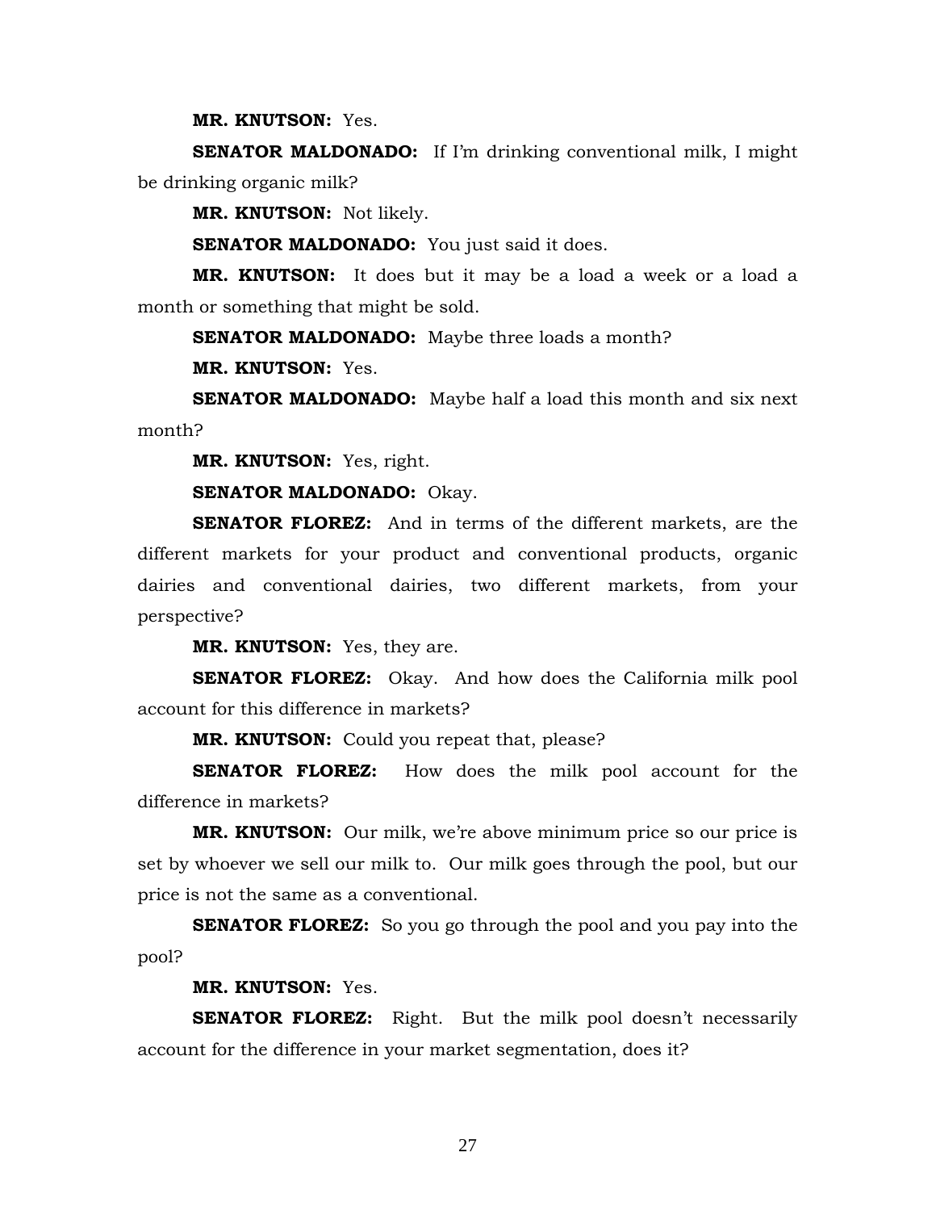**MR. KNUTSON:** Yes.

**SENATOR MALDONADO:** If I'm drinking conventional milk, I might be drinking organic milk?

**MR. KNUTSON:** Not likely.

**SENATOR MALDONADO:** You just said it does.

**MR. KNUTSON:** It does but it may be a load a week or a load a month or something that might be sold.

**SENATOR MALDONADO:** Maybe three loads a month?

**MR. KNUTSON:** Yes.

**SENATOR MALDONADO:** Maybe half a load this month and six next month?

**MR. KNUTSON:** Yes, right.

**SENATOR MALDONADO:** Okay.

**SENATOR FLOREZ:** And in terms of the different markets, are the different markets for your product and conventional products, organic dairies and conventional dairies, two different markets, from your perspective?

**MR. KNUTSON:** Yes, they are.

**SENATOR FLOREZ:** Okay. And how does the California milk pool account for this difference in markets?

**MR. KNUTSON:** Could you repeat that, please?

**SENATOR FLOREZ:** How does the milk pool account for the difference in markets?

**MR. KNUTSON:** Our milk, we're above minimum price so our price is set by whoever we sell our milk to. Our milk goes through the pool, but our price is not the same as a conventional.

**SENATOR FLOREZ:** So you go through the pool and you pay into the pool?

**MR. KNUTSON:** Yes.

**SENATOR FLOREZ:** Right. But the milk pool doesn't necessarily account for the difference in your market segmentation, does it?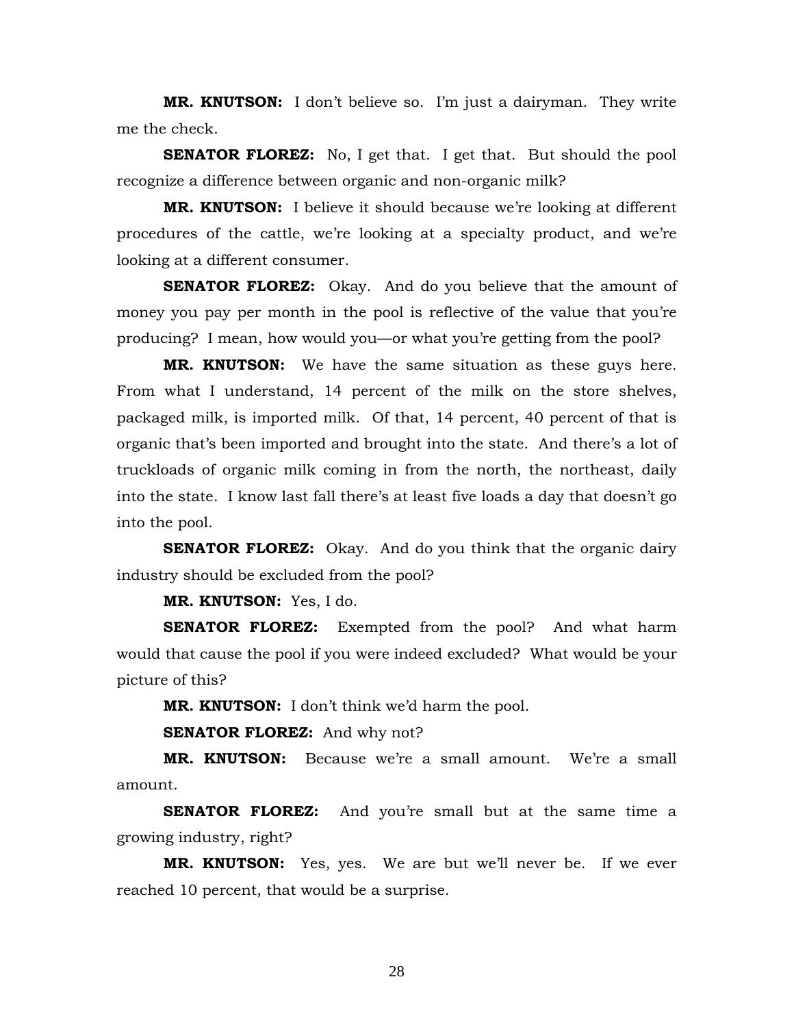**MR. KNUTSON:** I don't believe so. I'm just a dairyman. They write me the check.

**SENATOR FLOREZ:** No, I get that. I get that. But should the pool recognize a difference between organic and non-organic milk?

**MR. KNUTSON:** I believe it should because we're looking at different procedures of the cattle, we're looking at a specialty product, and we're looking at a different consumer.

**SENATOR FLOREZ:** Okay. And do you believe that the amount of money you pay per month in the pool is reflective of the value that you're producing? I mean, how would you—or what you're getting from the pool?

**MR. KNUTSON:** We have the same situation as these guys here. From what I understand, 14 percent of the milk on the store shelves, packaged milk, is imported milk. Of that, 14 percent, 40 percent of that is organic that's been imported and brought into the state. And there's a lot of truckloads of organic milk coming in from the north, the northeast, daily into the state. I know last fall there's at least five loads a day that doesn't go into the pool.

**SENATOR FLOREZ:** Okay. And do you think that the organic dairy industry should be excluded from the pool?

**MR. KNUTSON:** Yes, I do.

**SENATOR FLOREZ:** Exempted from the pool? And what harm would that cause the pool if you were indeed excluded? What would be your picture of this?

**MR. KNUTSON:** I don't think we'd harm the pool.

**SENATOR FLOREZ:** And why not?

**MR. KNUTSON:** Because we're a small amount. We're a small amount.

**SENATOR FLOREZ:** And you're small but at the same time a growing industry, right?

**MR. KNUTSON:** Yes, yes. We are but we'll never be. If we ever reached 10 percent, that would be a surprise.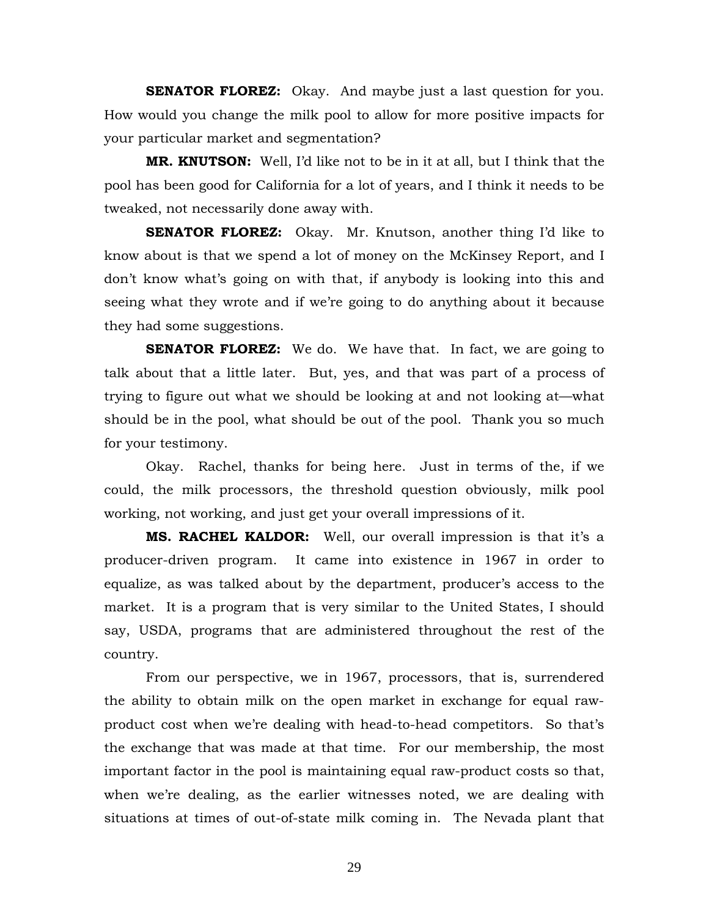**SENATOR FLOREZ:** Okay. And maybe just a last question for you. How would you change the milk pool to allow for more positive impacts for your particular market and segmentation?

**MR. KNUTSON:** Well, I'd like not to be in it at all, but I think that the pool has been good for California for a lot of years, and I think it needs to be tweaked, not necessarily done away with.

**SENATOR FLOREZ:** Okay. Mr. Knutson, another thing I'd like to know about is that we spend a lot of money on the McKinsey Report, and I don't know what's going on with that, if anybody is looking into this and seeing what they wrote and if we're going to do anything about it because they had some suggestions.

**SENATOR FLOREZ:** We do. We have that. In fact, we are going to talk about that a little later. But, yes, and that was part of a process of trying to figure out what we should be looking at and not looking at—what should be in the pool, what should be out of the pool. Thank you so much for your testimony.

Okay. Rachel, thanks for being here. Just in terms of the, if we could, the milk processors, the threshold question obviously, milk pool working, not working, and just get your overall impressions of it.

**MS. RACHEL KALDOR:** Well, our overall impression is that it's a producer-driven program. It came into existence in 1967 in order to equalize, as was talked about by the department, producer's access to the market. It is a program that is very similar to the United States, I should say, USDA, programs that are administered throughout the rest of the country.

From our perspective, we in 1967, processors, that is, surrendered the ability to obtain milk on the open market in exchange for equal raw-product cost when we're dealing with head-to-head competitors. So that's the exchange that was made at that time. For our membership, the most important factor in the pool is maintaining equal raw-product costs so that, when we're dealing, as the earlier witnesses noted, we are dealing with situations at times of out-of-state milk coming in. The Nevada plant that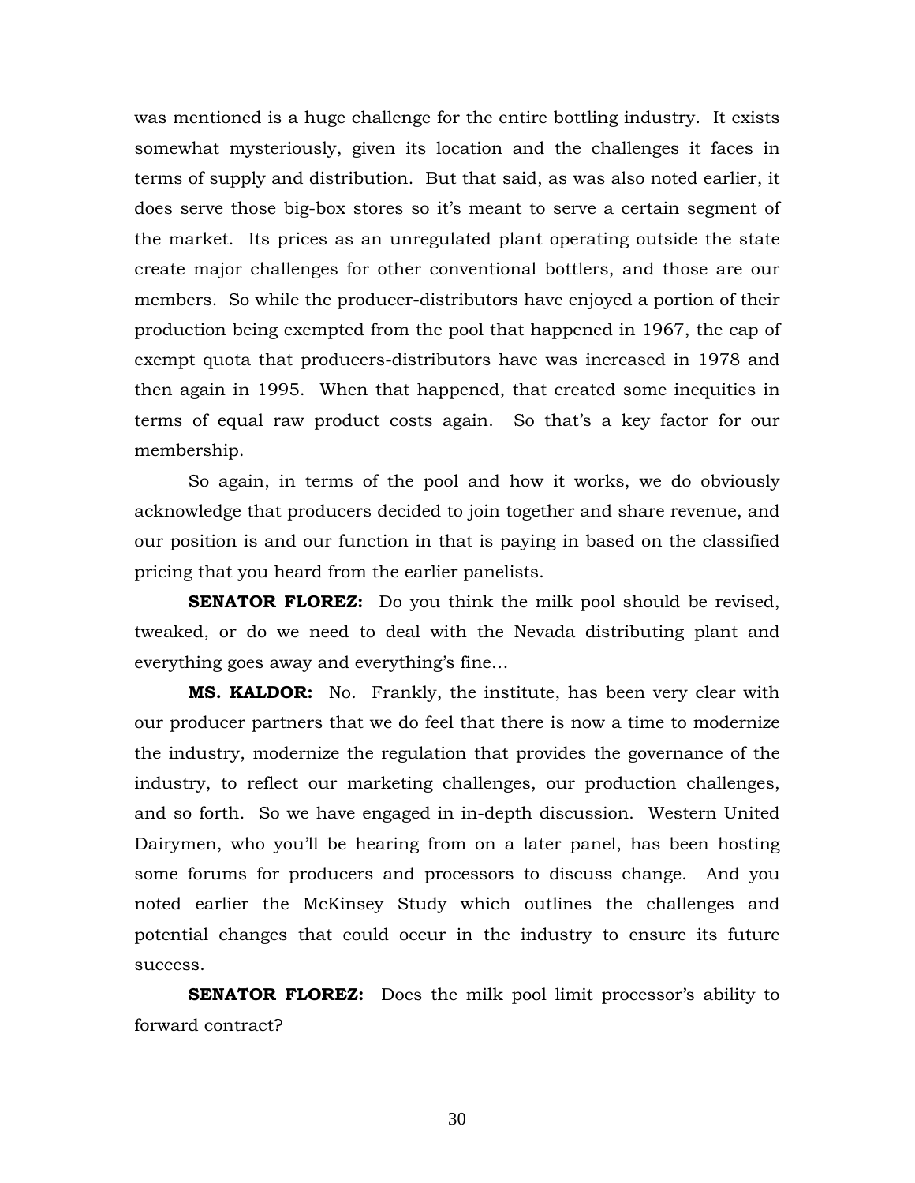was mentioned is a huge challenge for the entire bottling industry. It exists somewhat mysteriously, given its location and the challenges it faces in terms of supply and distribution. But that said, as was also noted earlier, it does serve those big-box stores so it's meant to serve a certain segment of the market. Its prices as an unregulated plant operating outside the state create major challenges for other conventional bottlers, and those are our members. So while the producer-distributors have enjoyed a portion of their production being exempted from the pool that happened in 1967, the cap of exempt quota that producers-distributors have was increased in 1978 and then again in 1995. When that happened, that created some inequities in terms of equal raw product costs again. So that's a key factor for our membership.

So again, in terms of the pool and how it works, we do obviously acknowledge that producers decided to join together and share revenue, and our position is and our function in that is paying in based on the classified pricing that you heard from the earlier panelists.

**SENATOR FLOREZ:** Do you think the milk pool should be revised, tweaked, or do we need to deal with the Nevada distributing plant and everything goes away and everything's fine…

**MS. KALDOR:** No. Frankly, the institute, has been very clear with our producer partners that we do feel that there is now a time to modernize the industry, modernize the regulation that provides the governance of the industry, to reflect our marketing challenges, our production challenges, and so forth. So we have engaged in in-depth discussion. Western United Dairymen, who you'll be hearing from on a later panel, has been hosting some forums for producers and processors to discuss change. And you noted earlier the McKinsey Study which outlines the challenges and potential changes that could occur in the industry to ensure its future success.

**SENATOR FLOREZ:** Does the milk pool limit processor's ability to forward contract?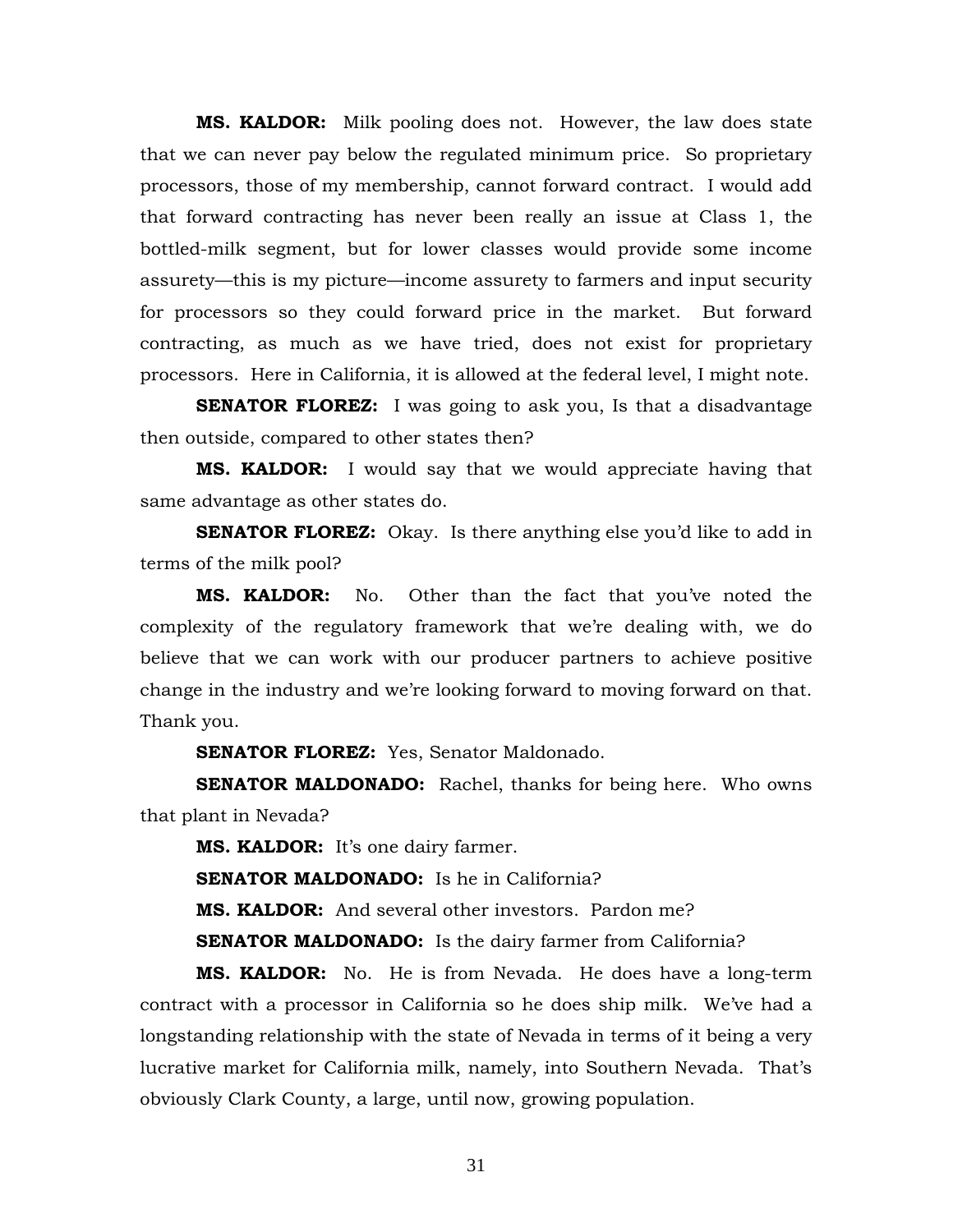**MS. KALDOR:** Milk pooling does not. However, the law does state that we can never pay below the regulated minimum price. So proprietary processors, those of my membership, cannot forward contract. I would add that forward contracting has never been really an issue at Class 1, the bottled-milk segment, but for lower classes would provide some income assurety—this is my picture—income assurety to farmers and input security for processors so they could forward price in the market. But forward contracting, as much as we have tried, does not exist for proprietary processors. Here in California, it is allowed at the federal level, I might note.

**SENATOR FLOREZ:** I was going to ask you, Is that a disadvantage then outside, compared to other states then?

**MS. KALDOR:** I would say that we would appreciate having that same advantage as other states do.

**SENATOR FLOREZ:** Okay. Is there anything else you'd like to add in terms of the milk pool?

**MS. KALDOR:** No. Other than the fact that you've noted the complexity of the regulatory framework that we're dealing with, we do believe that we can work with our producer partners to achieve positive change in the industry and we're looking forward to moving forward on that. Thank you.

**SENATOR FLOREZ:** Yes, Senator Maldonado.

**SENATOR MALDONADO:** Rachel, thanks for being here. Who owns that plant in Nevada?

**MS. KALDOR:** It's one dairy farmer.

**SENATOR MALDONADO:** Is he in California?

**MS. KALDOR:** And several other investors. Pardon me?

**SENATOR MALDONADO:** Is the dairy farmer from California?

**MS. KALDOR:** No. He is from Nevada. He does have a long-term contract with a processor in California so he does ship milk. We've had a longstanding relationship with the state of Nevada in terms of it being a very lucrative market for California milk, namely, into Southern Nevada. That's obviously Clark County, a large, until now, growing population.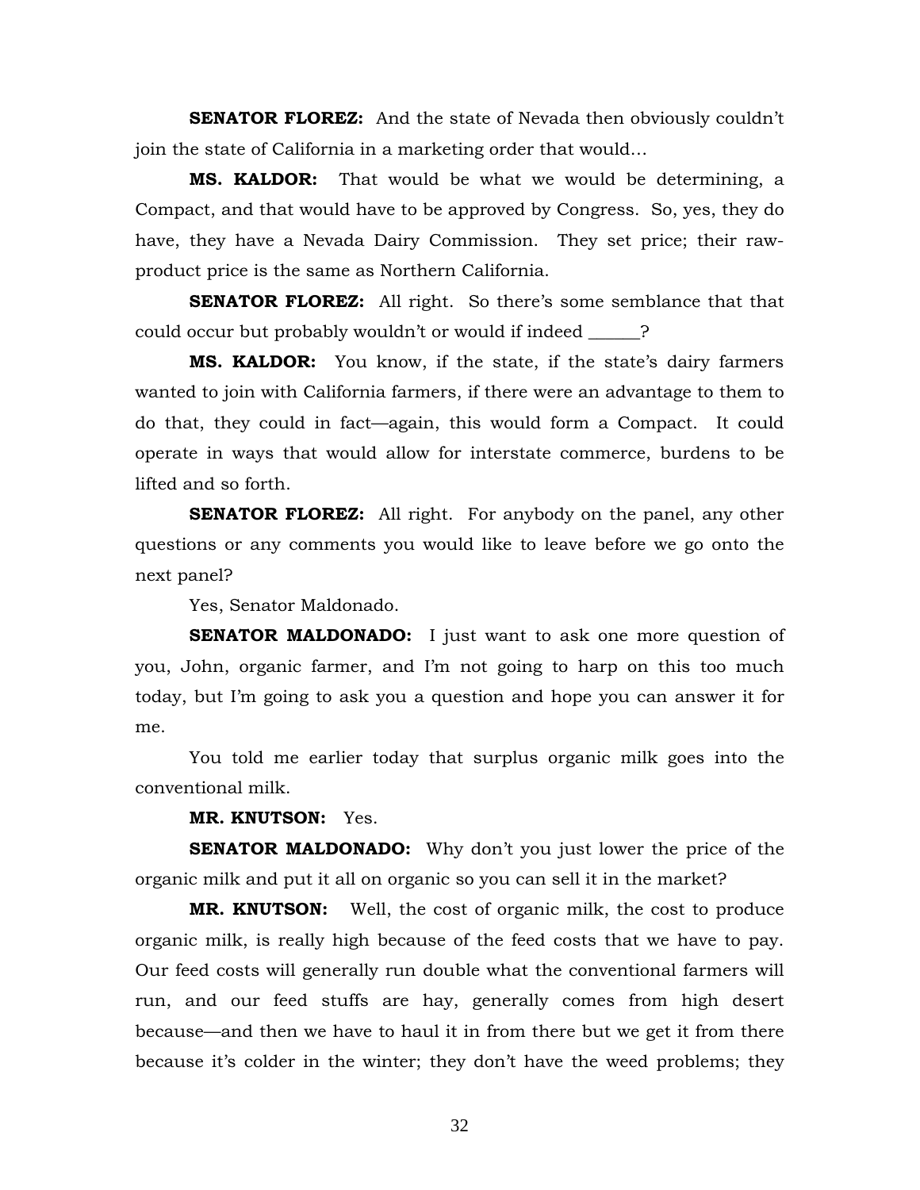**SENATOR FLOREZ:** And the state of Nevada then obviously couldn't join the state of California in a marketing order that would…

**MS. KALDOR:** That would be what we would be determining, a Compact, and that would have to be approved by Congress. So, yes, they do have, they have a Nevada Dairy Commission. They set price; their raw-product price is the same as Northern California.

**SENATOR FLOREZ:** All right. So there's some semblance that that could occur but probably wouldn't or would if indeed ______?

**MS. KALDOR:** You know, if the state, if the state's dairy farmers wanted to join with California farmers, if there were an advantage to them to do that, they could in fact—again, this would form a Compact. It could operate in ways that would allow for interstate commerce, burdens to be lifted and so forth.

**SENATOR FLOREZ:** All right. For anybody on the panel, any other questions or any comments you would like to leave before we go onto the next panel?

Yes, Senator Maldonado.

**SENATOR MALDONADO:** I just want to ask one more question of you, John, organic farmer, and I'm not going to harp on this too much today, but I'm going to ask you a question and hope you can answer it for me.

You told me earlier today that surplus organic milk goes into the conventional milk.

**MR. KNUTSON:** Yes.

**SENATOR MALDONADO:** Why don't you just lower the price of the organic milk and put it all on organic so you can sell it in the market?

**MR. KNUTSON:** Well, the cost of organic milk, the cost to produce organic milk, is really high because of the feed costs that we have to pay. Our feed costs will generally run double what the conventional farmers will run, and our feed stuffs are hay, generally comes from high desert because—and then we have to haul it in from there but we get it from there because it's colder in the winter; they don't have the weed problems; they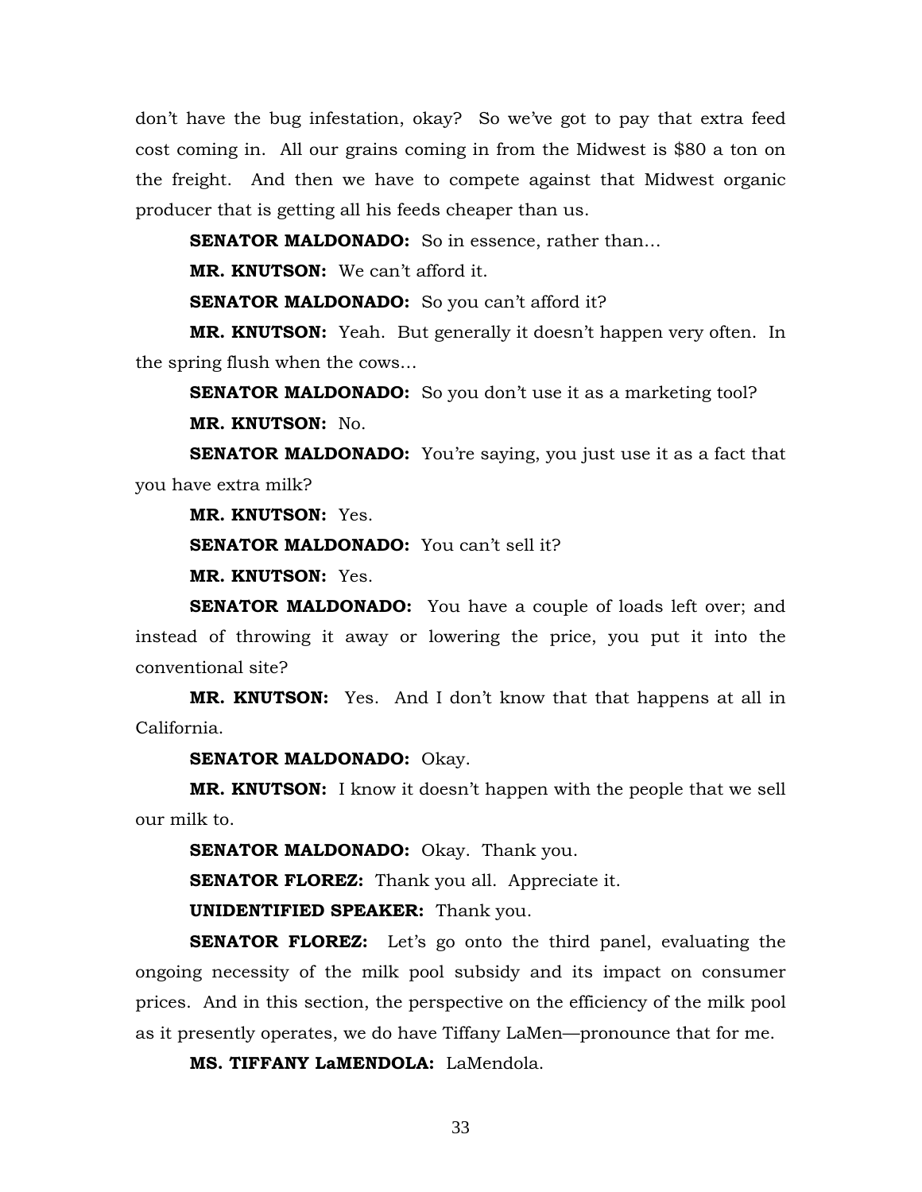don't have the bug infestation, okay? So we've got to pay that extra feed cost coming in. All our grains coming in from the Midwest is $80 a ton on the freight. And then we have to compete against that Midwest organic producer that is getting all his feeds cheaper than us.

**SENATOR MALDONADO:** So in essence, rather than…

**MR. KNUTSON:** We can't afford it.

**SENATOR MALDONADO:** So you can't afford it?

**MR. KNUTSON:** Yeah. But generally it doesn't happen very often. In the spring flush when the cows…

**SENATOR MALDONADO:** So you don't use it as a marketing tool?

**MR. KNUTSON:** No.

**SENATOR MALDONADO:** You're saying, you just use it as a fact that you have extra milk?

**MR. KNUTSON:** Yes.

**SENATOR MALDONADO:** You can't sell it?

**MR. KNUTSON:** Yes.

**SENATOR MALDONADO:** You have a couple of loads left over; and instead of throwing it away or lowering the price, you put it into the conventional site?

**MR. KNUTSON:** Yes. And I don't know that that happens at all in California.

**SENATOR MALDONADO:** Okay.

**MR. KNUTSON:** I know it doesn't happen with the people that we sell our milk to.

**SENATOR MALDONADO:** Okay. Thank you.

**SENATOR FLOREZ:** Thank you all. Appreciate it.

**UNIDENTIFIED SPEAKER:** Thank you.

**SENATOR FLOREZ:** Let's go onto the third panel, evaluating the ongoing necessity of the milk pool subsidy and its impact on consumer prices. And in this section, the perspective on the efficiency of the milk pool as it presently operates, we do have Tiffany LaMen—pronounce that for me.

**MS. TIFFANY LaMENDOLA:** LaMendola.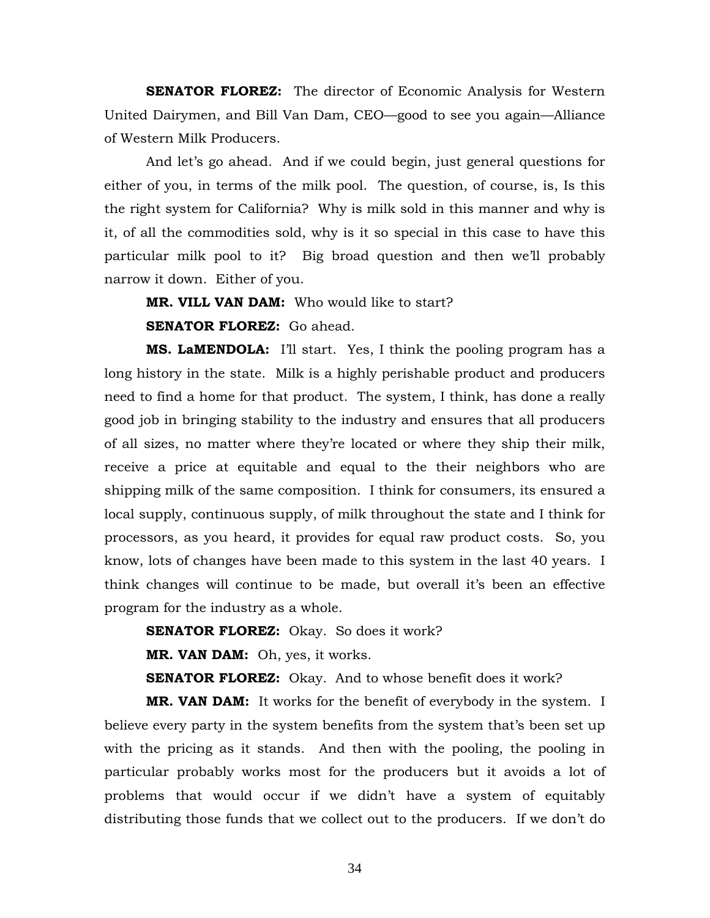**SENATOR FLOREZ:** The director of Economic Analysis for Western United Dairymen, and Bill Van Dam, CEO—good to see you again—Alliance of Western Milk Producers.

And let's go ahead. And if we could begin, just general questions for either of you, in terms of the milk pool. The question, of course, is, Is this the right system for California? Why is milk sold in this manner and why is it, of all the commodities sold, why is it so special in this case to have this particular milk pool to it? Big broad question and then we'll probably narrow it down. Either of you.

**MR. VILL VAN DAM:** Who would like to start?

**SENATOR FLOREZ:** Go ahead.

**MS. LaMENDOLA:** I'll start. Yes, I think the pooling program has a long history in the state. Milk is a highly perishable product and producers need to find a home for that product. The system, I think, has done a really good job in bringing stability to the industry and ensures that all producers of all sizes, no matter where they're located or where they ship their milk, receive a price at equitable and equal to the their neighbors who are shipping milk of the same composition. I think for consumers, its ensured a local supply, continuous supply, of milk throughout the state and I think for processors, as you heard, it provides for equal raw product costs. So, you know, lots of changes have been made to this system in the last 40 years. I think changes will continue to be made, but overall it's been an effective program for the industry as a whole.

**SENATOR FLOREZ:** Okay. So does it work?

**MR. VAN DAM:** Oh, yes, it works.

**SENATOR FLOREZ:** Okay. And to whose benefit does it work?

**MR. VAN DAM:** It works for the benefit of everybody in the system. I believe every party in the system benefits from the system that's been set up with the pricing as it stands. And then with the pooling, the pooling in particular probably works most for the producers but it avoids a lot of problems that would occur if we didn't have a system of equitably distributing those funds that we collect out to the producers. If we don't do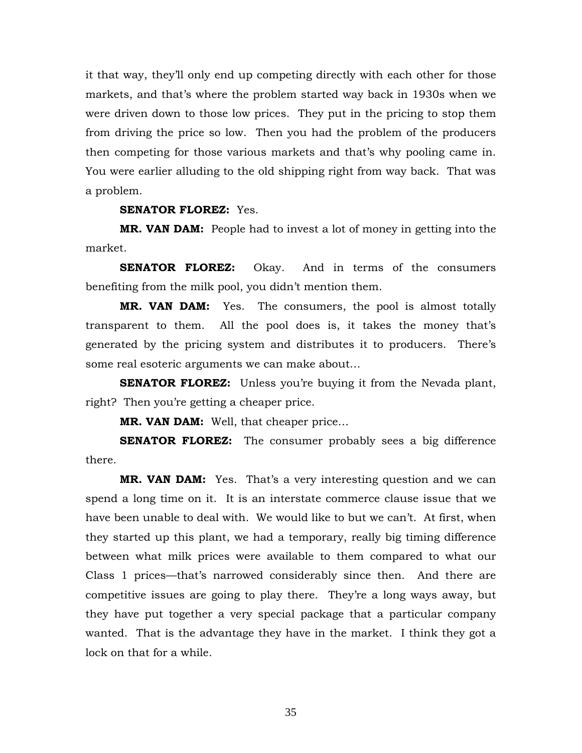it that way, they'll only end up competing directly with each other for those markets, and that's where the problem started way back in 1930s when we were driven down to those low prices. They put in the pricing to stop them from driving the price so low. Then you had the problem of the producers then competing for those various markets and that's why pooling came in. You were earlier alluding to the old shipping right from way back. That was a problem.

**SENATOR FLOREZ:** Yes.

**MR. VAN DAM:** People had to invest a lot of money in getting into the market.

**SENATOR FLOREZ:** Okay. And in terms of the consumers benefiting from the milk pool, you didn't mention them.

**MR. VAN DAM:** Yes. The consumers, the pool is almost totally transparent to them. All the pool does is, it takes the money that's generated by the pricing system and distributes it to producers. There's some real esoteric arguments we can make about…

**SENATOR FLOREZ:** Unless you're buying it from the Nevada plant, right? Then you're getting a cheaper price.

**MR. VAN DAM:** Well, that cheaper price…

**SENATOR FLOREZ:** The consumer probably sees a big difference there.

**MR. VAN DAM:** Yes. That's a very interesting question and we can spend a long time on it. It is an interstate commerce clause issue that we have been unable to deal with. We would like to but we can't. At first, when they started up this plant, we had a temporary, really big timing difference between what milk prices were available to them compared to what our Class 1 prices—that's narrowed considerably since then. And there are competitive issues are going to play there. They're a long ways away, but they have put together a very special package that a particular company wanted. That is the advantage they have in the market. I think they got a lock on that for a while.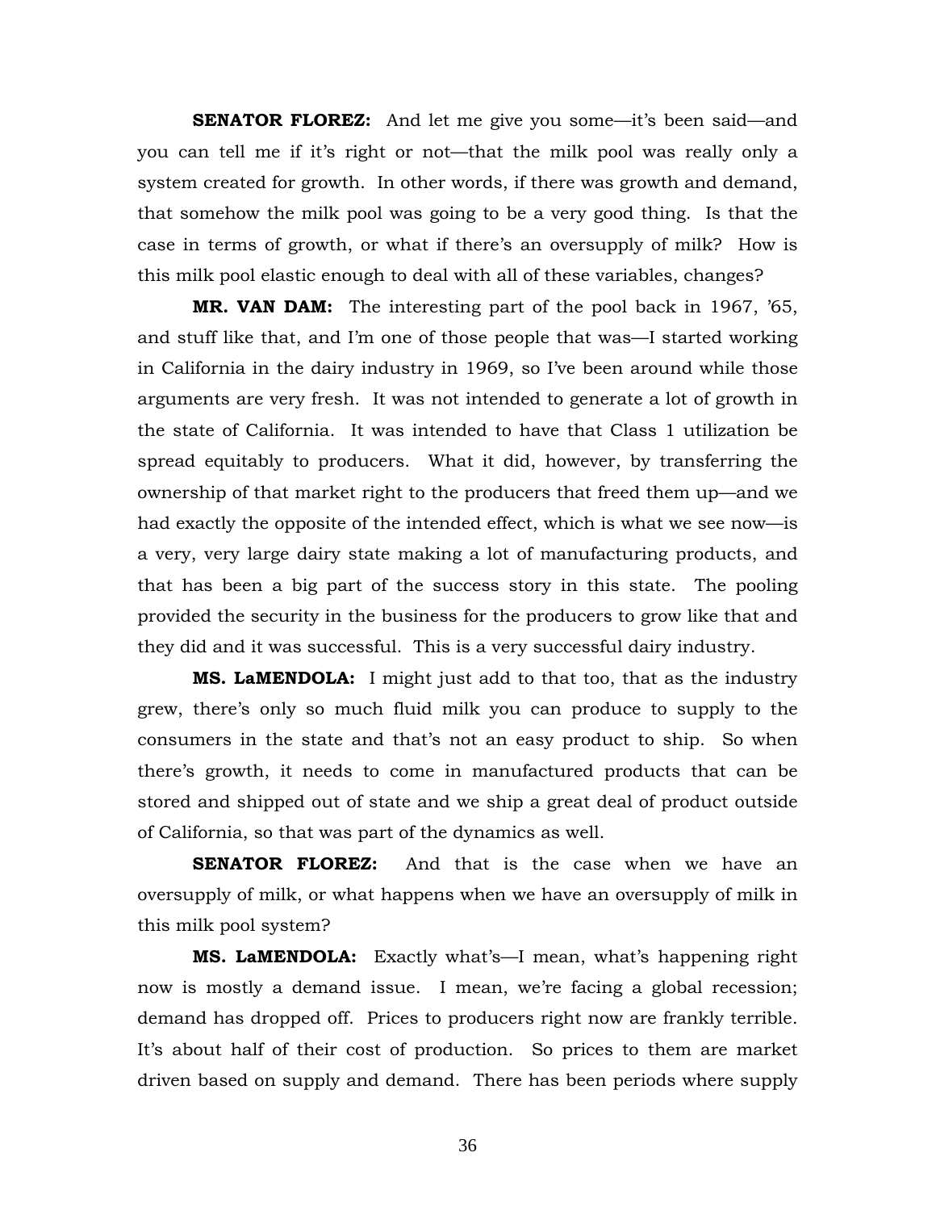**SENATOR FLOREZ:** And let me give you some—it's been said—and you can tell me if it's right or not—that the milk pool was really only a system created for growth. In other words, if there was growth and demand, that somehow the milk pool was going to be a very good thing. Is that the case in terms of growth, or what if there's an oversupply of milk? How is this milk pool elastic enough to deal with all of these variables, changes?

**MR. VAN DAM:** The interesting part of the pool back in 1967, '65, and stuff like that, and I'm one of those people that was—I started working in California in the dairy industry in 1969, so I've been around while those arguments are very fresh. It was not intended to generate a lot of growth in the state of California. It was intended to have that Class 1 utilization be spread equitably to producers. What it did, however, by transferring the ownership of that market right to the producers that freed them up—and we had exactly the opposite of the intended effect, which is what we see now—is a very, very large dairy state making a lot of manufacturing products, and that has been a big part of the success story in this state. The pooling provided the security in the business for the producers to grow like that and they did and it was successful. This is a very successful dairy industry.

**MS. LaMENDOLA:** I might just add to that too, that as the industry grew, there's only so much fluid milk you can produce to supply to the consumers in the state and that's not an easy product to ship. So when there's growth, it needs to come in manufactured products that can be stored and shipped out of state and we ship a great deal of product outside of California, so that was part of the dynamics as well.

**SENATOR FLOREZ:** And that is the case when we have an oversupply of milk, or what happens when we have an oversupply of milk in this milk pool system?

**MS. LaMENDOLA:** Exactly what's—I mean, what's happening right now is mostly a demand issue. I mean, we're facing a global recession; demand has dropped off. Prices to producers right now are frankly terrible. It's about half of their cost of production. So prices to them are market driven based on supply and demand. There has been periods where supply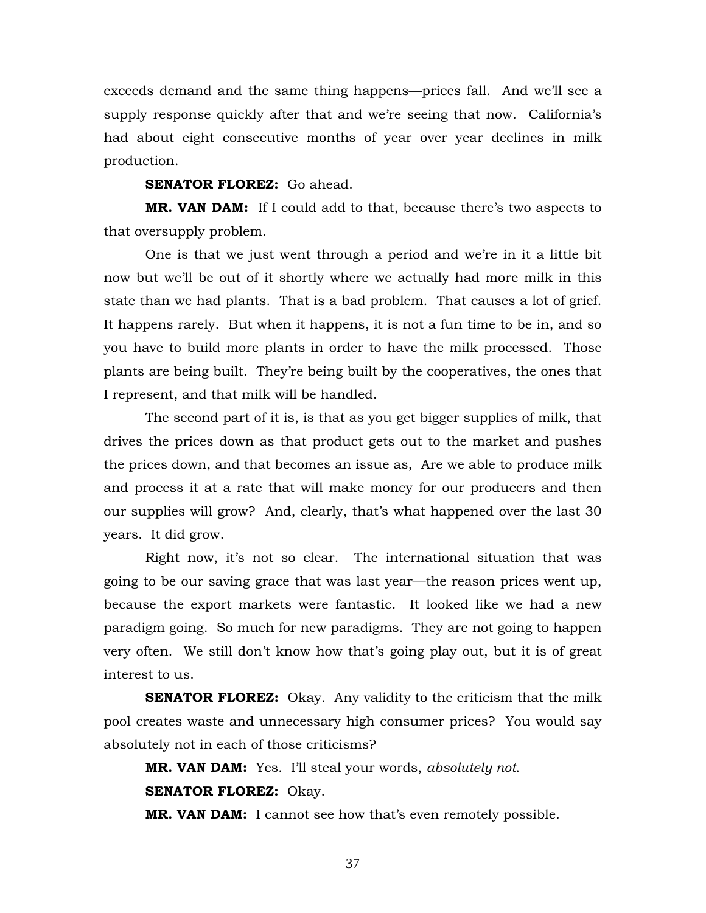exceeds demand and the same thing happens—prices fall. And we'll see a supply response quickly after that and we're seeing that now. California's had about eight consecutive months of year over year declines in milk production.

**SENATOR FLOREZ:** Go ahead.

**MR. VAN DAM:** If I could add to that, because there's two aspects to that oversupply problem.

One is that we just went through a period and we're in it a little bit now but we'll be out of it shortly where we actually had more milk in this state than we had plants. That is a bad problem. That causes a lot of grief. It happens rarely. But when it happens, it is not a fun time to be in, and so you have to build more plants in order to have the milk processed. Those plants are being built. They're being built by the cooperatives, the ones that I represent, and that milk will be handled.

The second part of it is, is that as you get bigger supplies of milk, that drives the prices down as that product gets out to the market and pushes the prices down, and that becomes an issue as, Are we able to produce milk and process it at a rate that will make money for our producers and then our supplies will grow? And, clearly, that's what happened over the last 30 years. It did grow.

Right now, it's not so clear. The international situation that was going to be our saving grace that was last year—the reason prices went up, because the export markets were fantastic. It looked like we had a new paradigm going. So much for new paradigms. They are not going to happen very often. We still don't know how that's going play out, but it is of great interest to us.

**SENATOR FLOREZ:** Okay. Any validity to the criticism that the milk pool creates waste and unnecessary high consumer prices? You would say absolutely not in each of those criticisms?

**MR. VAN DAM:** Yes. I'll steal your words, *absolutely not*.

**SENATOR FLOREZ:** Okay.

**MR. VAN DAM:** I cannot see how that's even remotely possible.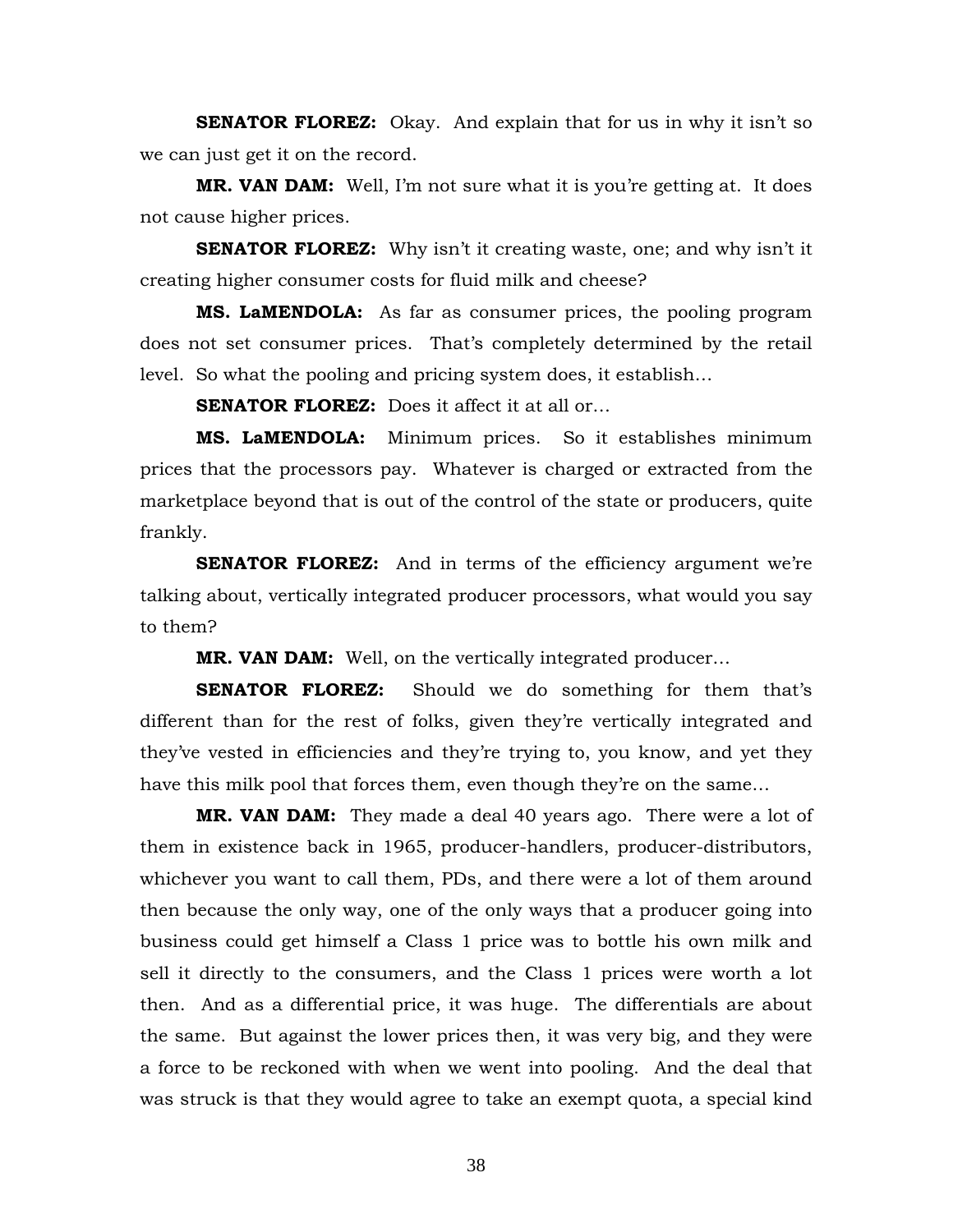**SENATOR FLOREZ:** Okay. And explain that for us in why it isn't so we can just get it on the record.

**MR. VAN DAM:** Well, I'm not sure what it is you're getting at. It does not cause higher prices.

**SENATOR FLOREZ:** Why isn't it creating waste, one; and why isn't it creating higher consumer costs for fluid milk and cheese?

**MS. LaMENDOLA:** As far as consumer prices, the pooling program does not set consumer prices. That's completely determined by the retail level. So what the pooling and pricing system does, it establish…

**SENATOR FLOREZ:** Does it affect it at all or…

**MS. LaMENDOLA:** Minimum prices. So it establishes minimum prices that the processors pay. Whatever is charged or extracted from the marketplace beyond that is out of the control of the state or producers, quite frankly.

**SENATOR FLOREZ:** And in terms of the efficiency argument we're talking about, vertically integrated producer processors, what would you say to them?

**MR. VAN DAM:** Well, on the vertically integrated producer…

**SENATOR FLOREZ:** Should we do something for them that's different than for the rest of folks, given they're vertically integrated and they've vested in efficiencies and they're trying to, you know, and yet they have this milk pool that forces them, even though they're on the same…

**MR. VAN DAM:** They made a deal 40 years ago. There were a lot of them in existence back in 1965, producer-handlers, producer-distributors, whichever you want to call them, PDs, and there were a lot of them around then because the only way, one of the only ways that a producer going into business could get himself a Class 1 price was to bottle his own milk and sell it directly to the consumers, and the Class 1 prices were worth a lot then. And as a differential price, it was huge. The differentials are about the same. But against the lower prices then, it was very big, and they were a force to be reckoned with when we went into pooling. And the deal that was struck is that they would agree to take an exempt quota, a special kind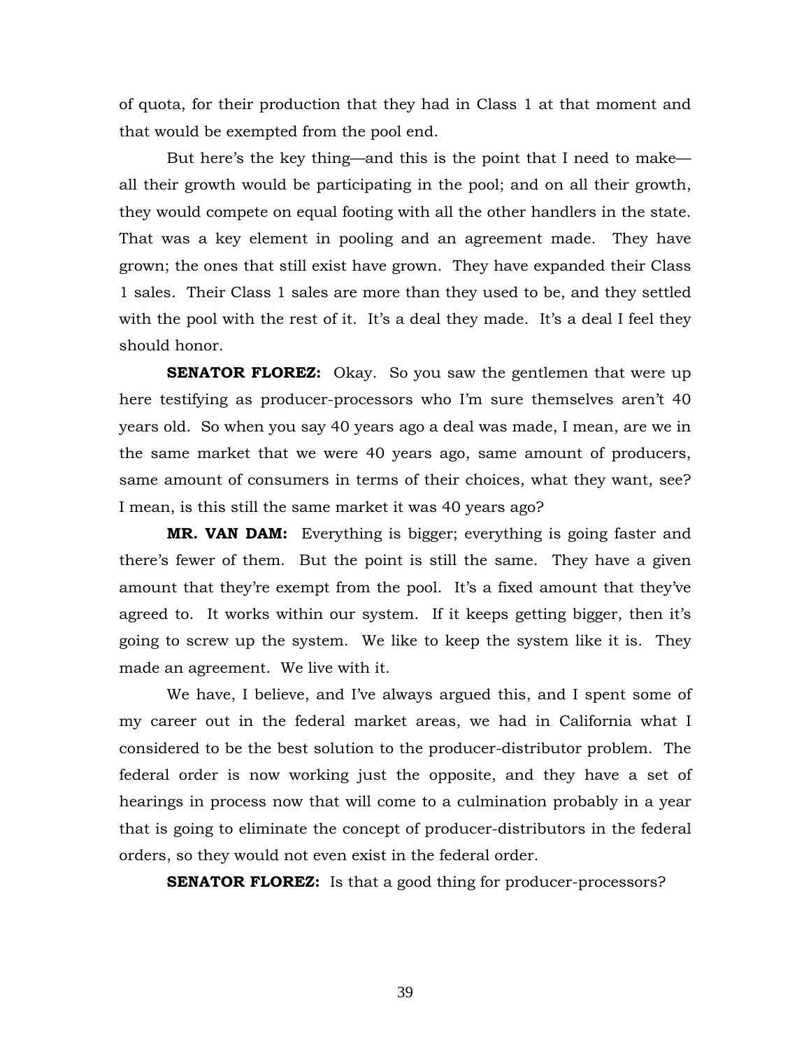of quota, for their production that they had in Class 1 at that moment and that would be exempted from the pool end.

But here's the key thing—and this is the point that I need to make—all their growth would be participating in the pool; and on all their growth, they would compete on equal footing with all the other handlers in the state. That was a key element in pooling and an agreement made. They have grown; the ones that still exist have grown. They have expanded their Class 1 sales. Their Class 1 sales are more than they used to be, and they settled with the pool with the rest of it. It's a deal they made. It's a deal I feel they should honor.

**SENATOR FLOREZ:** Okay. So you saw the gentlemen that were up here testifying as producer-processors who I'm sure themselves aren't 40 years old. So when you say 40 years ago a deal was made, I mean, are we in the same market that we were 40 years ago, same amount of producers, same amount of consumers in terms of their choices, what they want, see? I mean, is this still the same market it was 40 years ago?

**MR. VAN DAM:** Everything is bigger; everything is going faster and there's fewer of them. But the point is still the same. They have a given amount that they're exempt from the pool. It's a fixed amount that they've agreed to. It works within our system. If it keeps getting bigger, then it's going to screw up the system. We like to keep the system like it is. They made an agreement. We live with it.

We have, I believe, and I've always argued this, and I spent some of my career out in the federal market areas, we had in California what I considered to be the best solution to the producer-distributor problem. The federal order is now working just the opposite, and they have a set of hearings in process now that will come to a culmination probably in a year that is going to eliminate the concept of producer-distributors in the federal orders, so they would not even exist in the federal order.

**SENATOR FLOREZ:** Is that a good thing for producer-processors?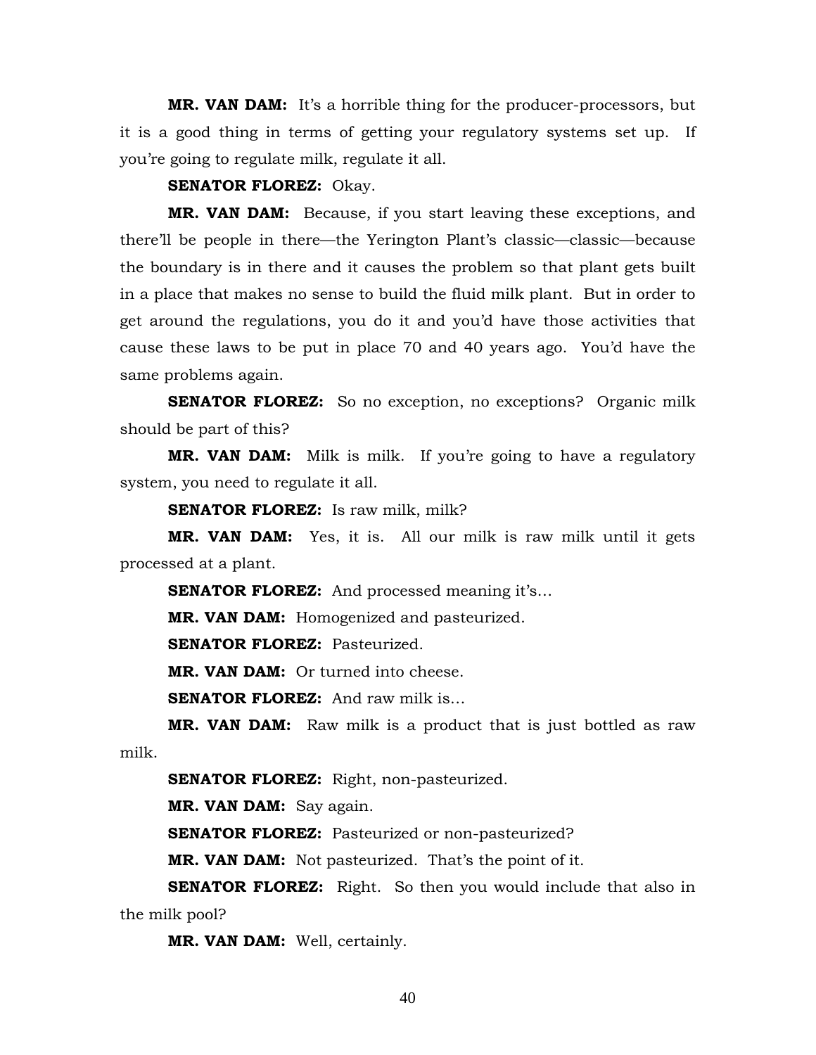**MR. VAN DAM:** It's a horrible thing for the producer-processors, but it is a good thing in terms of getting your regulatory systems set up. If you're going to regulate milk, regulate it all.

**SENATOR FLOREZ:** Okay.

**MR. VAN DAM:** Because, if you start leaving these exceptions, and there'll be people in there—the Yerington Plant's classic—classic—because the boundary is in there and it causes the problem so that plant gets built in a place that makes no sense to build the fluid milk plant. But in order to get around the regulations, you do it and you'd have those activities that cause these laws to be put in place 70 and 40 years ago. You'd have the same problems again.

**SENATOR FLOREZ:** So no exception, no exceptions? Organic milk should be part of this?

**MR. VAN DAM:** Milk is milk. If you're going to have a regulatory system, you need to regulate it all.

**SENATOR FLOREZ:** Is raw milk, milk?

**MR. VAN DAM:** Yes, it is. All our milk is raw milk until it gets processed at a plant.

**SENATOR FLOREZ:** And processed meaning it's…

**MR. VAN DAM:** Homogenized and pasteurized.

**SENATOR FLOREZ:** Pasteurized.

**MR. VAN DAM:** Or turned into cheese.

**SENATOR FLOREZ:** And raw milk is…

**MR. VAN DAM:** Raw milk is a product that is just bottled as raw milk.

**SENATOR FLOREZ:** Right, non-pasteurized.

**MR. VAN DAM:** Say again.

**SENATOR FLOREZ:** Pasteurized or non-pasteurized?

**MR. VAN DAM:** Not pasteurized. That's the point of it.

**SENATOR FLOREZ:** Right. So then you would include that also in the milk pool?

**MR. VAN DAM:** Well, certainly.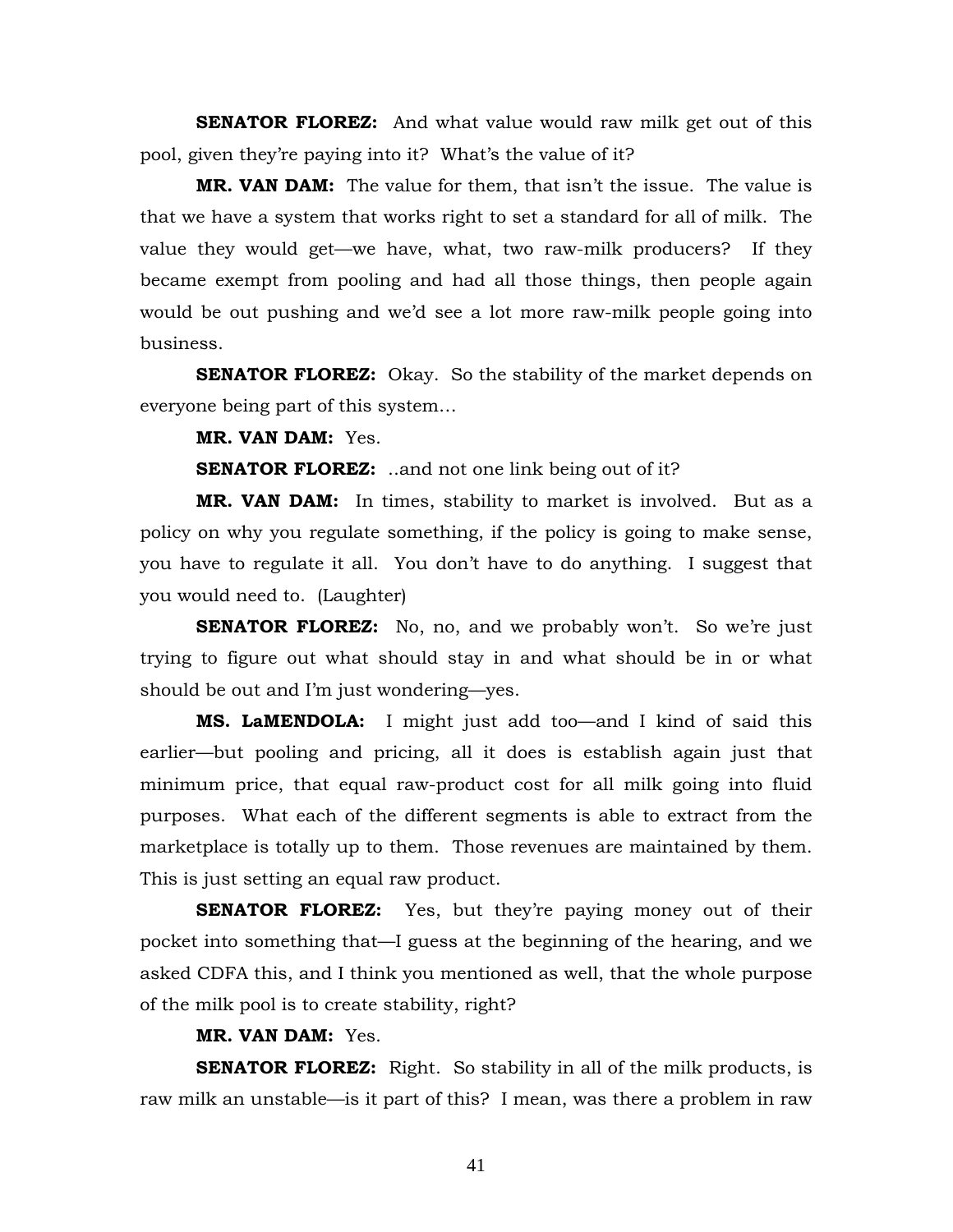**SENATOR FLOREZ:** And what value would raw milk get out of this pool, given they're paying into it? What's the value of it?

**MR. VAN DAM:** The value for them, that isn't the issue. The value is that we have a system that works right to set a standard for all of milk. The value they would get—we have, what, two raw-milk producers? If they became exempt from pooling and had all those things, then people again would be out pushing and we'd see a lot more raw-milk people going into business.

**SENATOR FLOREZ:** Okay. So the stability of the market depends on everyone being part of this system…

**MR. VAN DAM:** Yes.

**SENATOR FLOREZ:** ..and not one link being out of it?

**MR. VAN DAM:** In times, stability to market is involved. But as a policy on why you regulate something, if the policy is going to make sense, you have to regulate it all. You don't have to do anything. I suggest that you would need to. (Laughter)

**SENATOR FLOREZ:** No, no, and we probably won't. So we're just trying to figure out what should stay in and what should be in or what should be out and I'm just wondering—yes.

**MS. LaMENDOLA:** I might just add too—and I kind of said this earlier—but pooling and pricing, all it does is establish again just that minimum price, that equal raw-product cost for all milk going into fluid purposes. What each of the different segments is able to extract from the marketplace is totally up to them. Those revenues are maintained by them. This is just setting an equal raw product.

**SENATOR FLOREZ:** Yes, but they're paying money out of their pocket into something that—I guess at the beginning of the hearing, and we asked CDFA this, and I think you mentioned as well, that the whole purpose of the milk pool is to create stability, right?

**MR. VAN DAM:** Yes.

**SENATOR FLOREZ:** Right. So stability in all of the milk products, is raw milk an unstable—is it part of this? I mean, was there a problem in raw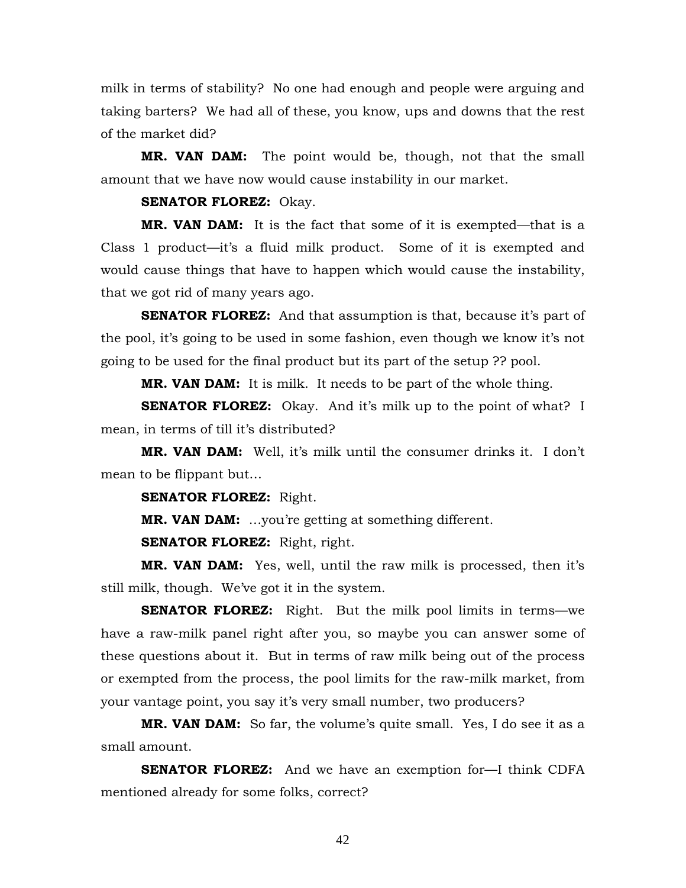milk in terms of stability? No one had enough and people were arguing and taking barters? We had all of these, you know, ups and downs that the rest of the market did?

**MR. VAN DAM:** The point would be, though, not that the small amount that we have now would cause instability in our market.

**SENATOR FLOREZ:** Okay.

**MR. VAN DAM:** It is the fact that some of it is exempted—that is a Class 1 product—it's a fluid milk product. Some of it is exempted and would cause things that have to happen which would cause the instability, that we got rid of many years ago.

**SENATOR FLOREZ:** And that assumption is that, because it's part of the pool, it's going to be used in some fashion, even though we know it's not going to be used for the final product but its part of the setup ?? pool.

**MR. VAN DAM:** It is milk. It needs to be part of the whole thing.

**SENATOR FLOREZ:** Okay. And it's milk up to the point of what? I mean, in terms of till it's distributed?

**MR. VAN DAM:** Well, it's milk until the consumer drinks it. I don't mean to be flippant but…

**SENATOR FLOREZ:** Right.

**MR. VAN DAM:** …you're getting at something different.

**SENATOR FLOREZ:** Right, right.

**MR. VAN DAM:** Yes, well, until the raw milk is processed, then it's still milk, though. We've got it in the system.

**SENATOR FLOREZ:** Right. But the milk pool limits in terms—we have a raw-milk panel right after you, so maybe you can answer some of these questions about it. But in terms of raw milk being out of the process or exempted from the process, the pool limits for the raw-milk market, from your vantage point, you say it's very small number, two producers?

**MR. VAN DAM:** So far, the volume's quite small. Yes, I do see it as a small amount.

**SENATOR FLOREZ:** And we have an exemption for—I think CDFA mentioned already for some folks, correct?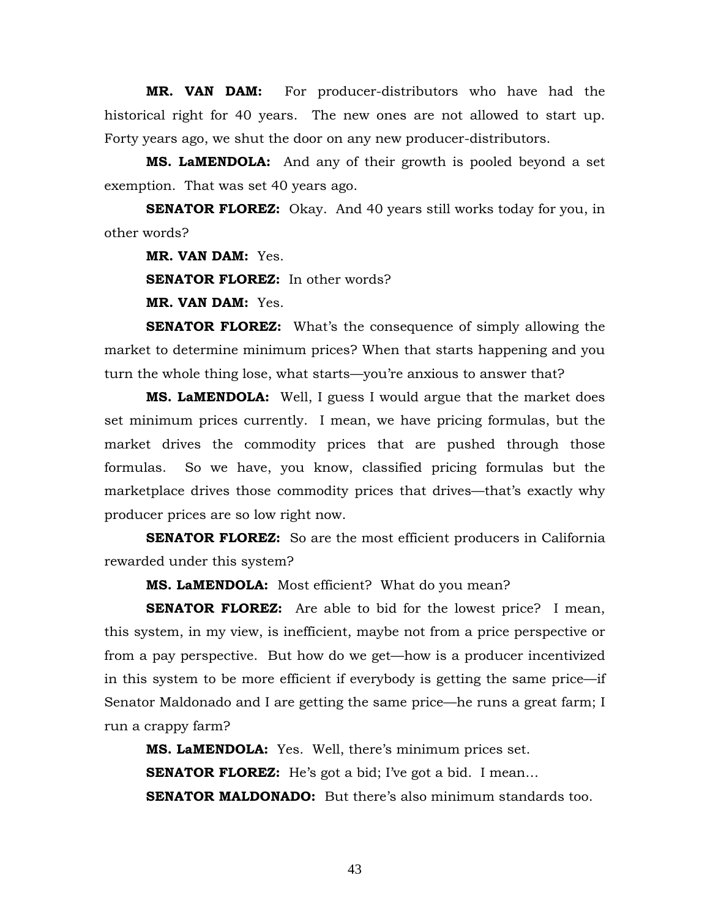**MR. VAN DAM:** For producer-distributors who have had the historical right for 40 years. The new ones are not allowed to start up. Forty years ago, we shut the door on any new producer-distributors.

**MS. LaMENDOLA:** And any of their growth is pooled beyond a set exemption. That was set 40 years ago.

**SENATOR FLOREZ:** Okay. And 40 years still works today for you, in other words?

**MR. VAN DAM:** Yes.

**SENATOR FLOREZ:** In other words?

**MR. VAN DAM:** Yes.

**SENATOR FLOREZ:** What's the consequence of simply allowing the market to determine minimum prices? When that starts happening and you turn the whole thing lose, what starts—you're anxious to answer that?

**MS. LaMENDOLA:** Well, I guess I would argue that the market does set minimum prices currently. I mean, we have pricing formulas, but the market drives the commodity prices that are pushed through those formulas. So we have, you know, classified pricing formulas but the marketplace drives those commodity prices that drives—that's exactly why producer prices are so low right now.

**SENATOR FLOREZ:** So are the most efficient producers in California rewarded under this system?

**MS. LaMENDOLA:** Most efficient? What do you mean?

**SENATOR FLOREZ:** Are able to bid for the lowest price? I mean, this system, in my view, is inefficient, maybe not from a price perspective or from a pay perspective. But how do we get—how is a producer incentivized in this system to be more efficient if everybody is getting the same price—if Senator Maldonado and I are getting the same price—he runs a great farm; I run a crappy farm?

**MS. LaMENDOLA:** Yes. Well, there's minimum prices set.

**SENATOR FLOREZ:** He's got a bid; I've got a bid. I mean…

**SENATOR MALDONADO:** But there's also minimum standards too.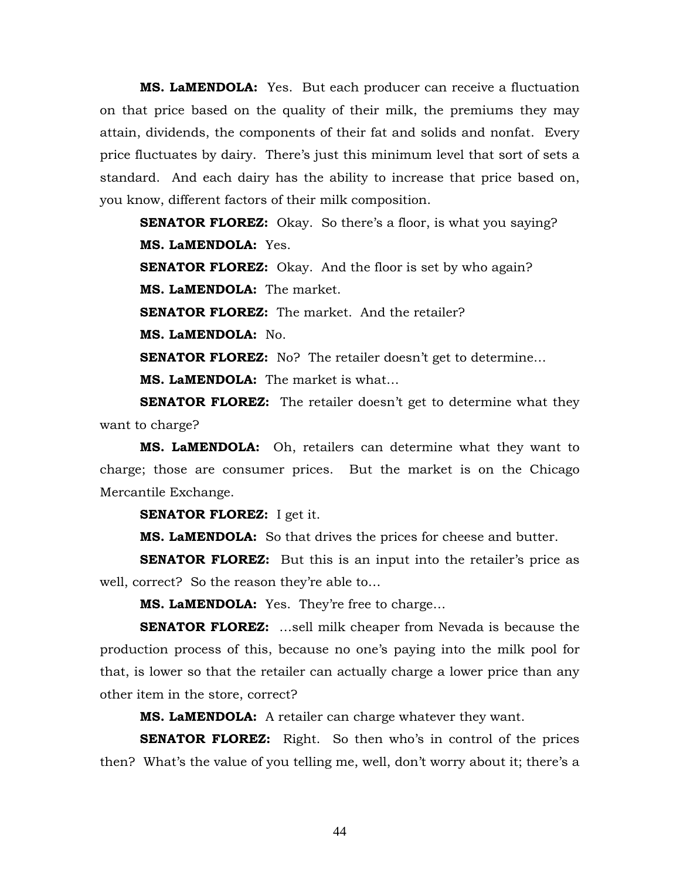**MS. LaMENDOLA:** Yes. But each producer can receive a fluctuation on that price based on the quality of their milk, the premiums they may attain, dividends, the components of their fat and solids and nonfat. Every price fluctuates by dairy. There's just this minimum level that sort of sets a standard. And each dairy has the ability to increase that price based on, you know, different factors of their milk composition.

**SENATOR FLOREZ:** Okay. So there's a floor, is what you saying?

**MS. LaMENDOLA:** Yes.

**SENATOR FLOREZ:** Okay. And the floor is set by who again?

**MS. LaMENDOLA:** The market.

**SENATOR FLOREZ:** The market. And the retailer?

**MS. LaMENDOLA:** No.

**SENATOR FLOREZ:** No? The retailer doesn't get to determine…

**MS. LaMENDOLA:** The market is what…

**SENATOR FLOREZ:** The retailer doesn't get to determine what they want to charge?

**MS. LaMENDOLA:** Oh, retailers can determine what they want to charge; those are consumer prices. But the market is on the Chicago Mercantile Exchange.

**SENATOR FLOREZ:** I get it.

**MS. LaMENDOLA:** So that drives the prices for cheese and butter.

**SENATOR FLOREZ:** But this is an input into the retailer's price as well, correct? So the reason they're able to…

**MS. LaMENDOLA:** Yes. They're free to charge…

**SENATOR FLOREZ:** …sell milk cheaper from Nevada is because the production process of this, because no one's paying into the milk pool for that, is lower so that the retailer can actually charge a lower price than any other item in the store, correct?

**MS. LaMENDOLA:** A retailer can charge whatever they want.

**SENATOR FLOREZ:** Right. So then who's in control of the prices then? What's the value of you telling me, well, don't worry about it; there's a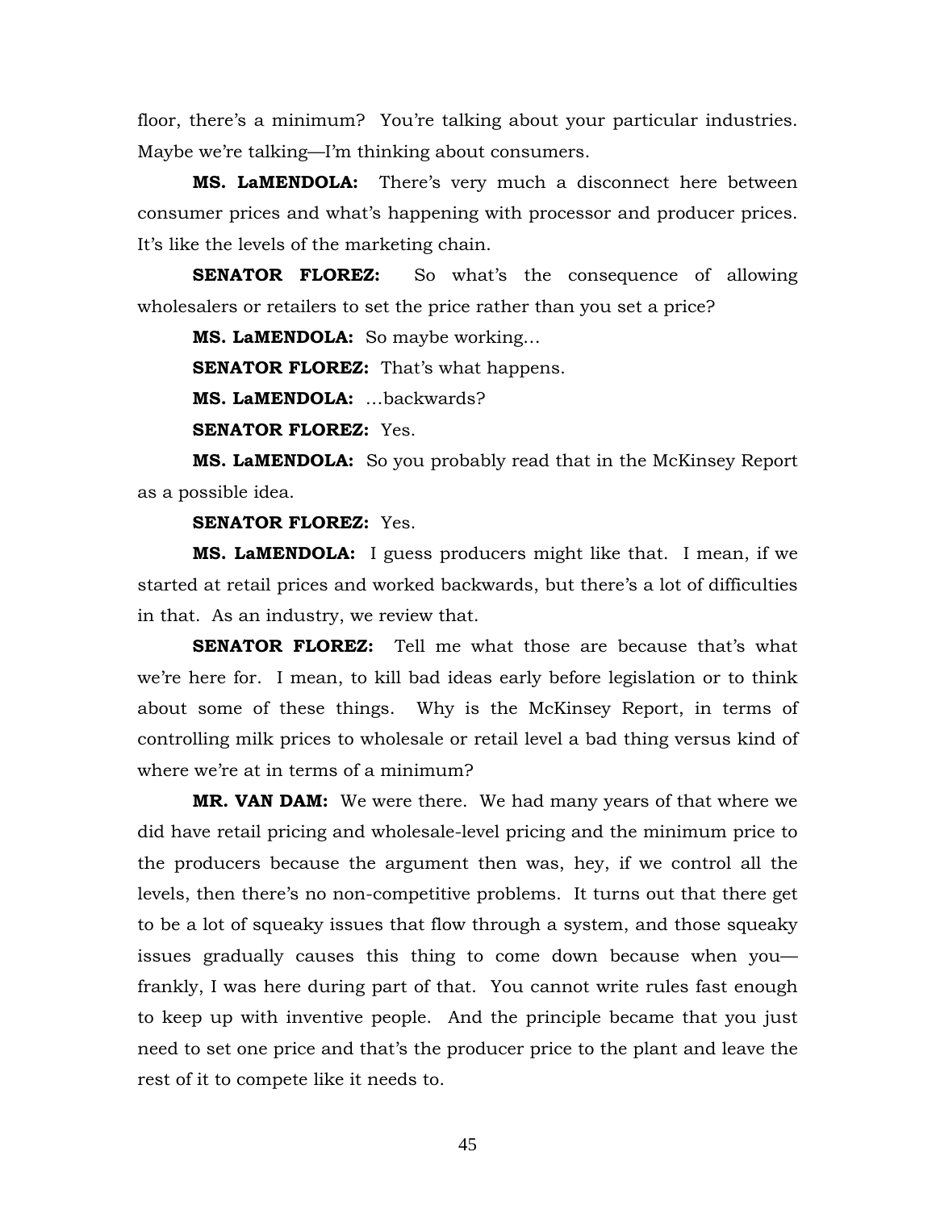floor, there's a minimum? You're talking about your particular industries. Maybe we're talking—I'm thinking about consumers.

**MS. LaMENDOLA:** There's very much a disconnect here between consumer prices and what's happening with processor and producer prices. It's like the levels of the marketing chain.

**SENATOR FLOREZ:** So what's the consequence of allowing wholesalers or retailers to set the price rather than you set a price?

**MS. LaMENDOLA:** So maybe working…

**SENATOR FLOREZ:** That's what happens.

**MS. LaMENDOLA:** …backwards?

**SENATOR FLOREZ:** Yes.

**MS. LaMENDOLA:** So you probably read that in the McKinsey Report as a possible idea.

**SENATOR FLOREZ:** Yes.

**MS. LaMENDOLA:** I guess producers might like that. I mean, if we started at retail prices and worked backwards, but there's a lot of difficulties in that. As an industry, we review that.

**SENATOR FLOREZ:** Tell me what those are because that's what we're here for. I mean, to kill bad ideas early before legislation or to think about some of these things. Why is the McKinsey Report, in terms of controlling milk prices to wholesale or retail level a bad thing versus kind of where we're at in terms of a minimum?

**MR. VAN DAM:** We were there. We had many years of that where we did have retail pricing and wholesale-level pricing and the minimum price to the producers because the argument then was, hey, if we control all the levels, then there's no non-competitive problems. It turns out that there get to be a lot of squeaky issues that flow through a system, and those squeaky issues gradually causes this thing to come down because when you—frankly, I was here during part of that. You cannot write rules fast enough to keep up with inventive people. And the principle became that you just need to set one price and that's the producer price to the plant and leave the rest of it to compete like it needs to.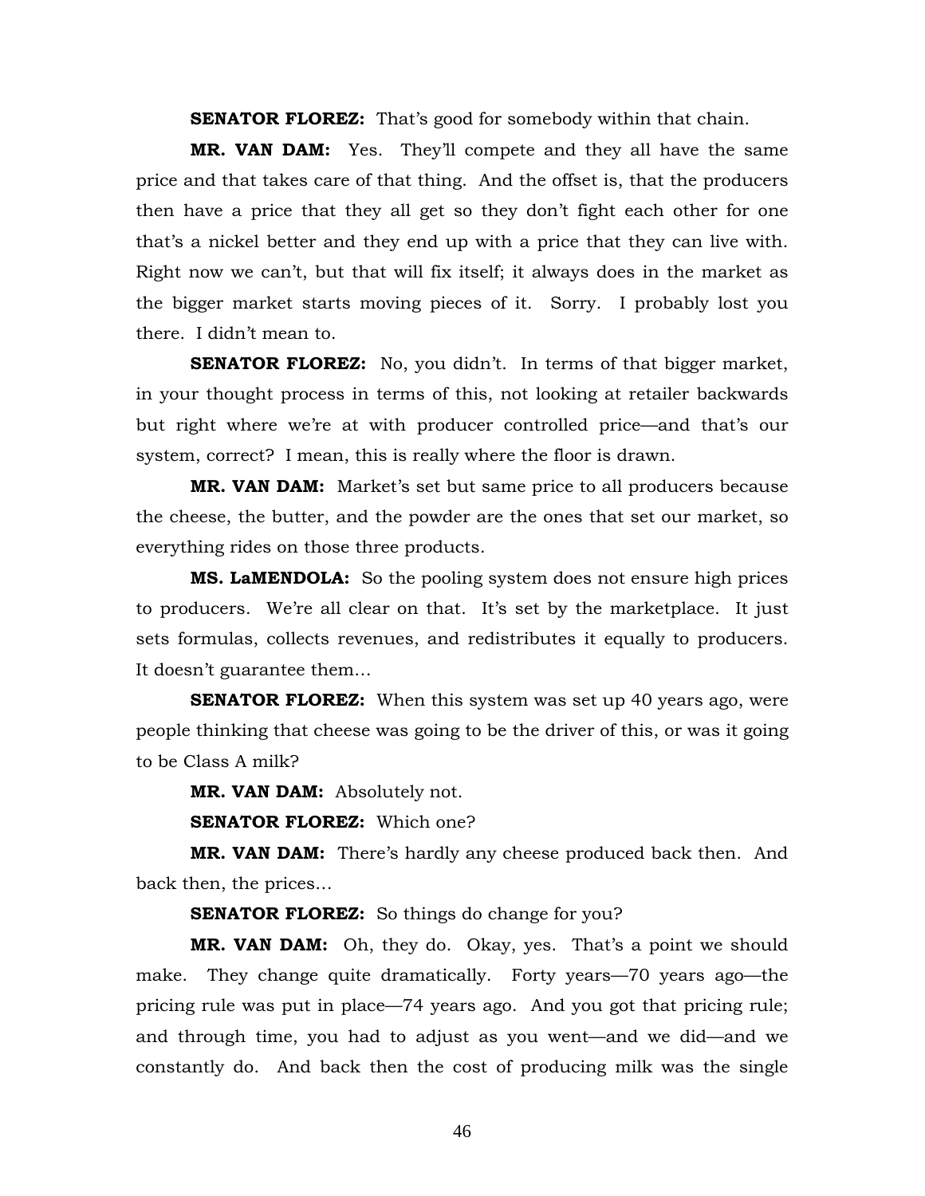**SENATOR FLOREZ:** That's good for somebody within that chain.

**MR. VAN DAM:** Yes. They'll compete and they all have the same price and that takes care of that thing. And the offset is, that the producers then have a price that they all get so they don't fight each other for one that's a nickel better and they end up with a price that they can live with. Right now we can't, but that will fix itself; it always does in the market as the bigger market starts moving pieces of it. Sorry. I probably lost you there. I didn't mean to.

**SENATOR FLOREZ:** No, you didn't. In terms of that bigger market, in your thought process in terms of this, not looking at retailer backwards but right where we're at with producer controlled price—and that's our system, correct? I mean, this is really where the floor is drawn.

**MR. VAN DAM:** Market's set but same price to all producers because the cheese, the butter, and the powder are the ones that set our market, so everything rides on those three products.

**MS. LaMENDOLA:** So the pooling system does not ensure high prices to producers. We're all clear on that. It's set by the marketplace. It just sets formulas, collects revenues, and redistributes it equally to producers. It doesn't guarantee them…

**SENATOR FLOREZ:** When this system was set up 40 years ago, were people thinking that cheese was going to be the driver of this, or was it going to be Class A milk?

**MR. VAN DAM:** Absolutely not.

**SENATOR FLOREZ:** Which one?

**MR. VAN DAM:** There's hardly any cheese produced back then. And back then, the prices…

**SENATOR FLOREZ:** So things do change for you?

**MR. VAN DAM:** Oh, they do. Okay, yes. That's a point we should make. They change quite dramatically. Forty years—70 years ago—the pricing rule was put in place—74 years ago. And you got that pricing rule; and through time, you had to adjust as you went—and we did—and we constantly do. And back then the cost of producing milk was the single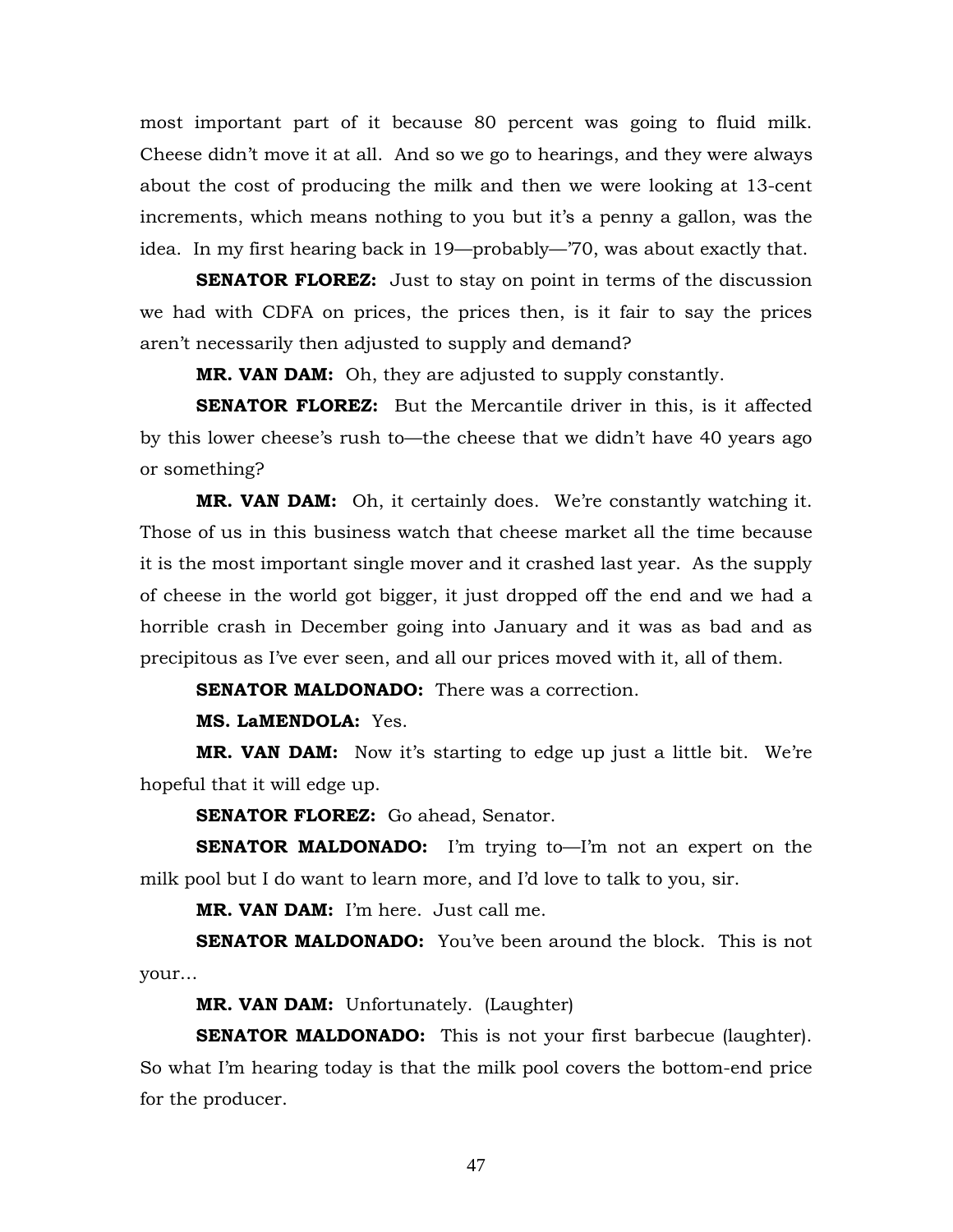most important part of it because 80 percent was going to fluid milk. Cheese didn't move it at all. And so we go to hearings, and they were always about the cost of producing the milk and then we were looking at 13-cent increments, which means nothing to you but it's a penny a gallon, was the idea. In my first hearing back in 19—probably—'70, was about exactly that.

**SENATOR FLOREZ:** Just to stay on point in terms of the discussion we had with CDFA on prices, the prices then, is it fair to say the prices aren't necessarily then adjusted to supply and demand?

**MR. VAN DAM:** Oh, they are adjusted to supply constantly.

**SENATOR FLOREZ:** But the Mercantile driver in this, is it affected by this lower cheese's rush to—the cheese that we didn't have 40 years ago or something?

**MR. VAN DAM:** Oh, it certainly does. We're constantly watching it. Those of us in this business watch that cheese market all the time because it is the most important single mover and it crashed last year. As the supply of cheese in the world got bigger, it just dropped off the end and we had a horrible crash in December going into January and it was as bad and as precipitous as I've ever seen, and all our prices moved with it, all of them.

**SENATOR MALDONADO:** There was a correction.

**MS. LaMENDOLA:** Yes.

**MR. VAN DAM:** Now it's starting to edge up just a little bit. We're hopeful that it will edge up.

**SENATOR FLOREZ:** Go ahead, Senator.

**SENATOR MALDONADO:** I'm trying to—I'm not an expert on the milk pool but I do want to learn more, and I'd love to talk to you, sir.

**MR. VAN DAM:** I'm here. Just call me.

**SENATOR MALDONADO:** You've been around the block. This is not your…

**MR. VAN DAM:** Unfortunately. (Laughter)

**SENATOR MALDONADO:** This is not your first barbecue (laughter). So what I'm hearing today is that the milk pool covers the bottom-end price for the producer.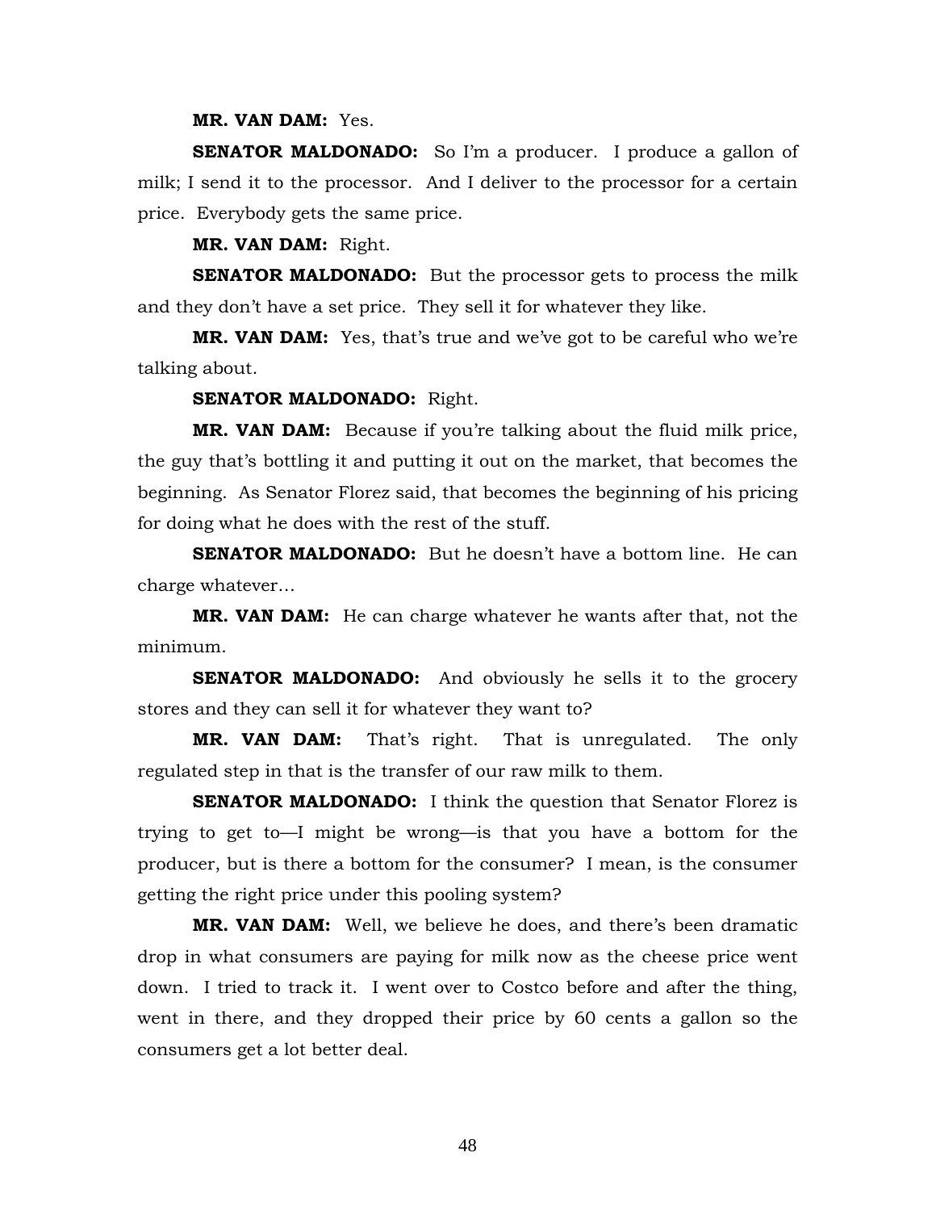**MR. VAN DAM:** Yes.

**SENATOR MALDONADO:** So I'm a producer. I produce a gallon of milk; I send it to the processor. And I deliver to the processor for a certain price. Everybody gets the same price.

**MR. VAN DAM:** Right.

**SENATOR MALDONADO:** But the processor gets to process the milk and they don't have a set price. They sell it for whatever they like.

**MR. VAN DAM:** Yes, that's true and we've got to be careful who we're talking about.

**SENATOR MALDONADO:** Right.

**MR. VAN DAM:** Because if you're talking about the fluid milk price, the guy that's bottling it and putting it out on the market, that becomes the beginning. As Senator Florez said, that becomes the beginning of his pricing for doing what he does with the rest of the stuff.

**SENATOR MALDONADO:** But he doesn't have a bottom line. He can charge whatever…

**MR. VAN DAM:** He can charge whatever he wants after that, not the minimum.

**SENATOR MALDONADO:** And obviously he sells it to the grocery stores and they can sell it for whatever they want to?

**MR. VAN DAM:** That's right. That is unregulated. The only regulated step in that is the transfer of our raw milk to them.

**SENATOR MALDONADO:** I think the question that Senator Florez is trying to get to—I might be wrong—is that you have a bottom for the producer, but is there a bottom for the consumer? I mean, is the consumer getting the right price under this pooling system?

**MR. VAN DAM:** Well, we believe he does, and there's been dramatic drop in what consumers are paying for milk now as the cheese price went down. I tried to track it. I went over to Costco before and after the thing, went in there, and they dropped their price by 60 cents a gallon so the consumers get a lot better deal.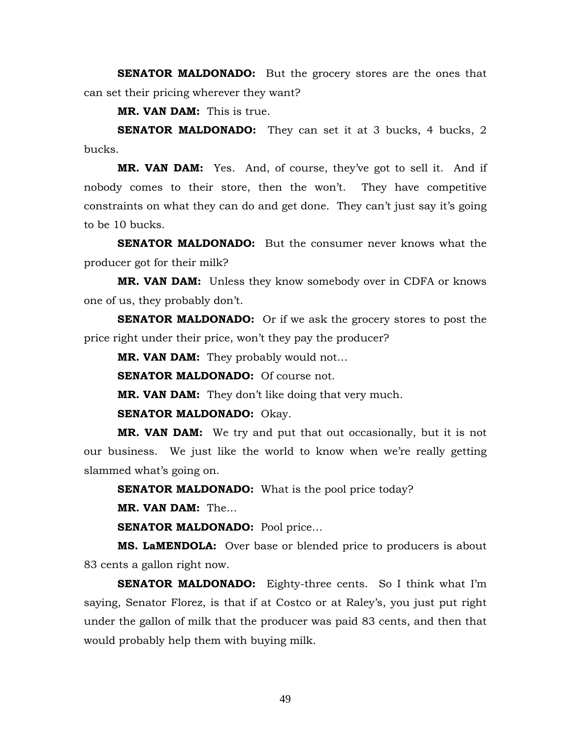**SENATOR MALDONADO:** But the grocery stores are the ones that can set their pricing wherever they want?

**MR. VAN DAM:** This is true.

**SENATOR MALDONADO:** They can set it at 3 bucks, 4 bucks, 2 bucks.

**MR. VAN DAM:** Yes. And, of course, they've got to sell it. And if nobody comes to their store, then the won't. They have competitive constraints on what they can do and get done. They can't just say it's going to be 10 bucks.

**SENATOR MALDONADO:** But the consumer never knows what the producer got for their milk?

**MR. VAN DAM:** Unless they know somebody over in CDFA or knows one of us, they probably don't.

**SENATOR MALDONADO:** Or if we ask the grocery stores to post the price right under their price, won't they pay the producer?

**MR. VAN DAM:** They probably would not…

**SENATOR MALDONADO:** Of course not.

**MR. VAN DAM:** They don't like doing that very much.

**SENATOR MALDONADO:** Okay.

**MR. VAN DAM:** We try and put that out occasionally, but it is not our business. We just like the world to know when we're really getting slammed what's going on.

**SENATOR MALDONADO:** What is the pool price today?

**MR. VAN DAM:** The…

**SENATOR MALDONADO:** Pool price…

**MS. LaMENDOLA:** Over base or blended price to producers is about 83 cents a gallon right now.

**SENATOR MALDONADO:** Eighty-three cents. So I think what I'm saying, Senator Florez, is that if at Costco or at Raley's, you just put right under the gallon of milk that the producer was paid 83 cents, and then that would probably help them with buying milk.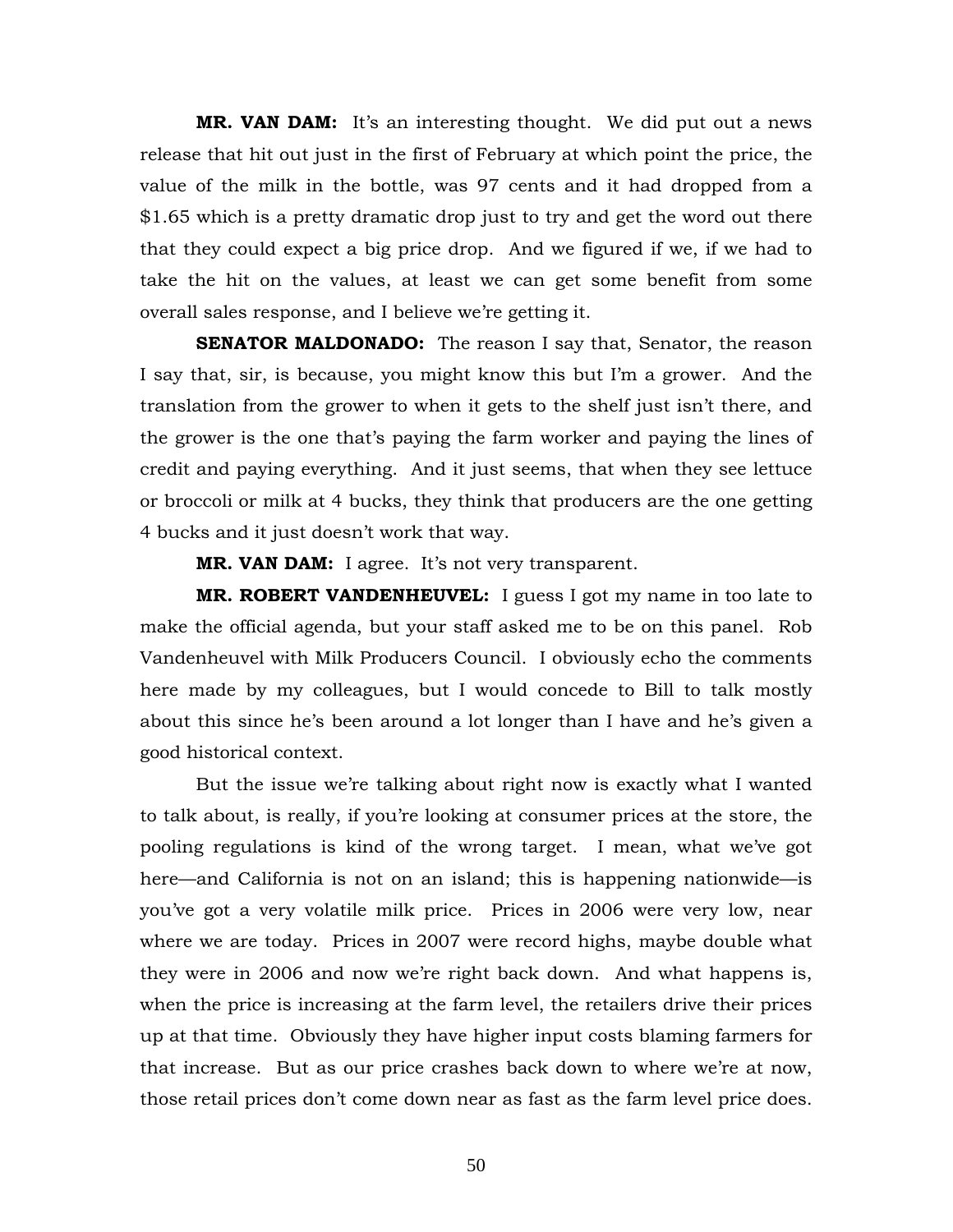**MR. VAN DAM:** It's an interesting thought. We did put out a news release that hit out just in the first of February at which point the price, the value of the milk in the bottle, was 97 cents and it had dropped from a $1.65 which is a pretty dramatic drop just to try and get the word out there that they could expect a big price drop. And we figured if we, if we had to take the hit on the values, at least we can get some benefit from some overall sales response, and I believe we're getting it.

**SENATOR MALDONADO:** The reason I say that, Senator, the reason I say that, sir, is because, you might know this but I'm a grower. And the translation from the grower to when it gets to the shelf just isn't there, and the grower is the one that's paying the farm worker and paying the lines of credit and paying everything. And it just seems, that when they see lettuce or broccoli or milk at 4 bucks, they think that producers are the one getting 4 bucks and it just doesn't work that way.

**MR. VAN DAM:** I agree. It's not very transparent.

**MR. ROBERT VANDENHEUVEL:** I guess I got my name in too late to make the official agenda, but your staff asked me to be on this panel. Rob Vandenheuvel with Milk Producers Council. I obviously echo the comments here made by my colleagues, but I would concede to Bill to talk mostly about this since he's been around a lot longer than I have and he's given a good historical context.

But the issue we're talking about right now is exactly what I wanted to talk about, is really, if you're looking at consumer prices at the store, the pooling regulations is kind of the wrong target. I mean, what we've got here—and California is not on an island; this is happening nationwide—is you've got a very volatile milk price. Prices in 2006 were very low, near where we are today. Prices in 2007 were record highs, maybe double what they were in 2006 and now we're right back down. And what happens is, when the price is increasing at the farm level, the retailers drive their prices up at that time. Obviously they have higher input costs blaming farmers for that increase. But as our price crashes back down to where we're at now, those retail prices don't come down near as fast as the farm level price does.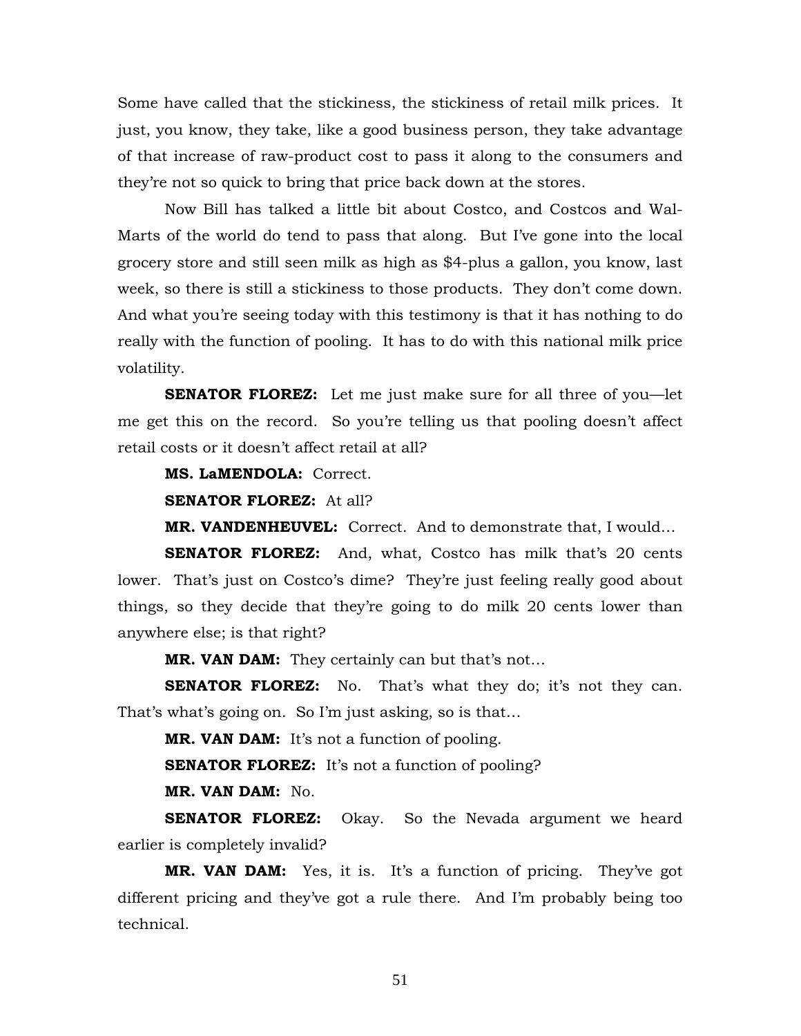Some have called that the stickiness, the stickiness of retail milk prices. It just, you know, they take, like a good business person, they take advantage of that increase of raw-product cost to pass it along to the consumers and they're not so quick to bring that price back down at the stores.

Now Bill has talked a little bit about Costco, and Costcos and Wal-Marts of the world do tend to pass that along. But I've gone into the local grocery store and still seen milk as high as $4-plus a gallon, you know, last week, so there is still a stickiness to those products. They don't come down. And what you're seeing today with this testimony is that it has nothing to do really with the function of pooling. It has to do with this national milk price volatility.

**SENATOR FLOREZ:** Let me just make sure for all three of you—let me get this on the record. So you're telling us that pooling doesn't affect retail costs or it doesn't affect retail at all?

**MS. LaMENDOLA:** Correct.

**SENATOR FLOREZ:** At all?

**MR. VANDENHEUVEL:** Correct. And to demonstrate that, I would…

**SENATOR FLOREZ:** And, what, Costco has milk that's 20 cents lower. That's just on Costco's dime? They're just feeling really good about things, so they decide that they're going to do milk 20 cents lower than anywhere else; is that right?

**MR. VAN DAM:** They certainly can but that's not…

**SENATOR FLOREZ:** No. That's what they do; it's not they can. That's what's going on. So I'm just asking, so is that…

**MR. VAN DAM:** It's not a function of pooling.

**SENATOR FLOREZ:** It's not a function of pooling?

**MR. VAN DAM:** No.

**SENATOR FLOREZ:** Okay. So the Nevada argument we heard earlier is completely invalid?

**MR. VAN DAM:** Yes, it is. It's a function of pricing. They've got different pricing and they've got a rule there. And I'm probably being too technical.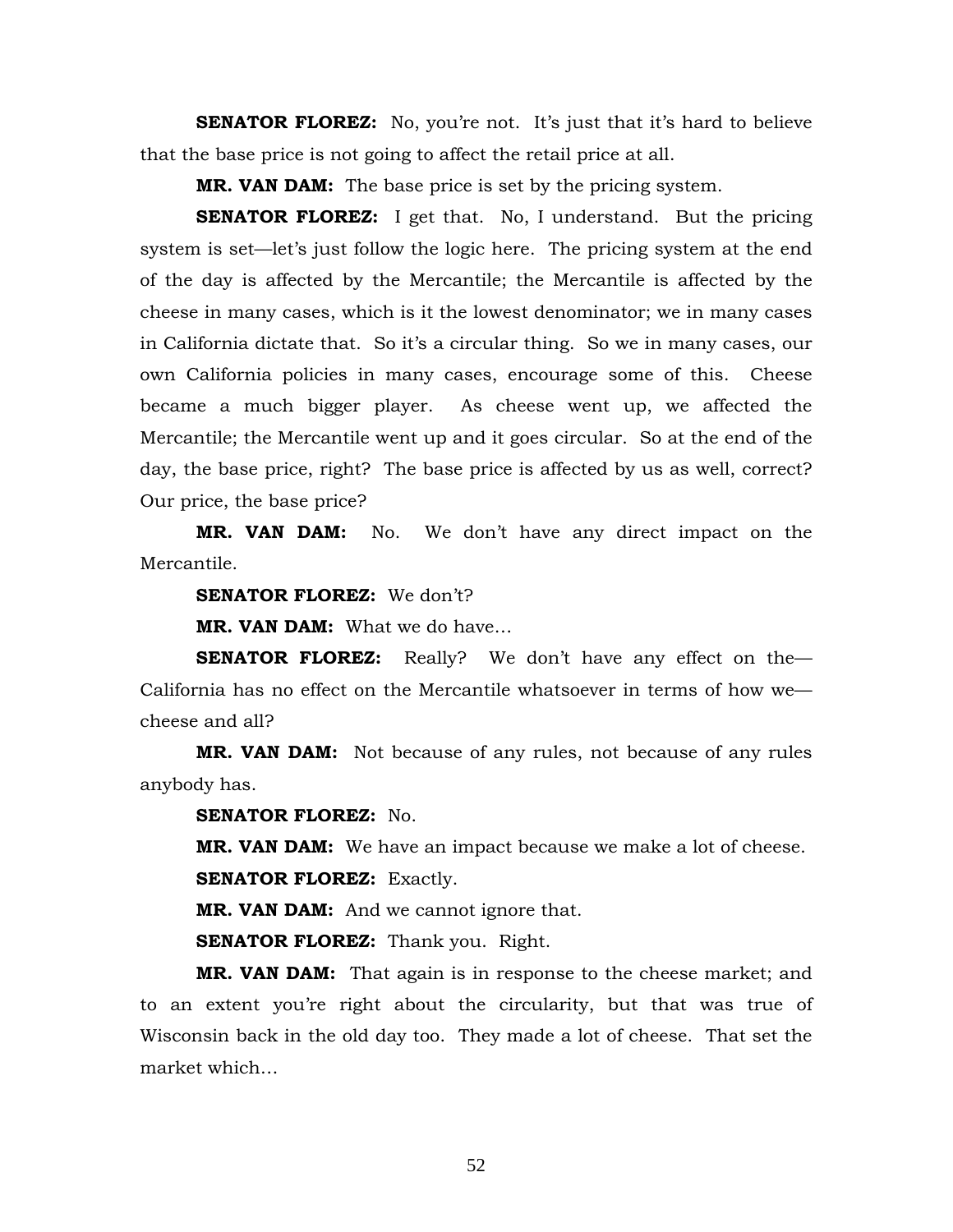**SENATOR FLOREZ:** No, you're not. It's just that it's hard to believe that the base price is not going to affect the retail price at all.

**MR. VAN DAM:** The base price is set by the pricing system.

**SENATOR FLOREZ:** I get that. No, I understand. But the pricing system is set—let's just follow the logic here. The pricing system at the end of the day is affected by the Mercantile; the Mercantile is affected by the cheese in many cases, which is it the lowest denominator; we in many cases in California dictate that. So it's a circular thing. So we in many cases, our own California policies in many cases, encourage some of this. Cheese became a much bigger player. As cheese went up, we affected the Mercantile; the Mercantile went up and it goes circular. So at the end of the day, the base price, right? The base price is affected by us as well, correct? Our price, the base price?

**MR. VAN DAM:** No. We don't have any direct impact on the Mercantile.

**SENATOR FLOREZ:** We don't?

**MR. VAN DAM:** What we do have…

**SENATOR FLOREZ:** Really? We don't have any effect on the—California has no effect on the Mercantile whatsoever in terms of how we—cheese and all?

**MR. VAN DAM:** Not because of any rules, not because of any rules anybody has.

**SENATOR FLOREZ:** No.

**MR. VAN DAM:** We have an impact because we make a lot of cheese.

**SENATOR FLOREZ:** Exactly.

**MR. VAN DAM:** And we cannot ignore that.

**SENATOR FLOREZ:** Thank you. Right.

**MR. VAN DAM:** That again is in response to the cheese market; and to an extent you're right about the circularity, but that was true of Wisconsin back in the old day too. They made a lot of cheese. That set the market which…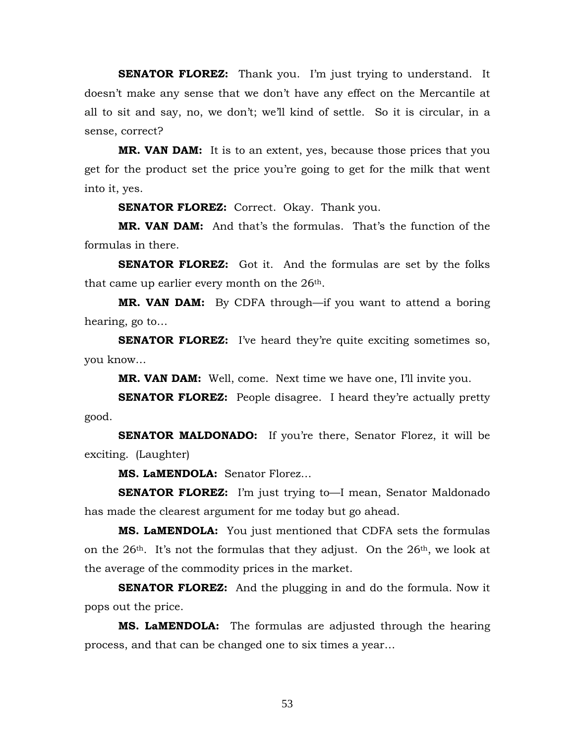**SENATOR FLOREZ:** Thank you. I'm just trying to understand. It doesn't make any sense that we don't have any effect on the Mercantile at all to sit and say, no, we don't; we'll kind of settle. So it is circular, in a sense, correct?

**MR. VAN DAM:** It is to an extent, yes, because those prices that you get for the product set the price you're going to get for the milk that went into it, yes.

**SENATOR FLOREZ:** Correct. Okay. Thank you.

**MR. VAN DAM:** And that's the formulas. That's the function of the formulas in there.

**SENATOR FLOREZ:** Got it. And the formulas are set by the folks that came up earlier every month on the 26th.

**MR. VAN DAM:** By CDFA through—if you want to attend a boring hearing, go to…

**SENATOR FLOREZ:** I've heard they're quite exciting sometimes so, you know…

**MR. VAN DAM:** Well, come. Next time we have one, I'll invite you.

**SENATOR FLOREZ:** People disagree. I heard they're actually pretty good.

**SENATOR MALDONADO:** If you're there, Senator Florez, it will be exciting. (Laughter)

**MS. LaMENDOLA:** Senator Florez…

**SENATOR FLOREZ:** I'm just trying to—I mean, Senator Maldonado has made the clearest argument for me today but go ahead.

**MS. LaMENDOLA:** You just mentioned that CDFA sets the formulas on the 26th. It's not the formulas that they adjust. On the 26th, we look at the average of the commodity prices in the market.

**SENATOR FLOREZ:** And the plugging in and do the formula. Now it pops out the price.

**MS. LaMENDOLA:** The formulas are adjusted through the hearing process, and that can be changed one to six times a year…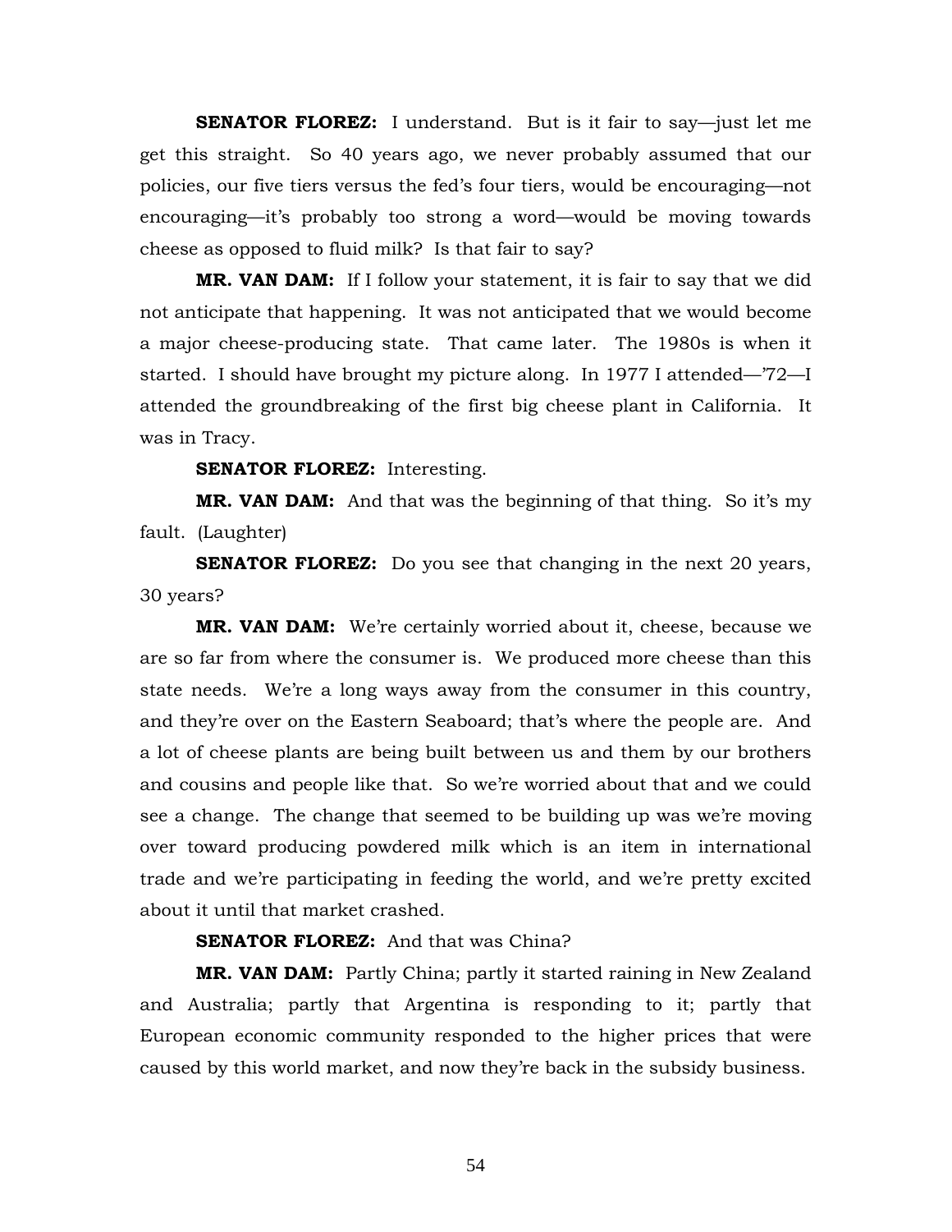**SENATOR FLOREZ:** I understand. But is it fair to say—just let me get this straight. So 40 years ago, we never probably assumed that our policies, our five tiers versus the fed's four tiers, would be encouraging—not encouraging—it's probably too strong a word—would be moving towards cheese as opposed to fluid milk? Is that fair to say?

**MR. VAN DAM:** If I follow your statement, it is fair to say that we did not anticipate that happening. It was not anticipated that we would become a major cheese-producing state. That came later. The 1980s is when it started. I should have brought my picture along. In 1977 I attended—'72—I attended the groundbreaking of the first big cheese plant in California. It was in Tracy.

**SENATOR FLOREZ:** Interesting.

**MR. VAN DAM:** And that was the beginning of that thing. So it's my fault. (Laughter)

**SENATOR FLOREZ:** Do you see that changing in the next 20 years, 30 years?

**MR. VAN DAM:** We're certainly worried about it, cheese, because we are so far from where the consumer is. We produced more cheese than this state needs. We're a long ways away from the consumer in this country, and they're over on the Eastern Seaboard; that's where the people are. And a lot of cheese plants are being built between us and them by our brothers and cousins and people like that. So we're worried about that and we could see a change. The change that seemed to be building up was we're moving over toward producing powdered milk which is an item in international trade and we're participating in feeding the world, and we're pretty excited about it until that market crashed.

**SENATOR FLOREZ:** And that was China?

**MR. VAN DAM:** Partly China; partly it started raining in New Zealand and Australia; partly that Argentina is responding to it; partly that European economic community responded to the higher prices that were caused by this world market, and now they're back in the subsidy business.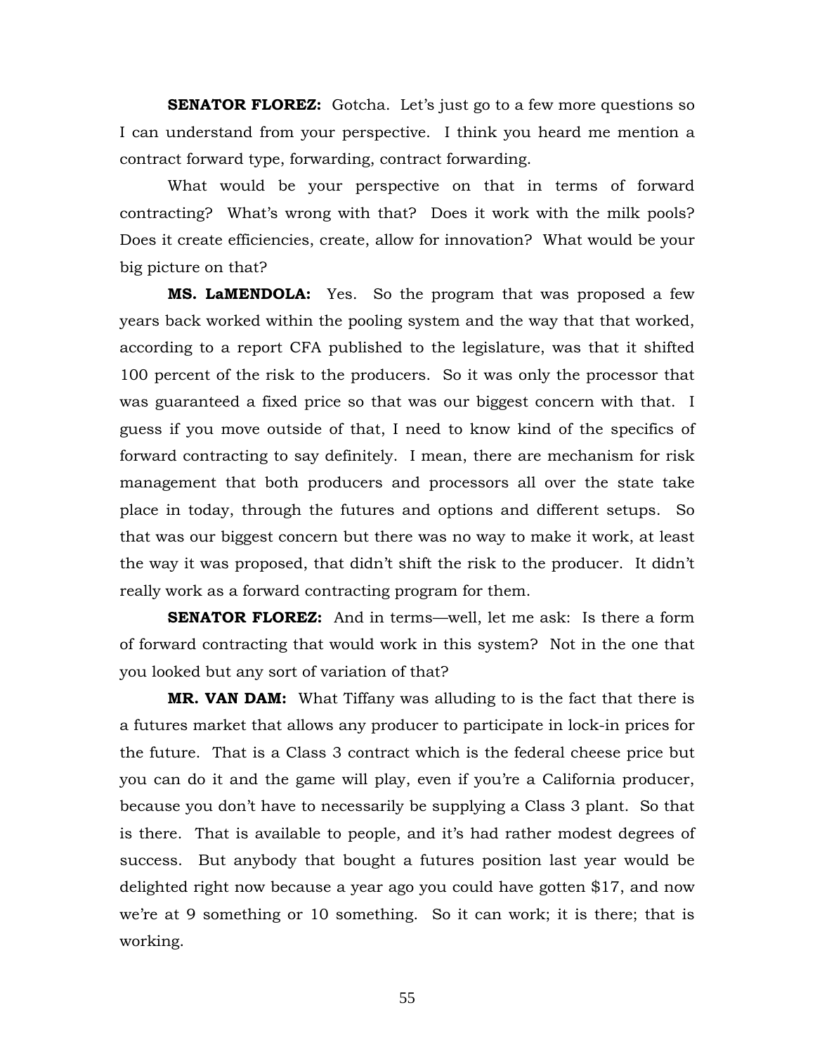**SENATOR FLOREZ:** Gotcha. Let's just go to a few more questions so I can understand from your perspective. I think you heard me mention a contract forward type, forwarding, contract forwarding.

What would be your perspective on that in terms of forward contracting? What's wrong with that? Does it work with the milk pools? Does it create efficiencies, create, allow for innovation? What would be your big picture on that?

**MS. LaMENDOLA:** Yes. So the program that was proposed a few years back worked within the pooling system and the way that that worked, according to a report CFA published to the legislature, was that it shifted 100 percent of the risk to the producers. So it was only the processor that was guaranteed a fixed price so that was our biggest concern with that. I guess if you move outside of that, I need to know kind of the specifics of forward contracting to say definitely. I mean, there are mechanism for risk management that both producers and processors all over the state take place in today, through the futures and options and different setups. So that was our biggest concern but there was no way to make it work, at least the way it was proposed, that didn't shift the risk to the producer. It didn't really work as a forward contracting program for them.

**SENATOR FLOREZ:** And in terms—well, let me ask: Is there a form of forward contracting that would work in this system? Not in the one that you looked but any sort of variation of that?

**MR. VAN DAM:** What Tiffany was alluding to is the fact that there is a futures market that allows any producer to participate in lock-in prices for the future. That is a Class 3 contract which is the federal cheese price but you can do it and the game will play, even if you're a California producer, because you don't have to necessarily be supplying a Class 3 plant. So that is there. That is available to people, and it's had rather modest degrees of success. But anybody that bought a futures position last year would be delighted right now because a year ago you could have gotten $17, and now we're at 9 something or 10 something. So it can work; it is there; that is working.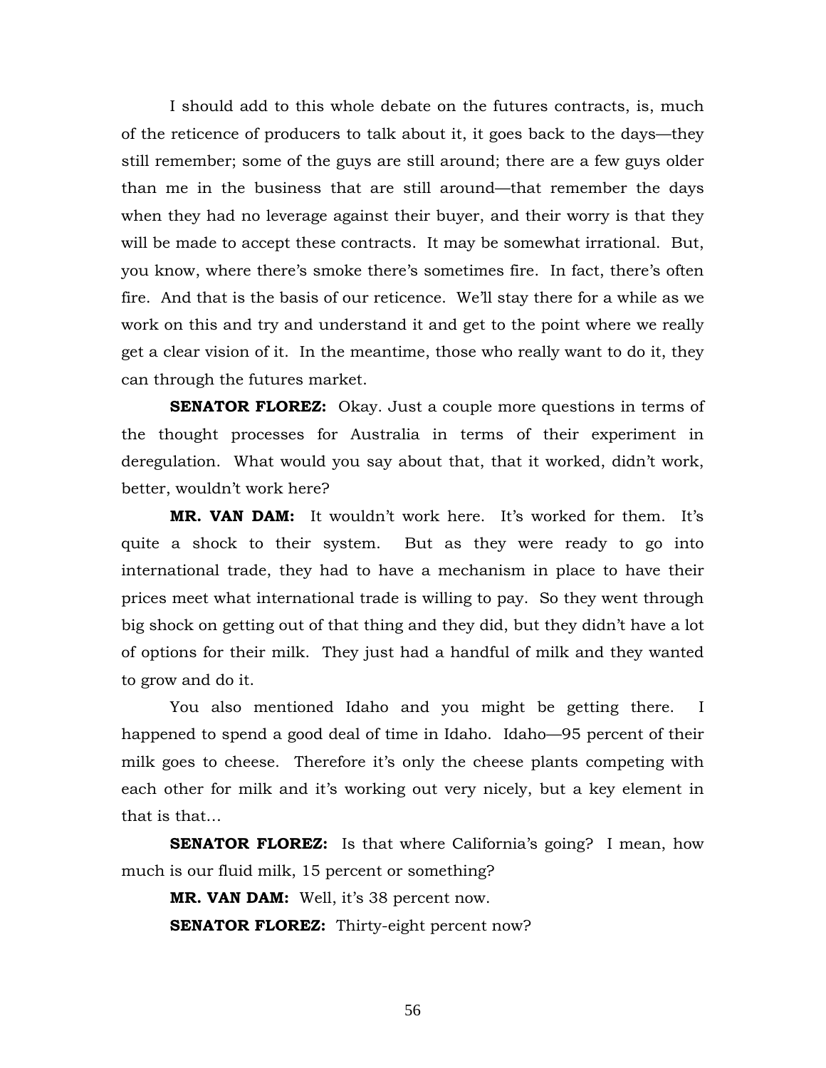I should add to this whole debate on the futures contracts, is, much of the reticence of producers to talk about it, it goes back to the days—they still remember; some of the guys are still around; there are a few guys older than me in the business that are still around—that remember the days when they had no leverage against their buyer, and their worry is that they will be made to accept these contracts. It may be somewhat irrational. But, you know, where there's smoke there's sometimes fire. In fact, there's often fire. And that is the basis of our reticence. We'll stay there for a while as we work on this and try and understand it and get to the point where we really get a clear vision of it. In the meantime, those who really want to do it, they can through the futures market.

**SENATOR FLOREZ:** Okay. Just a couple more questions in terms of the thought processes for Australia in terms of their experiment in deregulation. What would you say about that, that it worked, didn't work, better, wouldn't work here?

**MR. VAN DAM:** It wouldn't work here. It's worked for them. It's quite a shock to their system. But as they were ready to go into international trade, they had to have a mechanism in place to have their prices meet what international trade is willing to pay. So they went through big shock on getting out of that thing and they did, but they didn't have a lot of options for their milk. They just had a handful of milk and they wanted to grow and do it.

You also mentioned Idaho and you might be getting there. I happened to spend a good deal of time in Idaho. Idaho—95 percent of their milk goes to cheese. Therefore it's only the cheese plants competing with each other for milk and it's working out very nicely, but a key element in that is that…

**SENATOR FLOREZ:** Is that where California's going? I mean, how much is our fluid milk, 15 percent or something?

**MR. VAN DAM:** Well, it's 38 percent now.

**SENATOR FLOREZ:** Thirty-eight percent now?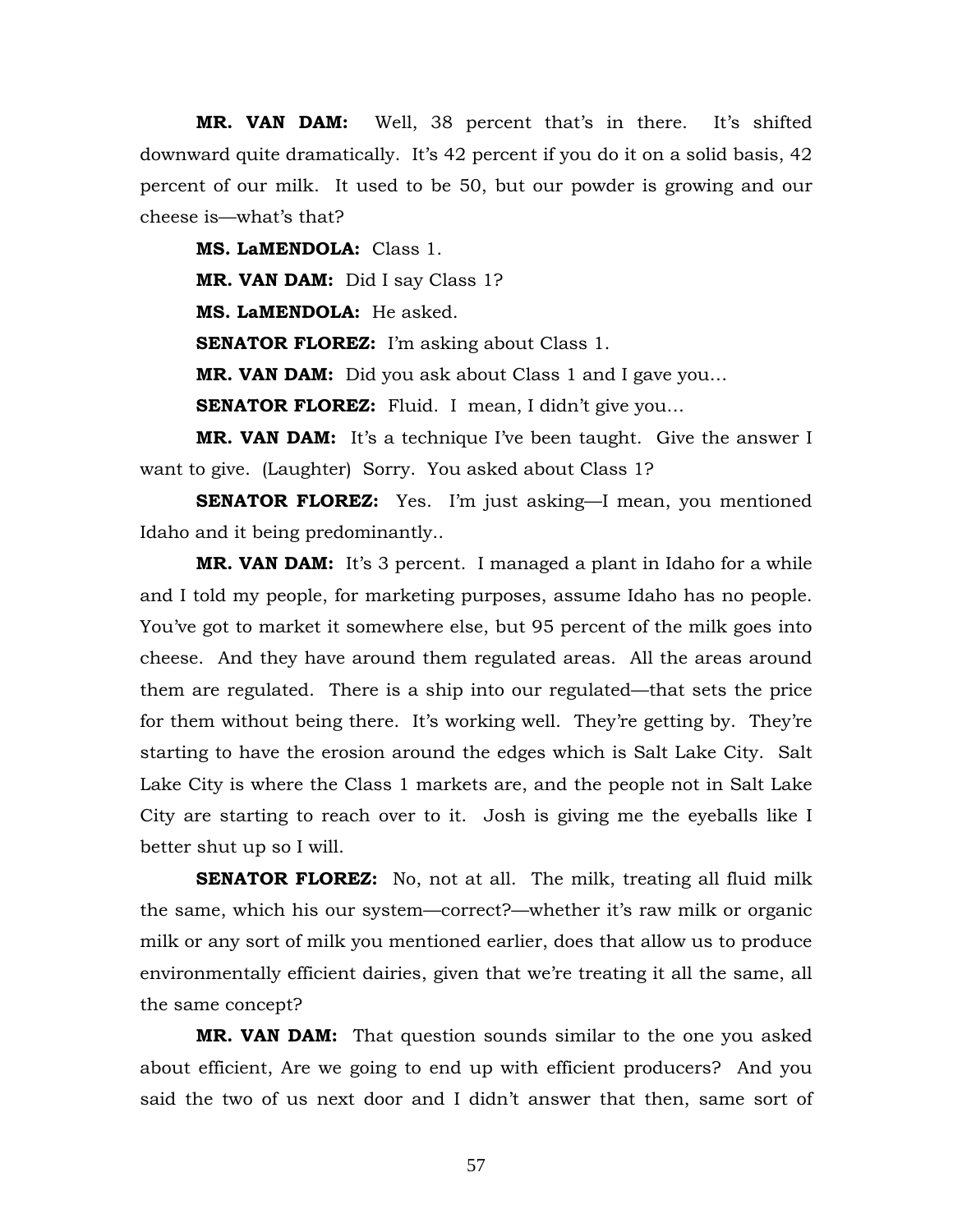**MR. VAN DAM:** Well, 38 percent that's in there. It's shifted downward quite dramatically. It's 42 percent if you do it on a solid basis, 42 percent of our milk. It used to be 50, but our powder is growing and our cheese is—what's that?

**MS. LaMENDOLA:** Class 1.

**MR. VAN DAM:** Did I say Class 1?

**MS. LaMENDOLA:** He asked.

**SENATOR FLOREZ:** I'm asking about Class 1.

**MR. VAN DAM:** Did you ask about Class 1 and I gave you…

**SENATOR FLOREZ:** Fluid. I mean, I didn't give you…

**MR. VAN DAM:** It's a technique I've been taught. Give the answer I want to give. (Laughter) Sorry. You asked about Class 1?

**SENATOR FLOREZ:** Yes. I'm just asking—I mean, you mentioned Idaho and it being predominantly..

**MR. VAN DAM:** It's 3 percent. I managed a plant in Idaho for a while and I told my people, for marketing purposes, assume Idaho has no people. You've got to market it somewhere else, but 95 percent of the milk goes into cheese. And they have around them regulated areas. All the areas around them are regulated. There is a ship into our regulated—that sets the price for them without being there. It's working well. They're getting by. They're starting to have the erosion around the edges which is Salt Lake City. Salt Lake City is where the Class 1 markets are, and the people not in Salt Lake City are starting to reach over to it. Josh is giving me the eyeballs like I better shut up so I will.

**SENATOR FLOREZ:** No, not at all. The milk, treating all fluid milk the same, which his our system—correct?—whether it's raw milk or organic milk or any sort of milk you mentioned earlier, does that allow us to produce environmentally efficient dairies, given that we're treating it all the same, all the same concept?

**MR. VAN DAM:** That question sounds similar to the one you asked about efficient, Are we going to end up with efficient producers? And you said the two of us next door and I didn't answer that then, same sort of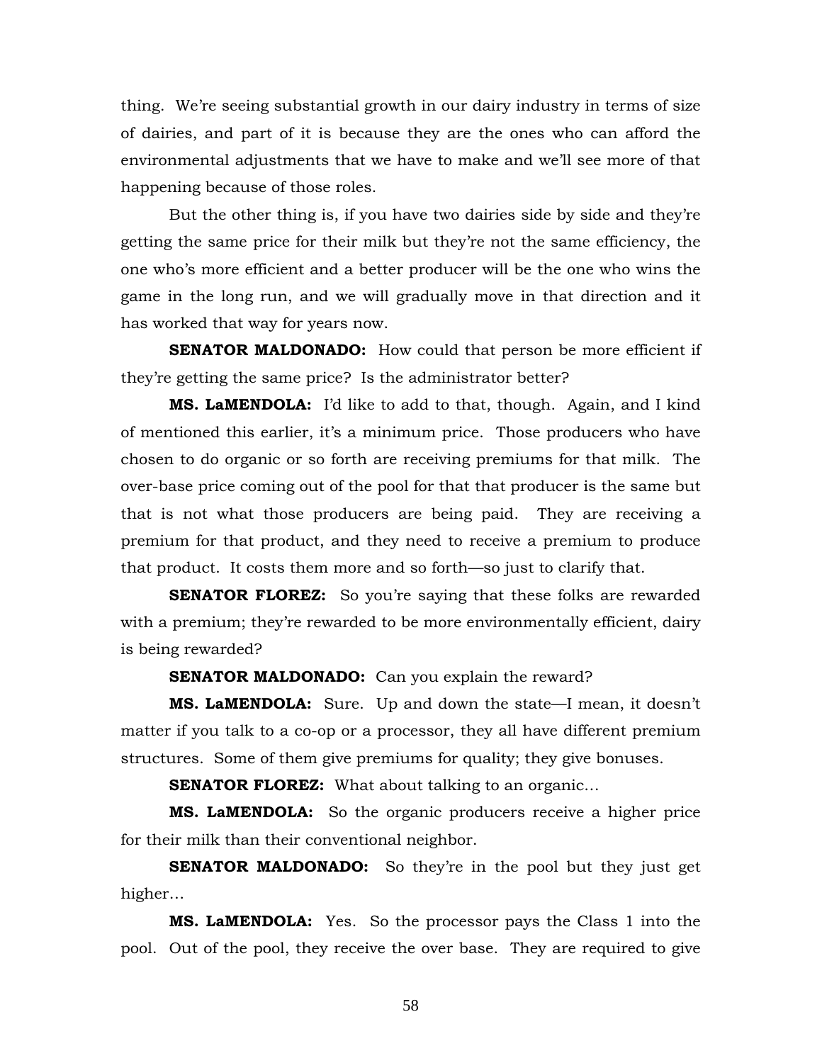thing. We're seeing substantial growth in our dairy industry in terms of size of dairies, and part of it is because they are the ones who can afford the environmental adjustments that we have to make and we'll see more of that happening because of those roles.

But the other thing is, if you have two dairies side by side and they're getting the same price for their milk but they're not the same efficiency, the one who's more efficient and a better producer will be the one who wins the game in the long run, and we will gradually move in that direction and it has worked that way for years now.

**SENATOR MALDONADO:** How could that person be more efficient if they're getting the same price? Is the administrator better?

**MS. LaMENDOLA:** I'd like to add to that, though. Again, and I kind of mentioned this earlier, it's a minimum price. Those producers who have chosen to do organic or so forth are receiving premiums for that milk. The over-base price coming out of the pool for that that producer is the same but that is not what those producers are being paid. They are receiving a premium for that product, and they need to receive a premium to produce that product. It costs them more and so forth—so just to clarify that.

**SENATOR FLOREZ:** So you're saying that these folks are rewarded with a premium; they're rewarded to be more environmentally efficient, dairy is being rewarded?

**SENATOR MALDONADO:** Can you explain the reward?

**MS. LaMENDOLA:** Sure. Up and down the state—I mean, it doesn't matter if you talk to a co-op or a processor, they all have different premium structures. Some of them give premiums for quality; they give bonuses.

**SENATOR FLOREZ:** What about talking to an organic…

**MS. LaMENDOLA:** So the organic producers receive a higher price for their milk than their conventional neighbor.

**SENATOR MALDONADO:** So they're in the pool but they just get higher…

**MS. LaMENDOLA:** Yes. So the processor pays the Class 1 into the pool. Out of the pool, they receive the over base. They are required to give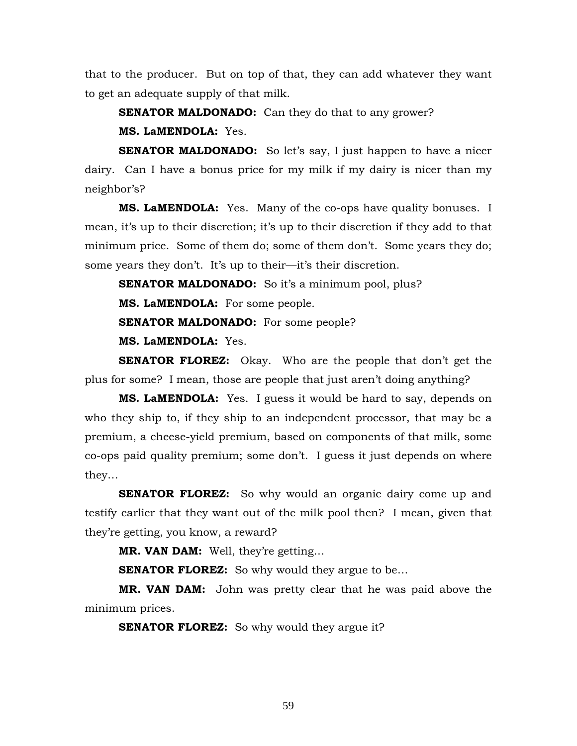that to the producer. But on top of that, they can add whatever they want to get an adequate supply of that milk.

**SENATOR MALDONADO:** Can they do that to any grower?

**MS. LaMENDOLA:** Yes.

**SENATOR MALDONADO:** So let's say, I just happen to have a nicer dairy. Can I have a bonus price for my milk if my dairy is nicer than my neighbor's?

**MS. LaMENDOLA:** Yes. Many of the co-ops have quality bonuses. I mean, it's up to their discretion; it's up to their discretion if they add to that minimum price. Some of them do; some of them don't. Some years they do; some years they don't. It's up to their—it's their discretion.

**SENATOR MALDONADO:** So it's a minimum pool, plus?

**MS. LaMENDOLA:** For some people.

**SENATOR MALDONADO:** For some people?

**MS. LaMENDOLA:** Yes.

**SENATOR FLOREZ:** Okay. Who are the people that don't get the plus for some? I mean, those are people that just aren't doing anything?

**MS. LaMENDOLA:** Yes. I guess it would be hard to say, depends on who they ship to, if they ship to an independent processor, that may be a premium, a cheese-yield premium, based on components of that milk, some co-ops paid quality premium; some don't. I guess it just depends on where they…

**SENATOR FLOREZ:** So why would an organic dairy come up and testify earlier that they want out of the milk pool then? I mean, given that they're getting, you know, a reward?

**MR. VAN DAM:** Well, they're getting…

**SENATOR FLOREZ:** So why would they argue to be…

**MR. VAN DAM:** John was pretty clear that he was paid above the minimum prices.

**SENATOR FLOREZ:** So why would they argue it?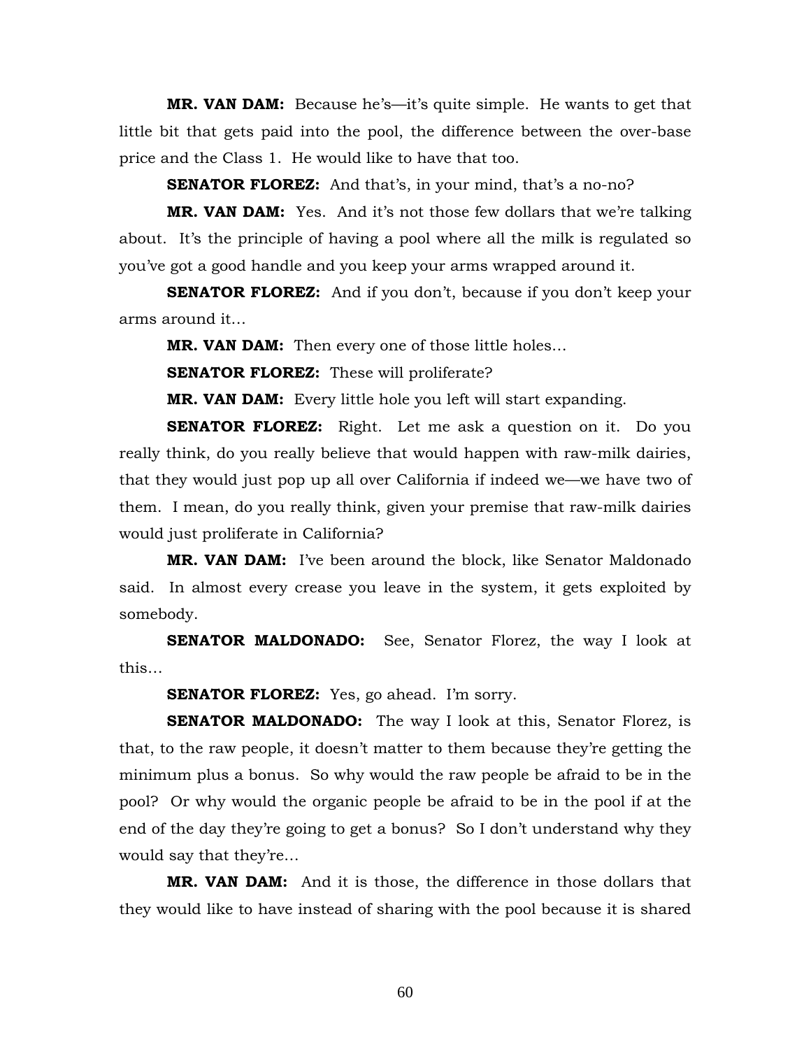**MR. VAN DAM:** Because he's—it's quite simple. He wants to get that little bit that gets paid into the pool, the difference between the over-base price and the Class 1. He would like to have that too.

**SENATOR FLOREZ:** And that's, in your mind, that's a no-no?

**MR. VAN DAM:** Yes. And it's not those few dollars that we're talking about. It's the principle of having a pool where all the milk is regulated so you've got a good handle and you keep your arms wrapped around it.

**SENATOR FLOREZ:** And if you don't, because if you don't keep your arms around it…

**MR. VAN DAM:** Then every one of those little holes…

**SENATOR FLOREZ:** These will proliferate?

**MR. VAN DAM:** Every little hole you left will start expanding.

**SENATOR FLOREZ:** Right. Let me ask a question on it. Do you really think, do you really believe that would happen with raw-milk dairies, that they would just pop up all over California if indeed we—we have two of them. I mean, do you really think, given your premise that raw-milk dairies would just proliferate in California?

**MR. VAN DAM:** I've been around the block, like Senator Maldonado said. In almost every crease you leave in the system, it gets exploited by somebody.

**SENATOR MALDONADO:** See, Senator Florez, the way I look at this…

**SENATOR FLOREZ:** Yes, go ahead. I'm sorry.

**SENATOR MALDONADO:** The way I look at this, Senator Florez, is that, to the raw people, it doesn't matter to them because they're getting the minimum plus a bonus. So why would the raw people be afraid to be in the pool? Or why would the organic people be afraid to be in the pool if at the end of the day they're going to get a bonus? So I don't understand why they would say that they're…

**MR. VAN DAM:** And it is those, the difference in those dollars that they would like to have instead of sharing with the pool because it is shared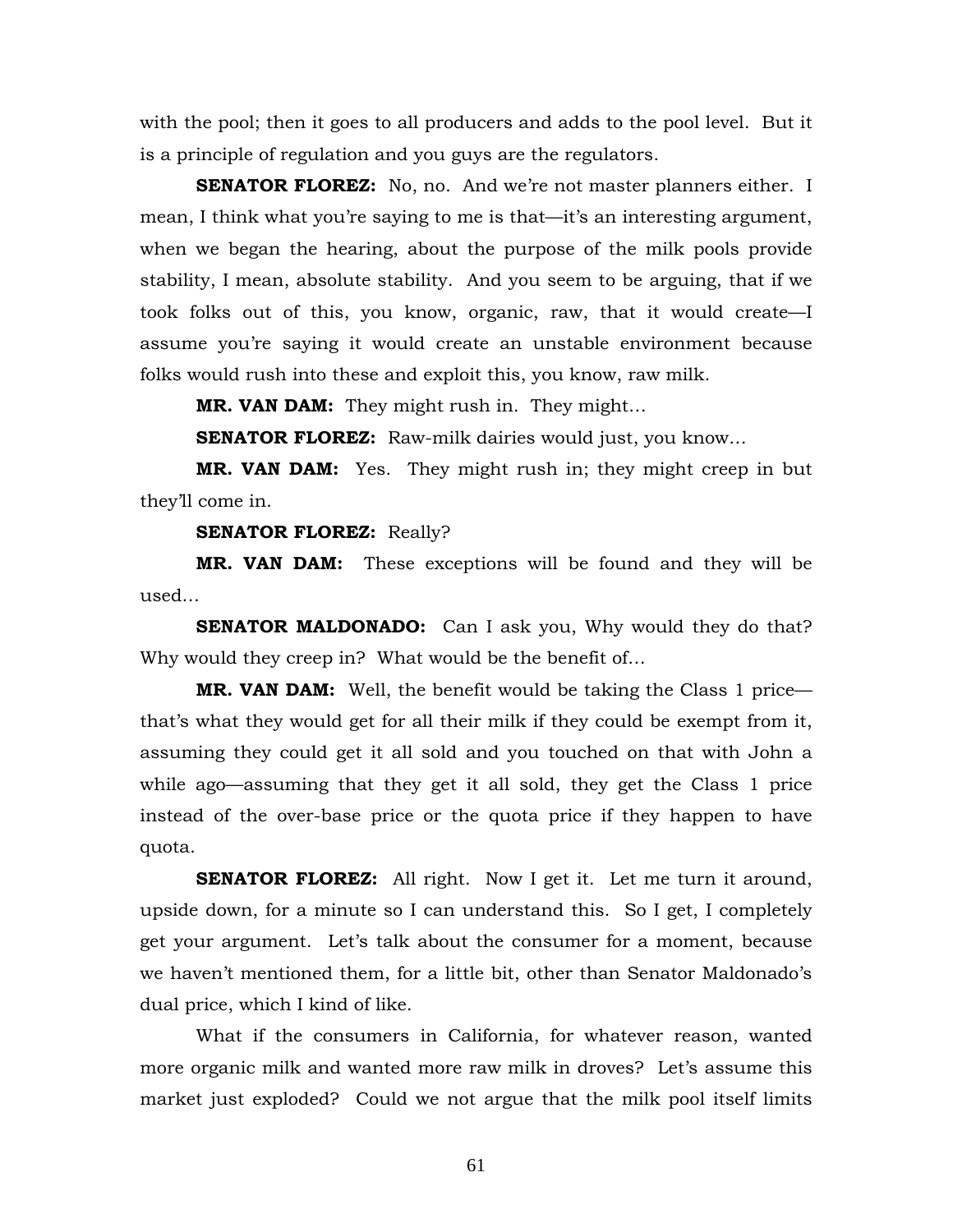with the pool; then it goes to all producers and adds to the pool level. But it is a principle of regulation and you guys are the regulators.

**SENATOR FLOREZ:** No, no. And we're not master planners either. I mean, I think what you're saying to me is that—it's an interesting argument, when we began the hearing, about the purpose of the milk pools provide stability, I mean, absolute stability. And you seem to be arguing, that if we took folks out of this, you know, organic, raw, that it would create—I assume you're saying it would create an unstable environment because folks would rush into these and exploit this, you know, raw milk.

**MR. VAN DAM:** They might rush in. They might…

**SENATOR FLOREZ:** Raw-milk dairies would just, you know…

**MR. VAN DAM:** Yes. They might rush in; they might creep in but they'll come in.

**SENATOR FLOREZ:** Really?

**MR. VAN DAM:** These exceptions will be found and they will be used…

**SENATOR MALDONADO:** Can I ask you, Why would they do that? Why would they creep in? What would be the benefit of…

**MR. VAN DAM:** Well, the benefit would be taking the Class 1 price—that's what they would get for all their milk if they could be exempt from it, assuming they could get it all sold and you touched on that with John a while ago—assuming that they get it all sold, they get the Class 1 price instead of the over-base price or the quota price if they happen to have quota.

**SENATOR FLOREZ:** All right. Now I get it. Let me turn it around, upside down, for a minute so I can understand this. So I get, I completely get your argument. Let's talk about the consumer for a moment, because we haven't mentioned them, for a little bit, other than Senator Maldonado's dual price, which I kind of like.

What if the consumers in California, for whatever reason, wanted more organic milk and wanted more raw milk in droves? Let's assume this market just exploded? Could we not argue that the milk pool itself limits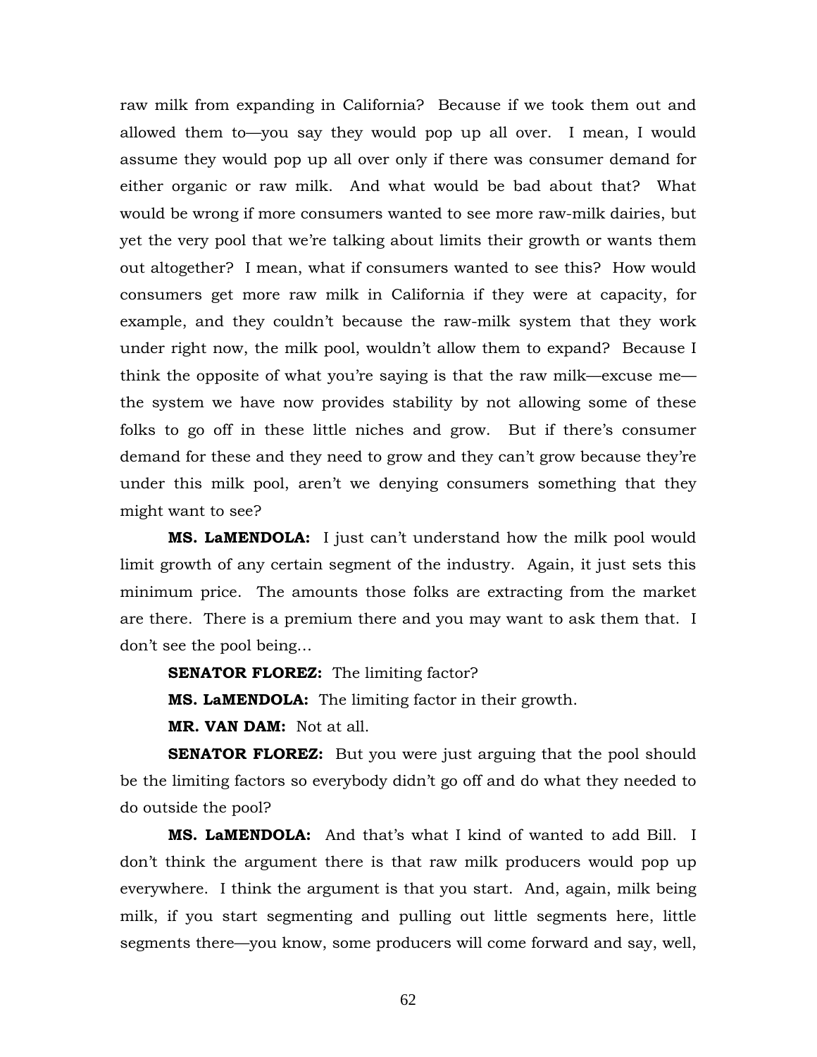raw milk from expanding in California? Because if we took them out and allowed them to—you say they would pop up all over. I mean, I would assume they would pop up all over only if there was consumer demand for either organic or raw milk. And what would be bad about that? What would be wrong if more consumers wanted to see more raw-milk dairies, but yet the very pool that we're talking about limits their growth or wants them out altogether? I mean, what if consumers wanted to see this? How would consumers get more raw milk in California if they were at capacity, for example, and they couldn't because the raw-milk system that they work under right now, the milk pool, wouldn't allow them to expand? Because I think the opposite of what you're saying is that the raw milk—excuse me—the system we have now provides stability by not allowing some of these folks to go off in these little niches and grow. But if there's consumer demand for these and they need to grow and they can't grow because they're under this milk pool, aren't we denying consumers something that they might want to see?

**MS. LaMENDOLA:** I just can't understand how the milk pool would limit growth of any certain segment of the industry. Again, it just sets this minimum price. The amounts those folks are extracting from the market are there. There is a premium there and you may want to ask them that. I don't see the pool being…

**SENATOR FLOREZ:** The limiting factor?

**MS. LaMENDOLA:** The limiting factor in their growth.

**MR. VAN DAM:** Not at all.

**SENATOR FLOREZ:** But you were just arguing that the pool should be the limiting factors so everybody didn't go off and do what they needed to do outside the pool?

**MS. LaMENDOLA:** And that's what I kind of wanted to add Bill. I don't think the argument there is that raw milk producers would pop up everywhere. I think the argument is that you start. And, again, milk being milk, if you start segmenting and pulling out little segments here, little segments there—you know, some producers will come forward and say, well,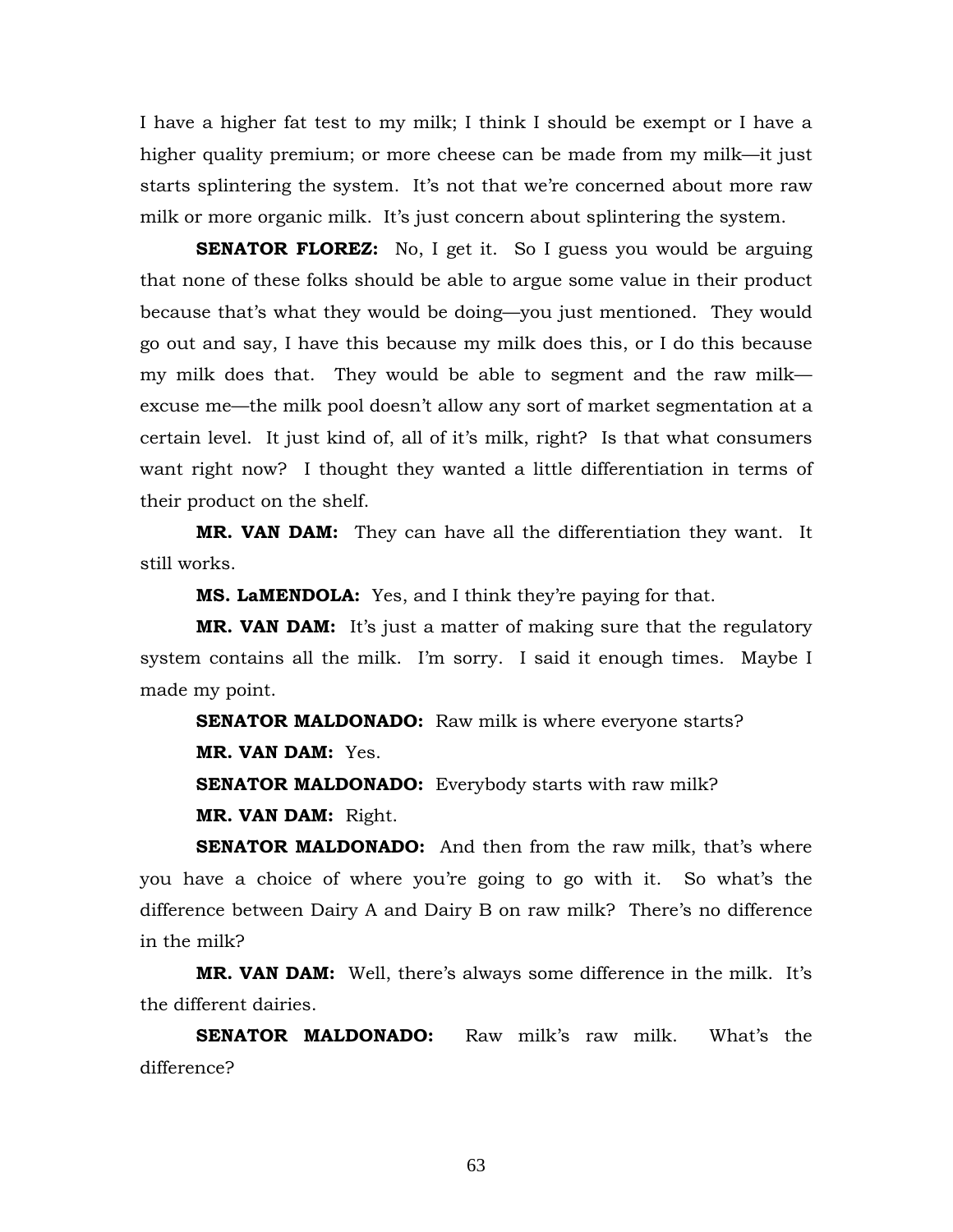I have a higher fat test to my milk; I think I should be exempt or I have a higher quality premium; or more cheese can be made from my milk—it just starts splintering the system. It's not that we're concerned about more raw milk or more organic milk. It's just concern about splintering the system.

**SENATOR FLOREZ:** No, I get it. So I guess you would be arguing that none of these folks should be able to argue some value in their product because that's what they would be doing—you just mentioned. They would go out and say, I have this because my milk does this, or I do this because my milk does that. They would be able to segment and the raw milk—excuse me—the milk pool doesn't allow any sort of market segmentation at a certain level. It just kind of, all of it's milk, right? Is that what consumers want right now? I thought they wanted a little differentiation in terms of their product on the shelf.

**MR. VAN DAM:** They can have all the differentiation they want. It still works.

**MS. LaMENDOLA:** Yes, and I think they're paying for that.

**MR. VAN DAM:** It's just a matter of making sure that the regulatory system contains all the milk. I'm sorry. I said it enough times. Maybe I made my point.

**SENATOR MALDONADO:** Raw milk is where everyone starts?

**MR. VAN DAM:** Yes.

**SENATOR MALDONADO:** Everybody starts with raw milk?

**MR. VAN DAM:** Right.

**SENATOR MALDONADO:** And then from the raw milk, that's where you have a choice of where you're going to go with it. So what's the difference between Dairy A and Dairy B on raw milk? There's no difference in the milk?

**MR. VAN DAM:** Well, there's always some difference in the milk. It's the different dairies.

**SENATOR MALDONADO:** Raw milk's raw milk. What's the difference?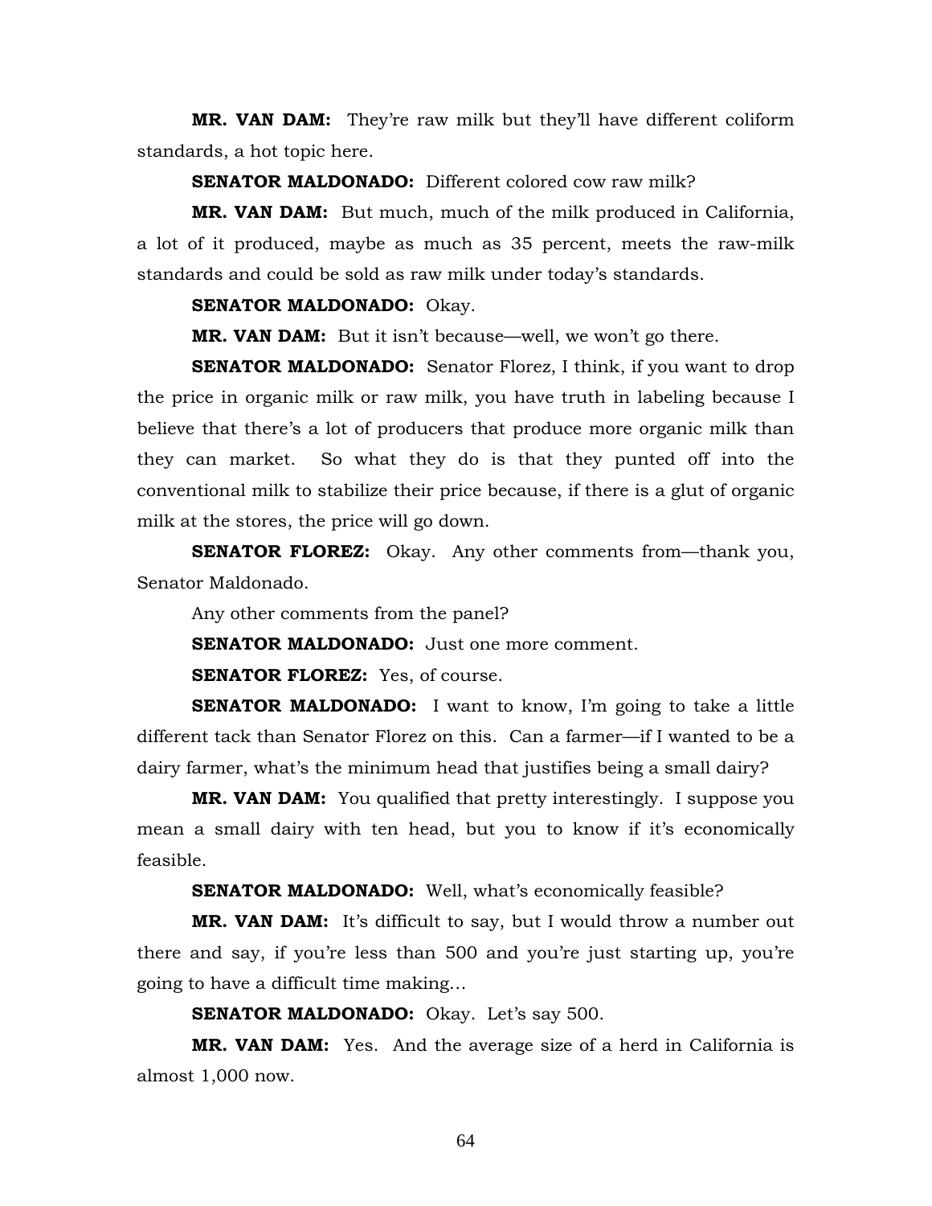**MR. VAN DAM:** They're raw milk but they'll have different coliform standards, a hot topic here.

**SENATOR MALDONADO:** Different colored cow raw milk?

**MR. VAN DAM:** But much, much of the milk produced in California, a lot of it produced, maybe as much as 35 percent, meets the raw-milk standards and could be sold as raw milk under today's standards.

**SENATOR MALDONADO:** Okay.

**MR. VAN DAM:** But it isn't because—well, we won't go there.

**SENATOR MALDONADO:** Senator Florez, I think, if you want to drop the price in organic milk or raw milk, you have truth in labeling because I believe that there's a lot of producers that produce more organic milk than they can market. So what they do is that they punted off into the conventional milk to stabilize their price because, if there is a glut of organic milk at the stores, the price will go down.

**SENATOR FLOREZ:** Okay. Any other comments from—thank you, Senator Maldonado.

Any other comments from the panel?

**SENATOR MALDONADO:** Just one more comment.

**SENATOR FLOREZ:** Yes, of course.

**SENATOR MALDONADO:** I want to know, I'm going to take a little different tack than Senator Florez on this. Can a farmer—if I wanted to be a dairy farmer, what's the minimum head that justifies being a small dairy?

**MR. VAN DAM:** You qualified that pretty interestingly. I suppose you mean a small dairy with ten head, but you to know if it's economically feasible.

**SENATOR MALDONADO:** Well, what's economically feasible?

**MR. VAN DAM:** It's difficult to say, but I would throw a number out there and say, if you're less than 500 and you're just starting up, you're going to have a difficult time making…

**SENATOR MALDONADO:** Okay. Let's say 500.

**MR. VAN DAM:** Yes. And the average size of a herd in California is almost 1,000 now.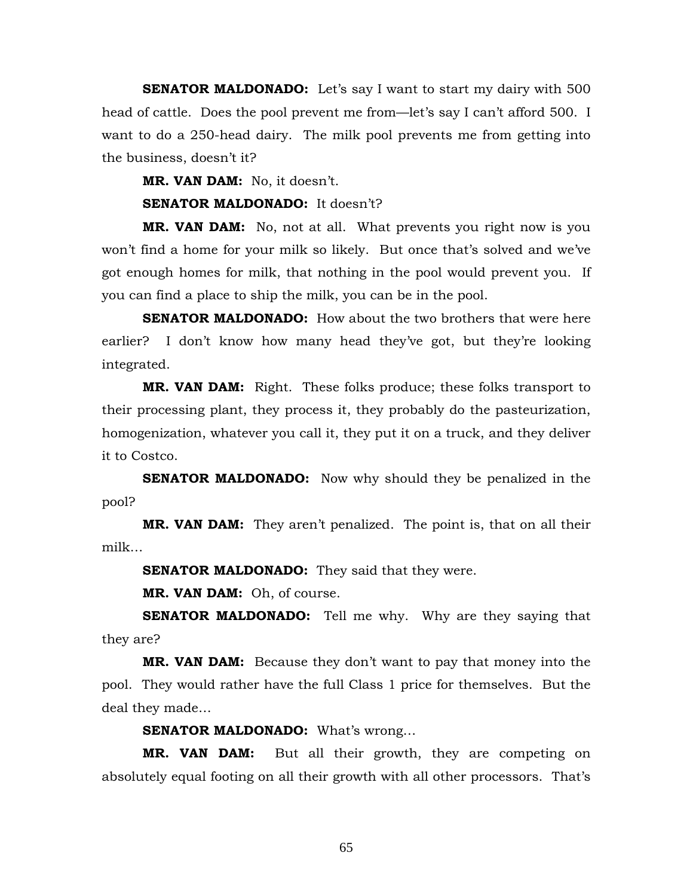**SENATOR MALDONADO:** Let's say I want to start my dairy with 500 head of cattle. Does the pool prevent me from—let's say I can't afford 500. I want to do a 250-head dairy. The milk pool prevents me from getting into the business, doesn't it?

**MR. VAN DAM:** No, it doesn't.

**SENATOR MALDONADO:** It doesn't?

**MR. VAN DAM:** No, not at all. What prevents you right now is you won't find a home for your milk so likely. But once that's solved and we've got enough homes for milk, that nothing in the pool would prevent you. If you can find a place to ship the milk, you can be in the pool.

**SENATOR MALDONADO:** How about the two brothers that were here earlier? I don't know how many head they've got, but they're looking integrated.

**MR. VAN DAM:** Right. These folks produce; these folks transport to their processing plant, they process it, they probably do the pasteurization, homogenization, whatever you call it, they put it on a truck, and they deliver it to Costco.

**SENATOR MALDONADO:** Now why should they be penalized in the pool?

**MR. VAN DAM:** They aren't penalized. The point is, that on all their milk…

**SENATOR MALDONADO:** They said that they were.

**MR. VAN DAM:** Oh, of course.

**SENATOR MALDONADO:** Tell me why. Why are they saying that they are?

**MR. VAN DAM:** Because they don't want to pay that money into the pool. They would rather have the full Class 1 price for themselves. But the deal they made…

**SENATOR MALDONADO:** What's wrong…

**MR. VAN DAM:** But all their growth, they are competing on absolutely equal footing on all their growth with all other processors. That's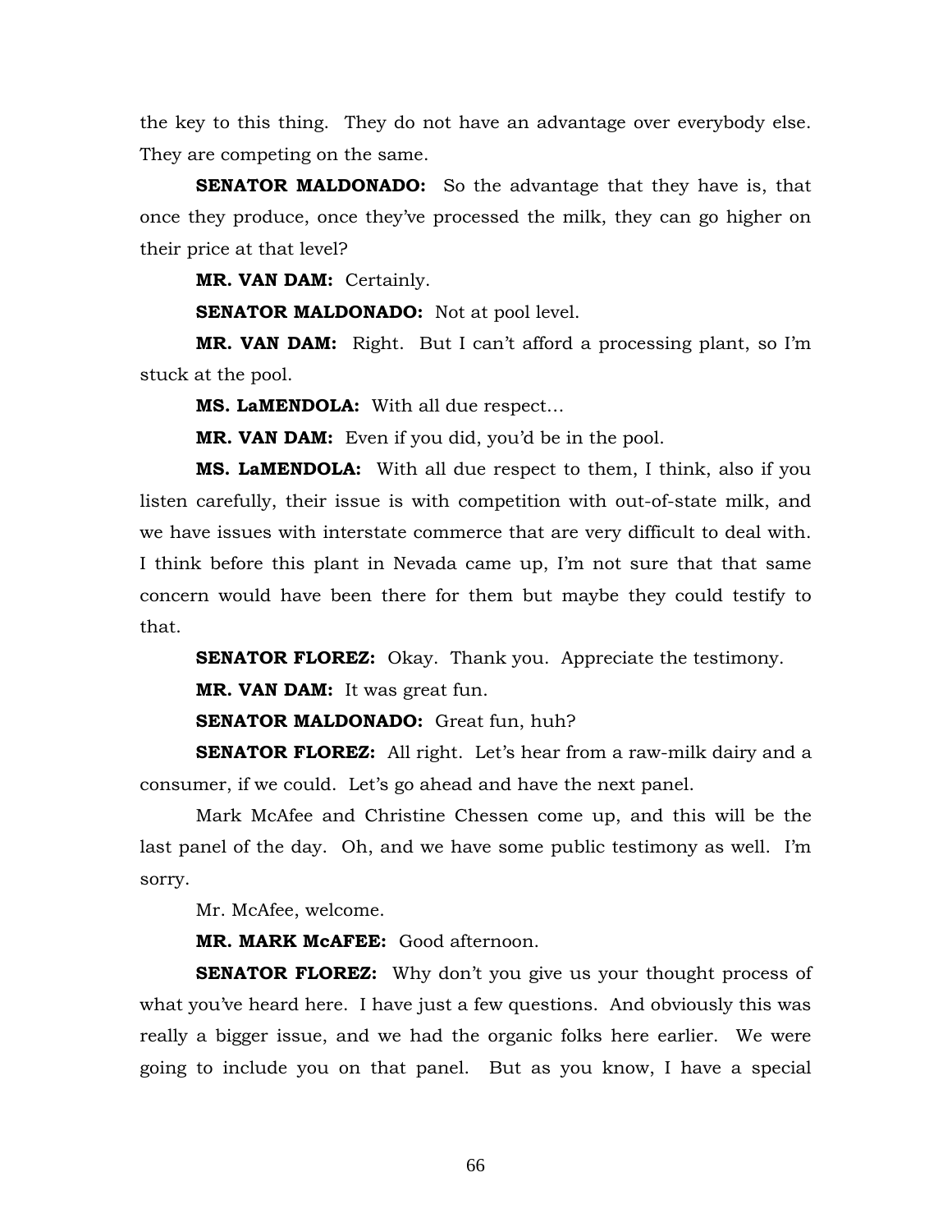the key to this thing. They do not have an advantage over everybody else. They are competing on the same.

**SENATOR MALDONADO:** So the advantage that they have is, that once they produce, once they've processed the milk, they can go higher on their price at that level?

**MR. VAN DAM:** Certainly.

**SENATOR MALDONADO:** Not at pool level.

**MR. VAN DAM:** Right. But I can't afford a processing plant, so I'm stuck at the pool.

**MS. LaMENDOLA:** With all due respect…

**MR. VAN DAM:** Even if you did, you'd be in the pool.

**MS. LaMENDOLA:** With all due respect to them, I think, also if you listen carefully, their issue is with competition with out-of-state milk, and we have issues with interstate commerce that are very difficult to deal with. I think before this plant in Nevada came up, I'm not sure that that same concern would have been there for them but maybe they could testify to that.

**SENATOR FLOREZ:** Okay. Thank you. Appreciate the testimony.

**MR. VAN DAM:** It was great fun.

**SENATOR MALDONADO:** Great fun, huh?

**SENATOR FLOREZ:** All right. Let's hear from a raw-milk dairy and a consumer, if we could. Let's go ahead and have the next panel.

Mark McAfee and Christine Chessen come up, and this will be the last panel of the day. Oh, and we have some public testimony as well. I'm sorry.

Mr. McAfee, welcome.

**MR. MARK McAFEE:** Good afternoon.

**SENATOR FLOREZ:** Why don't you give us your thought process of what you've heard here. I have just a few questions. And obviously this was really a bigger issue, and we had the organic folks here earlier. We were going to include you on that panel. But as you know, I have a special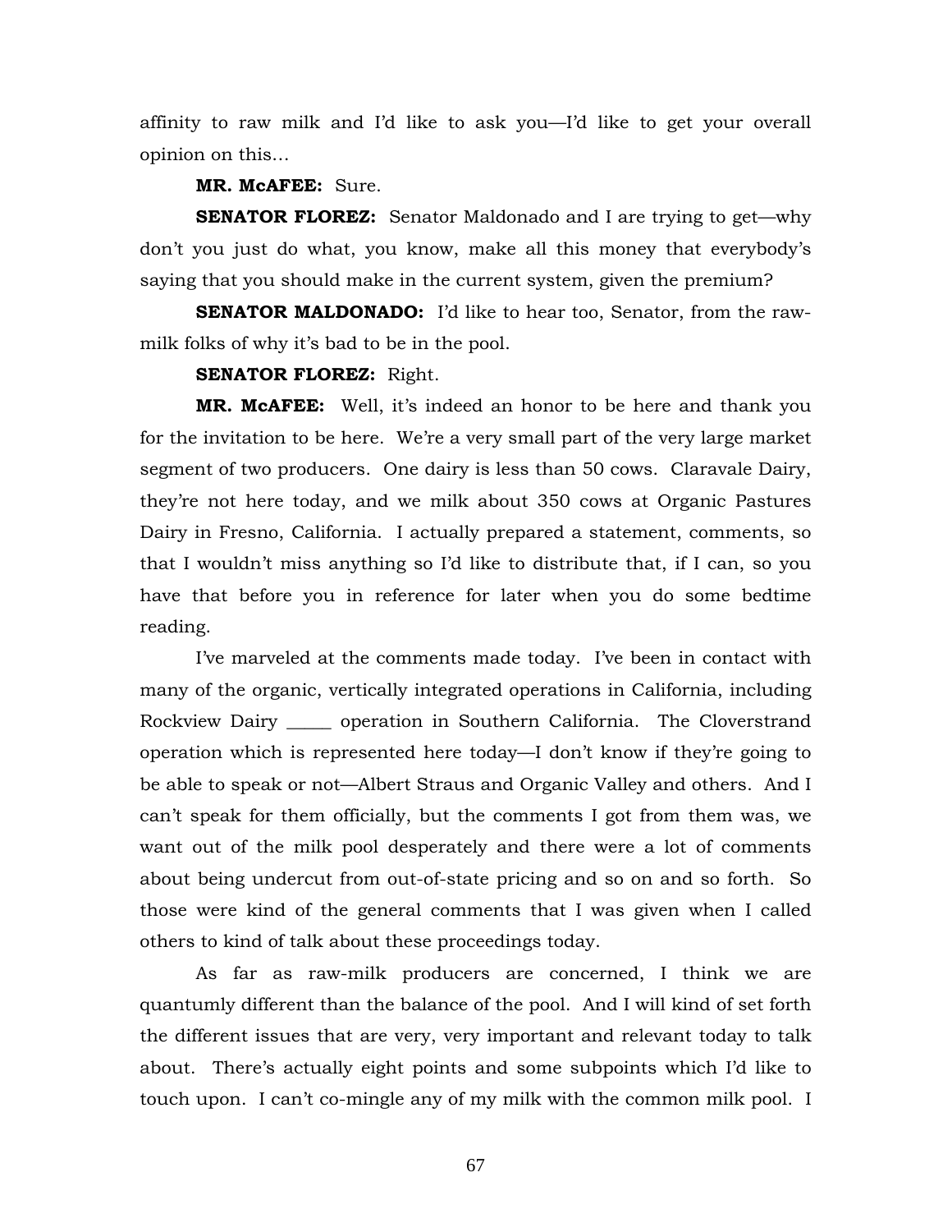affinity to raw milk and I'd like to ask you—I'd like to get your overall opinion on this…

**MR. McAFEE:** Sure.

**SENATOR FLOREZ:** Senator Maldonado and I are trying to get—why don't you just do what, you know, make all this money that everybody's saying that you should make in the current system, given the premium?

**SENATOR MALDONADO:** I'd like to hear too, Senator, from the raw-milk folks of why it's bad to be in the pool.

**SENATOR FLOREZ:** Right.

**MR. McAFEE:** Well, it's indeed an honor to be here and thank you for the invitation to be here. We're a very small part of the very large market segment of two producers. One dairy is less than 50 cows. Claravale Dairy, they're not here today, and we milk about 350 cows at Organic Pastures Dairy in Fresno, California. I actually prepared a statement, comments, so that I wouldn't miss anything so I'd like to distribute that, if I can, so you have that before you in reference for later when you do some bedtime reading.

I've marveled at the comments made today. I've been in contact with many of the organic, vertically integrated operations in California, including Rockview Dairy _____ operation in Southern California. The Cloverstrand operation which is represented here today—I don't know if they're going to be able to speak or not—Albert Straus and Organic Valley and others. And I can't speak for them officially, but the comments I got from them was, we want out of the milk pool desperately and there were a lot of comments about being undercut from out-of-state pricing and so on and so forth. So those were kind of the general comments that I was given when I called others to kind of talk about these proceedings today.

As far as raw-milk producers are concerned, I think we are quantumly different than the balance of the pool. And I will kind of set forth the different issues that are very, very important and relevant today to talk about. There's actually eight points and some subpoints which I'd like to touch upon. I can't co-mingle any of my milk with the common milk pool. I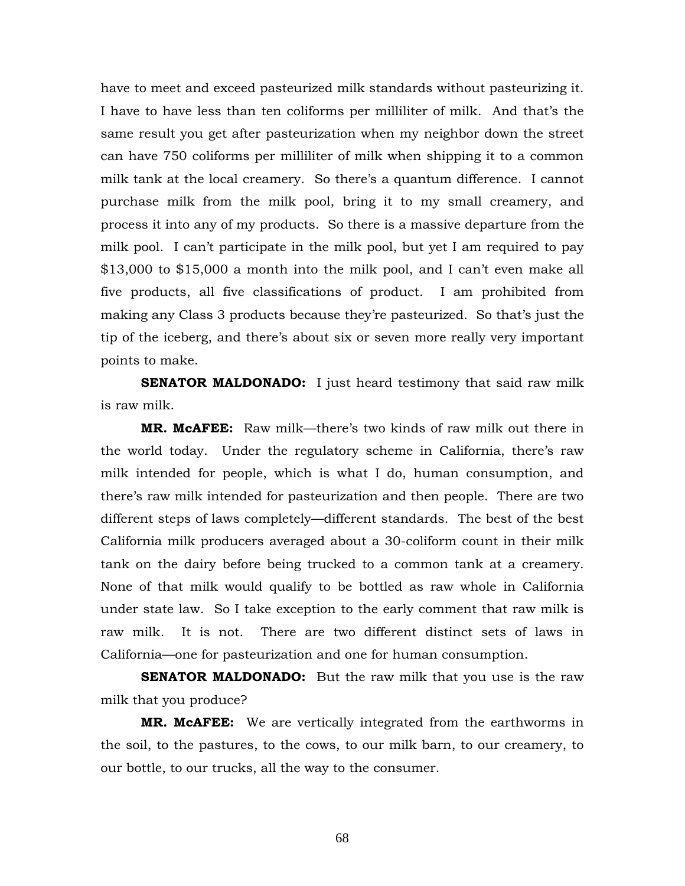have to meet and exceed pasteurized milk standards without pasteurizing it. I have to have less than ten coliforms per milliliter of milk. And that's the same result you get after pasteurization when my neighbor down the street can have 750 coliforms per milliliter of milk when shipping it to a common milk tank at the local creamery. So there's a quantum difference. I cannot purchase milk from the milk pool, bring it to my small creamery, and process it into any of my products. So there is a massive departure from the milk pool. I can't participate in the milk pool, but yet I am required to pay $13,000 to $15,000 a month into the milk pool, and I can't even make all five products, all five classifications of product. I am prohibited from making any Class 3 products because they're pasteurized. So that's just the tip of the iceberg, and there's about six or seven more really very important points to make.

**SENATOR MALDONADO:** I just heard testimony that said raw milk is raw milk.

**MR. McAFEE:** Raw milk—there's two kinds of raw milk out there in the world today. Under the regulatory scheme in California, there's raw milk intended for people, which is what I do, human consumption, and there's raw milk intended for pasteurization and then people. There are two different steps of laws completely—different standards. The best of the best California milk producers averaged about a 30-coliform count in their milk tank on the dairy before being trucked to a common tank at a creamery. None of that milk would qualify to be bottled as raw whole in California under state law. So I take exception to the early comment that raw milk is raw milk. It is not. There are two different distinct sets of laws in California—one for pasteurization and one for human consumption.

**SENATOR MALDONADO:** But the raw milk that you use is the raw milk that you produce?

**MR. McAFEE:** We are vertically integrated from the earthworms in the soil, to the pastures, to the cows, to our milk barn, to our creamery, to our bottle, to our trucks, all the way to the consumer.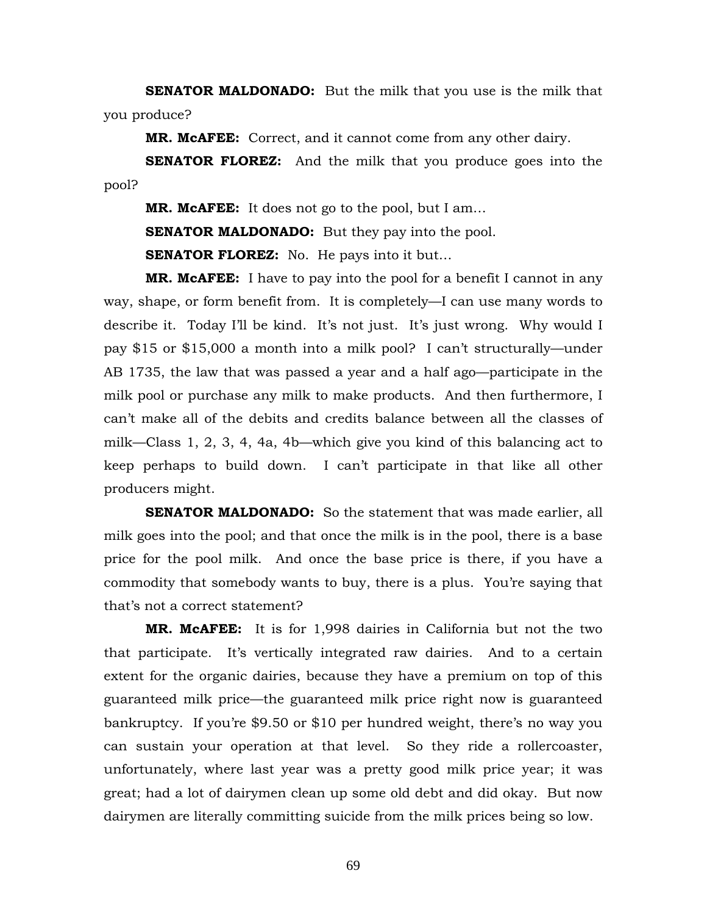**SENATOR MALDONADO:** But the milk that you use is the milk that you produce?

**MR. McAFEE:** Correct, and it cannot come from any other dairy.

**SENATOR FLOREZ:** And the milk that you produce goes into the pool?

**MR. McAFEE:** It does not go to the pool, but I am…

**SENATOR MALDONADO:** But they pay into the pool.

**SENATOR FLOREZ:** No. He pays into it but…

**MR. McAFEE:** I have to pay into the pool for a benefit I cannot in any way, shape, or form benefit from. It is completely—I can use many words to describe it. Today I'll be kind. It's not just. It's just wrong. Why would I pay $15 or $15,000 a month into a milk pool? I can't structurally—under AB 1735, the law that was passed a year and a half ago—participate in the milk pool or purchase any milk to make products. And then furthermore, I can't make all of the debits and credits balance between all the classes of milk—Class 1, 2, 3, 4, 4a, 4b—which give you kind of this balancing act to keep perhaps to build down. I can't participate in that like all other producers might.

**SENATOR MALDONADO:** So the statement that was made earlier, all milk goes into the pool; and that once the milk is in the pool, there is a base price for the pool milk. And once the base price is there, if you have a commodity that somebody wants to buy, there is a plus. You're saying that that's not a correct statement?

**MR. McAFEE:** It is for 1,998 dairies in California but not the two that participate. It's vertically integrated raw dairies. And to a certain extent for the organic dairies, because they have a premium on top of this guaranteed milk price—the guaranteed milk price right now is guaranteed bankruptcy. If you're $9.50 or $10 per hundred weight, there's no way you can sustain your operation at that level. So they ride a rollercoaster, unfortunately, where last year was a pretty good milk price year; it was great; had a lot of dairymen clean up some old debt and did okay. But now dairymen are literally committing suicide from the milk prices being so low.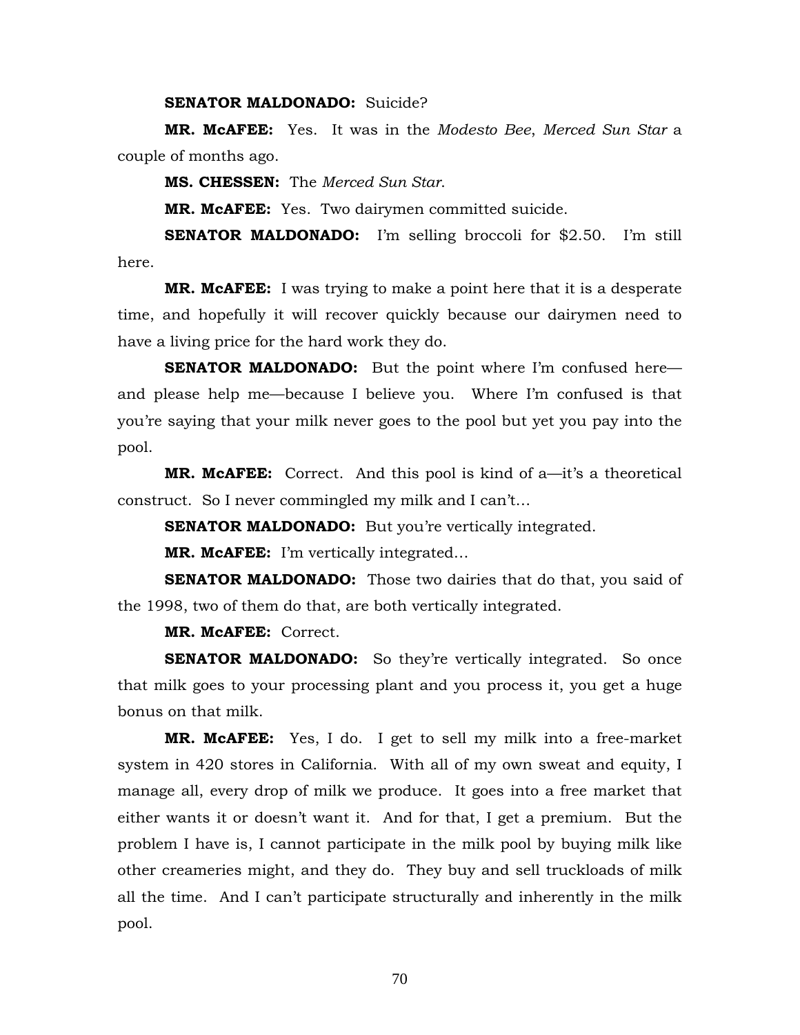**SENATOR MALDONADO:** Suicide?

**MR. McAFEE:** Yes. It was in the *Modesto Bee*, *Merced Sun Star* a couple of months ago.

**MS. CHESSEN:** The *Merced Sun Star*.

**MR. McAFEE:** Yes. Two dairymen committed suicide.

**SENATOR MALDONADO:** I'm selling broccoli for $2.50. I'm still here.

**MR. McAFEE:** I was trying to make a point here that it is a desperate time, and hopefully it will recover quickly because our dairymen need to have a living price for the hard work they do.

**SENATOR MALDONADO:** But the point where I'm confused here—and please help me—because I believe you. Where I'm confused is that you're saying that your milk never goes to the pool but yet you pay into the pool.

**MR. McAFEE:** Correct. And this pool is kind of a—it's a theoretical construct. So I never commingled my milk and I can't…

**SENATOR MALDONADO:** But you're vertically integrated.

**MR. McAFEE:** I'm vertically integrated…

**SENATOR MALDONADO:** Those two dairies that do that, you said of the 1998, two of them do that, are both vertically integrated.

**MR. McAFEE:** Correct.

**SENATOR MALDONADO:** So they're vertically integrated. So once that milk goes to your processing plant and you process it, you get a huge bonus on that milk.

**MR. McAFEE:** Yes, I do. I get to sell my milk into a free-market system in 420 stores in California. With all of my own sweat and equity, I manage all, every drop of milk we produce. It goes into a free market that either wants it or doesn't want it. And for that, I get a premium. But the problem I have is, I cannot participate in the milk pool by buying milk like other creameries might, and they do. They buy and sell truckloads of milk all the time. And I can't participate structurally and inherently in the milk pool.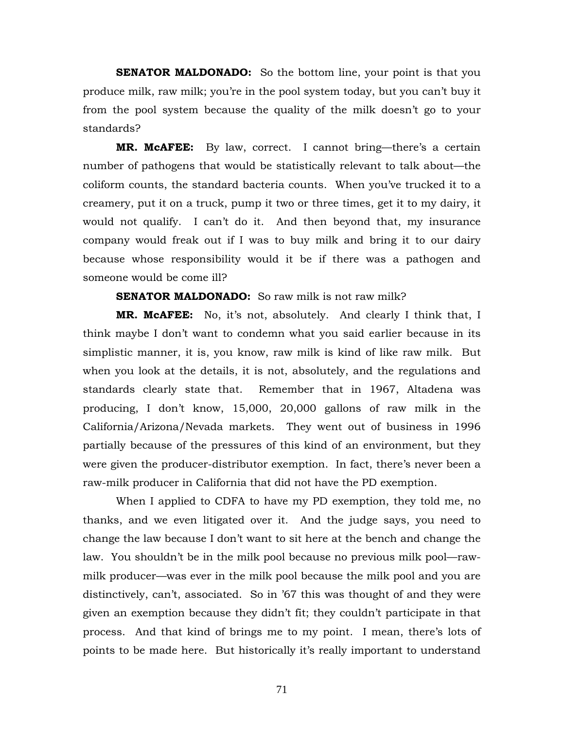**SENATOR MALDONADO:** So the bottom line, your point is that you produce milk, raw milk; you're in the pool system today, but you can't buy it from the pool system because the quality of the milk doesn't go to your standards?

**MR. McAFEE:** By law, correct. I cannot bring—there's a certain number of pathogens that would be statistically relevant to talk about—the coliform counts, the standard bacteria counts. When you've trucked it to a creamery, put it on a truck, pump it two or three times, get it to my dairy, it would not qualify. I can't do it. And then beyond that, my insurance company would freak out if I was to buy milk and bring it to our dairy because whose responsibility would it be if there was a pathogen and someone would be come ill?

**SENATOR MALDONADO:** So raw milk is not raw milk?

**MR. McAFEE:** No, it's not, absolutely. And clearly I think that, I think maybe I don't want to condemn what you said earlier because in its simplistic manner, it is, you know, raw milk is kind of like raw milk. But when you look at the details, it is not, absolutely, and the regulations and standards clearly state that. Remember that in 1967, Altadena was producing, I don't know, 15,000, 20,000 gallons of raw milk in the California/Arizona/Nevada markets. They went out of business in 1996 partially because of the pressures of this kind of an environment, but they were given the producer-distributor exemption. In fact, there's never been a raw-milk producer in California that did not have the PD exemption.

When I applied to CDFA to have my PD exemption, they told me, no thanks, and we even litigated over it. And the judge says, you need to change the law because I don't want to sit here at the bench and change the law. You shouldn't be in the milk pool because no previous milk pool—raw-milk producer—was ever in the milk pool because the milk pool and you are distinctively, can't, associated. So in '67 this was thought of and they were given an exemption because they didn't fit; they couldn't participate in that process. And that kind of brings me to my point. I mean, there's lots of points to be made here. But historically it's really important to understand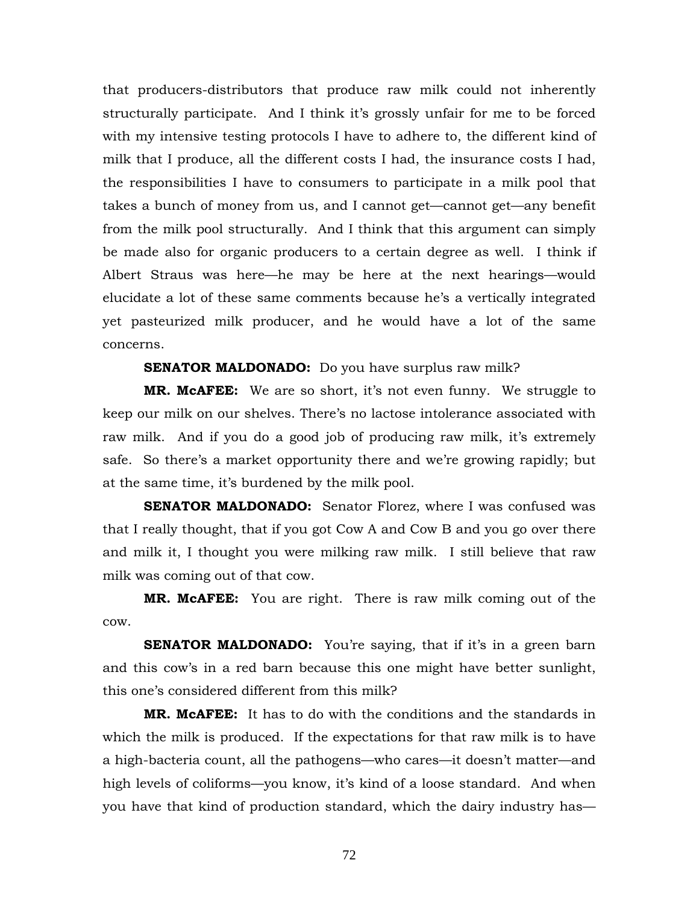that producers-distributors that produce raw milk could not inherently structurally participate. And I think it's grossly unfair for me to be forced with my intensive testing protocols I have to adhere to, the different kind of milk that I produce, all the different costs I had, the insurance costs I had, the responsibilities I have to consumers to participate in a milk pool that takes a bunch of money from us, and I cannot get—cannot get—any benefit from the milk pool structurally. And I think that this argument can simply be made also for organic producers to a certain degree as well. I think if Albert Straus was here—he may be here at the next hearings—would elucidate a lot of these same comments because he's a vertically integrated yet pasteurized milk producer, and he would have a lot of the same concerns.

**SENATOR MALDONADO:** Do you have surplus raw milk?

**MR. McAFEE:** We are so short, it's not even funny. We struggle to keep our milk on our shelves. There's no lactose intolerance associated with raw milk. And if you do a good job of producing raw milk, it's extremely safe. So there's a market opportunity there and we're growing rapidly; but at the same time, it's burdened by the milk pool.

**SENATOR MALDONADO:** Senator Florez, where I was confused was that I really thought, that if you got Cow A and Cow B and you go over there and milk it, I thought you were milking raw milk. I still believe that raw milk was coming out of that cow.

**MR. McAFEE:** You are right. There is raw milk coming out of the cow.

**SENATOR MALDONADO:** You're saying, that if it's in a green barn and this cow's in a red barn because this one might have better sunlight, this one's considered different from this milk?

**MR. McAFEE:** It has to do with the conditions and the standards in which the milk is produced. If the expectations for that raw milk is to have a high-bacteria count, all the pathogens—who cares—it doesn't matter—and high levels of coliforms—you know, it's kind of a loose standard. And when you have that kind of production standard, which the dairy industry has—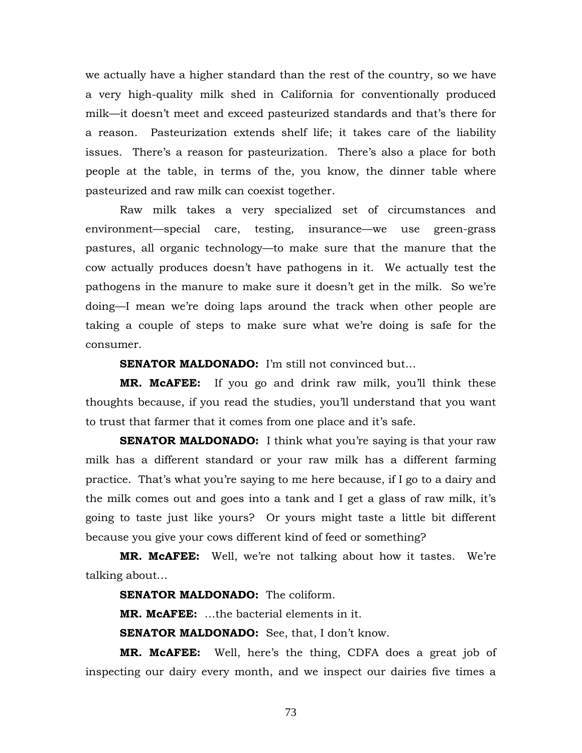we actually have a higher standard than the rest of the country, so we have a very high-quality milk shed in California for conventionally produced milk—it doesn't meet and exceed pasteurized standards and that's there for a reason. Pasteurization extends shelf life; it takes care of the liability issues. There's a reason for pasteurization. There's also a place for both people at the table, in terms of the, you know, the dinner table where pasteurized and raw milk can coexist together.

Raw milk takes a very specialized set of circumstances and environment—special care, testing, insurance—we use green-grass pastures, all organic technology—to make sure that the manure that the cow actually produces doesn't have pathogens in it. We actually test the pathogens in the manure to make sure it doesn't get in the milk. So we're doing—I mean we're doing laps around the track when other people are taking a couple of steps to make sure what we're doing is safe for the consumer.

**SENATOR MALDONADO:** I'm still not convinced but…

**MR. McAFEE:** If you go and drink raw milk, you'll think these thoughts because, if you read the studies, you'll understand that you want to trust that farmer that it comes from one place and it's safe.

**SENATOR MALDONADO:** I think what you're saying is that your raw milk has a different standard or your raw milk has a different farming practice. That's what you're saying to me here because, if I go to a dairy and the milk comes out and goes into a tank and I get a glass of raw milk, it's going to taste just like yours? Or yours might taste a little bit different because you give your cows different kind of feed or something?

**MR. McAFEE:** Well, we're not talking about how it tastes. We're talking about…

**SENATOR MALDONADO:** The coliform.

**MR. McAFEE:** …the bacterial elements in it.

**SENATOR MALDONADO:** See, that, I don't know.

**MR. McAFEE:** Well, here's the thing, CDFA does a great job of inspecting our dairy every month, and we inspect our dairies five times a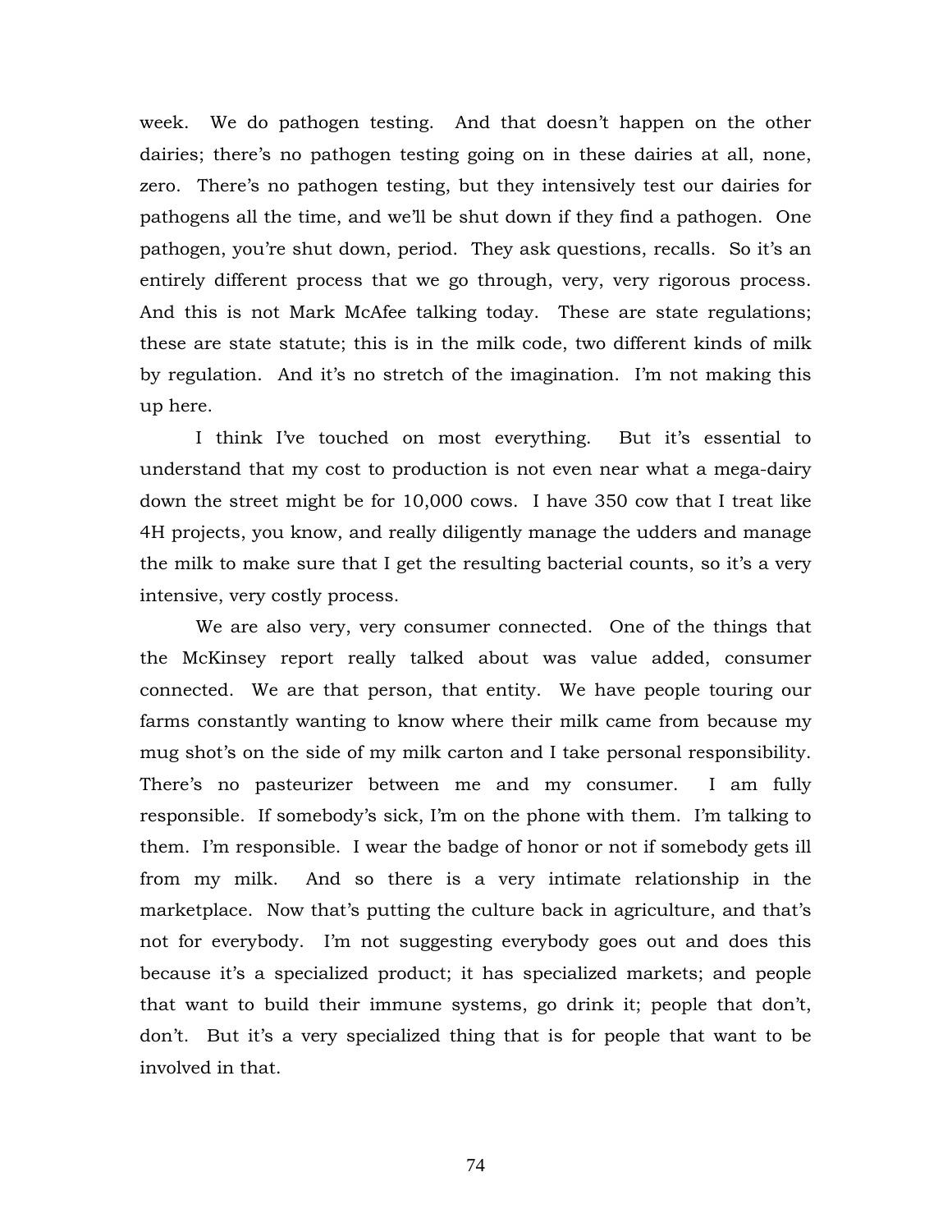week. We do pathogen testing. And that doesn't happen on the other dairies; there's no pathogen testing going on in these dairies at all, none, zero. There's no pathogen testing, but they intensively test our dairies for pathogens all the time, and we'll be shut down if they find a pathogen. One pathogen, you're shut down, period. They ask questions, recalls. So it's an entirely different process that we go through, very, very rigorous process. And this is not Mark McAfee talking today. These are state regulations; these are state statute; this is in the milk code, two different kinds of milk by regulation. And it's no stretch of the imagination. I'm not making this up here.

I think I've touched on most everything. But it's essential to understand that my cost to production is not even near what a mega-dairy down the street might be for 10,000 cows. I have 350 cow that I treat like 4H projects, you know, and really diligently manage the udders and manage the milk to make sure that I get the resulting bacterial counts, so it's a very intensive, very costly process.

We are also very, very consumer connected. One of the things that the McKinsey report really talked about was value added, consumer connected. We are that person, that entity. We have people touring our farms constantly wanting to know where their milk came from because my mug shot's on the side of my milk carton and I take personal responsibility. There's no pasteurizer between me and my consumer. I am fully responsible. If somebody's sick, I'm on the phone with them. I'm talking to them. I'm responsible. I wear the badge of honor or not if somebody gets ill from my milk. And so there is a very intimate relationship in the marketplace. Now that's putting the culture back in agriculture, and that's not for everybody. I'm not suggesting everybody goes out and does this because it's a specialized product; it has specialized markets; and people that want to build their immune systems, go drink it; people that don't, don't. But it's a very specialized thing that is for people that want to be involved in that.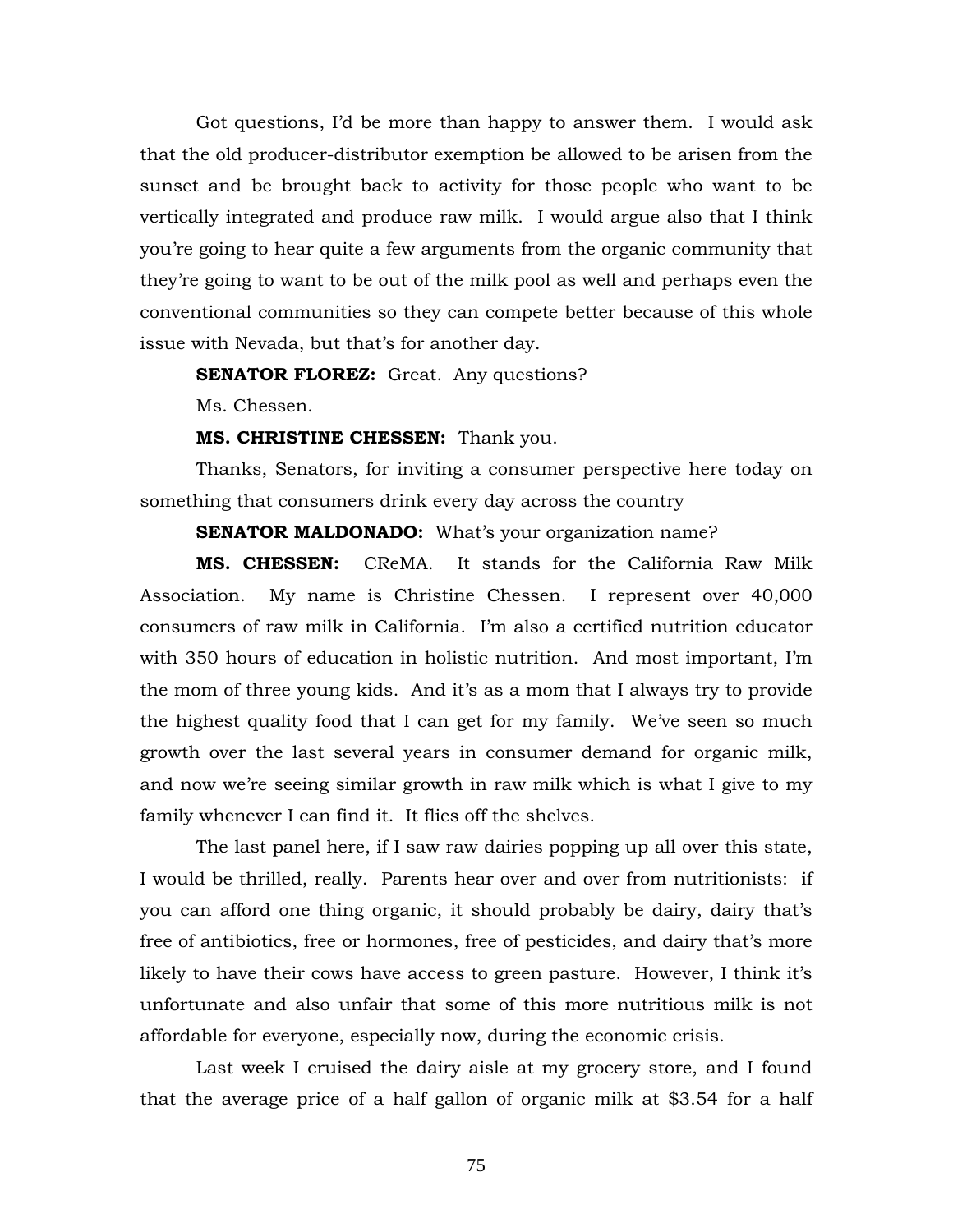Got questions, I'd be more than happy to answer them. I would ask that the old producer-distributor exemption be allowed to be arisen from the sunset and be brought back to activity for those people who want to be vertically integrated and produce raw milk. I would argue also that I think you're going to hear quite a few arguments from the organic community that they're going to want to be out of the milk pool as well and perhaps even the conventional communities so they can compete better because of this whole issue with Nevada, but that's for another day.

**SENATOR FLOREZ:** Great. Any questions?

Ms. Chessen.

**MS. CHRISTINE CHESSEN:** Thank you.

Thanks, Senators, for inviting a consumer perspective here today on something that consumers drink every day across the country

**SENATOR MALDONADO:** What's your organization name?

**MS. CHESSEN:** CReMA. It stands for the California Raw Milk Association. My name is Christine Chessen. I represent over 40,000 consumers of raw milk in California. I'm also a certified nutrition educator with 350 hours of education in holistic nutrition. And most important, I'm the mom of three young kids. And it's as a mom that I always try to provide the highest quality food that I can get for my family. We've seen so much growth over the last several years in consumer demand for organic milk, and now we're seeing similar growth in raw milk which is what I give to my family whenever I can find it. It flies off the shelves.

The last panel here, if I saw raw dairies popping up all over this state, I would be thrilled, really. Parents hear over and over from nutritionists: if you can afford one thing organic, it should probably be dairy, dairy that's free of antibiotics, free or hormones, free of pesticides, and dairy that's more likely to have their cows have access to green pasture. However, I think it's unfortunate and also unfair that some of this more nutritious milk is not affordable for everyone, especially now, during the economic crisis.

Last week I cruised the dairy aisle at my grocery store, and I found that the average price of a half gallon of organic milk at $3.54 for a half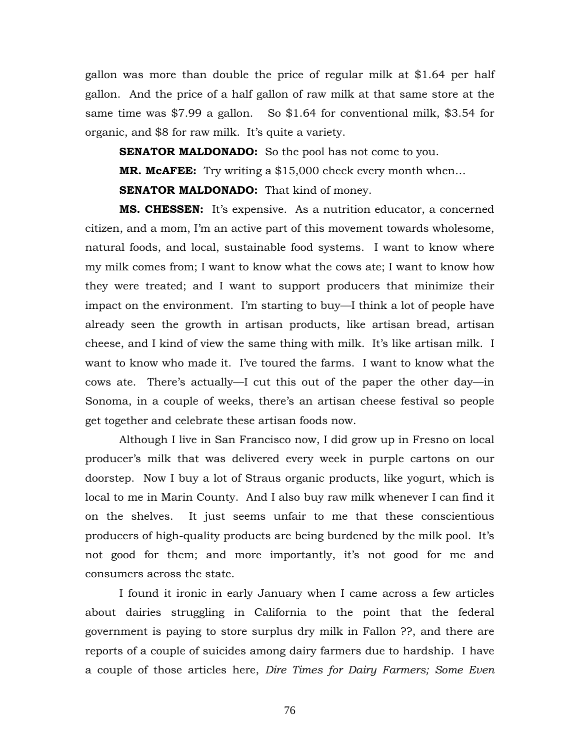gallon was more than double the price of regular milk at $1.64 per half gallon. And the price of a half gallon of raw milk at that same store at the same time was $7.99 a gallon. So $1.64 for conventional milk, $3.54 for organic, and $8 for raw milk. It's quite a variety.

**SENATOR MALDONADO:** So the pool has not come to you.

**MR. McAFEE:** Try writing a $15,000 check every month when…

**SENATOR MALDONADO:** That kind of money.

**MS. CHESSEN:** It's expensive. As a nutrition educator, a concerned citizen, and a mom, I'm an active part of this movement towards wholesome, natural foods, and local, sustainable food systems. I want to know where my milk comes from; I want to know what the cows ate; I want to know how they were treated; and I want to support producers that minimize their impact on the environment. I'm starting to buy—I think a lot of people have already seen the growth in artisan products, like artisan bread, artisan cheese, and I kind of view the same thing with milk. It's like artisan milk. I want to know who made it. I've toured the farms. I want to know what the cows ate. There's actually—I cut this out of the paper the other day—in Sonoma, in a couple of weeks, there's an artisan cheese festival so people get together and celebrate these artisan foods now.

Although I live in San Francisco now, I did grow up in Fresno on local producer's milk that was delivered every week in purple cartons on our doorstep. Now I buy a lot of Straus organic products, like yogurt, which is local to me in Marin County. And I also buy raw milk whenever I can find it on the shelves. It just seems unfair to me that these conscientious producers of high-quality products are being burdened by the milk pool. It's not good for them; and more importantly, it's not good for me and consumers across the state.

I found it ironic in early January when I came across a few articles about dairies struggling in California to the point that the federal government is paying to store surplus dry milk in Fallon ??, and there are reports of a couple of suicides among dairy farmers due to hardship. I have a couple of those articles here, *Dire Times for Dairy Farmers; Some Even*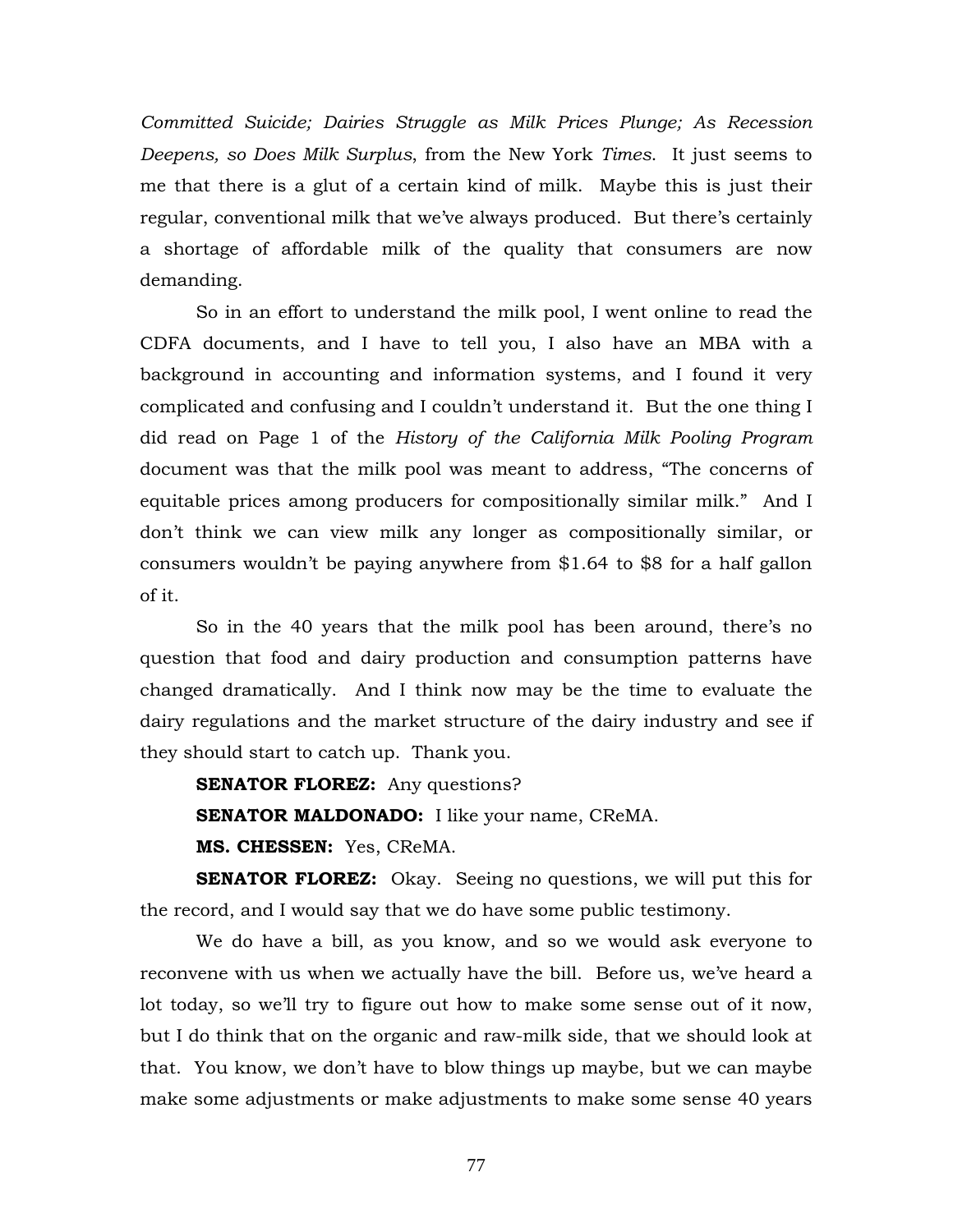*Committed Suicide; Dairies Struggle as Milk Prices Plunge; As Recession Deepens, so Does Milk Surplus*, from the New York *Times*. It just seems to me that there is a glut of a certain kind of milk. Maybe this is just their regular, conventional milk that we've always produced. But there's certainly a shortage of affordable milk of the quality that consumers are now demanding.

So in an effort to understand the milk pool, I went online to read the CDFA documents, and I have to tell you, I also have an MBA with a background in accounting and information systems, and I found it very complicated and confusing and I couldn't understand it. But the one thing I did read on Page 1 of the *History of the California Milk Pooling Program* document was that the milk pool was meant to address, "The concerns of equitable prices among producers for compositionally similar milk." And I don't think we can view milk any longer as compositionally similar, or consumers wouldn't be paying anywhere from $1.64 to $8 for a half gallon of it.

So in the 40 years that the milk pool has been around, there's no question that food and dairy production and consumption patterns have changed dramatically. And I think now may be the time to evaluate the dairy regulations and the market structure of the dairy industry and see if they should start to catch up. Thank you.

**SENATOR FLOREZ:** Any questions?

**SENATOR MALDONADO:** I like your name, CReMA.

**MS. CHESSEN:** Yes, CReMA.

**SENATOR FLOREZ:** Okay. Seeing no questions, we will put this for the record, and I would say that we do have some public testimony.

We do have a bill, as you know, and so we would ask everyone to reconvene with us when we actually have the bill. Before us, we've heard a lot today, so we'll try to figure out how to make some sense out of it now, but I do think that on the organic and raw-milk side, that we should look at that. You know, we don't have to blow things up maybe, but we can maybe make some adjustments or make adjustments to make some sense 40 years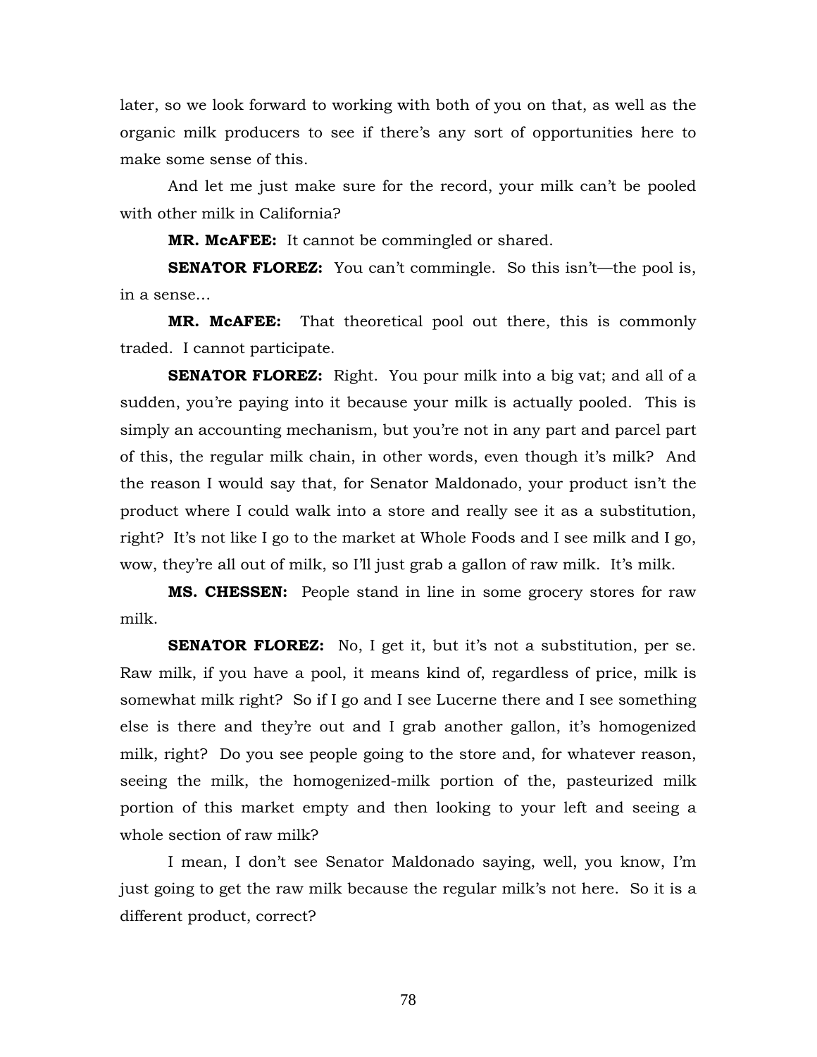later, so we look forward to working with both of you on that, as well as the organic milk producers to see if there's any sort of opportunities here to make some sense of this.

And let me just make sure for the record, your milk can't be pooled with other milk in California?

**MR. McAFEE:** It cannot be commingled or shared.

**SENATOR FLOREZ:** You can't commingle. So this isn't—the pool is, in a sense…

**MR. McAFEE:** That theoretical pool out there, this is commonly traded. I cannot participate.

**SENATOR FLOREZ:** Right. You pour milk into a big vat; and all of a sudden, you're paying into it because your milk is actually pooled. This is simply an accounting mechanism, but you're not in any part and parcel part of this, the regular milk chain, in other words, even though it's milk? And the reason I would say that, for Senator Maldonado, your product isn't the product where I could walk into a store and really see it as a substitution, right? It's not like I go to the market at Whole Foods and I see milk and I go, wow, they're all out of milk, so I'll just grab a gallon of raw milk. It's milk.

**MS. CHESSEN:** People stand in line in some grocery stores for raw milk.

**SENATOR FLOREZ:** No, I get it, but it's not a substitution, per se. Raw milk, if you have a pool, it means kind of, regardless of price, milk is somewhat milk right? So if I go and I see Lucerne there and I see something else is there and they're out and I grab another gallon, it's homogenized milk, right? Do you see people going to the store and, for whatever reason, seeing the milk, the homogenized-milk portion of the, pasteurized milk portion of this market empty and then looking to your left and seeing a whole section of raw milk?

I mean, I don't see Senator Maldonado saying, well, you know, I'm just going to get the raw milk because the regular milk's not here. So it is a different product, correct?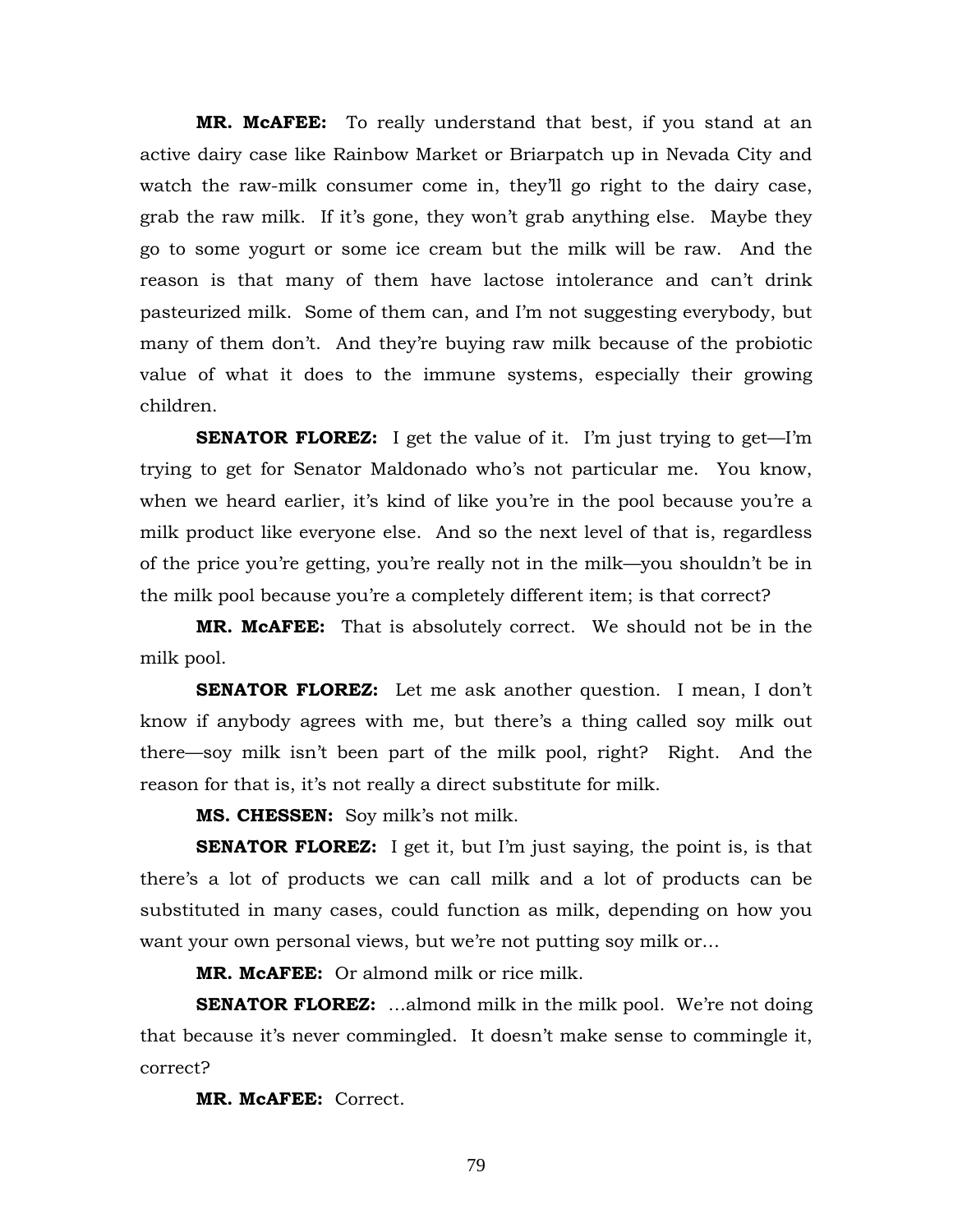**MR. McAFEE:** To really understand that best, if you stand at an active dairy case like Rainbow Market or Briarpatch up in Nevada City and watch the raw-milk consumer come in, they'll go right to the dairy case, grab the raw milk. If it's gone, they won't grab anything else. Maybe they go to some yogurt or some ice cream but the milk will be raw. And the reason is that many of them have lactose intolerance and can't drink pasteurized milk. Some of them can, and I'm not suggesting everybody, but many of them don't. And they're buying raw milk because of the probiotic value of what it does to the immune systems, especially their growing children.

**SENATOR FLOREZ:** I get the value of it. I'm just trying to get—I'm trying to get for Senator Maldonado who's not particular me. You know, when we heard earlier, it's kind of like you're in the pool because you're a milk product like everyone else. And so the next level of that is, regardless of the price you're getting, you're really not in the milk—you shouldn't be in the milk pool because you're a completely different item; is that correct?

**MR. McAFEE:** That is absolutely correct. We should not be in the milk pool.

**SENATOR FLOREZ:** Let me ask another question. I mean, I don't know if anybody agrees with me, but there's a thing called soy milk out there—soy milk isn't been part of the milk pool, right? Right. And the reason for that is, it's not really a direct substitute for milk.

**MS. CHESSEN:** Soy milk's not milk.

**SENATOR FLOREZ:** I get it, but I'm just saying, the point is, is that there's a lot of products we can call milk and a lot of products can be substituted in many cases, could function as milk, depending on how you want your own personal views, but we're not putting soy milk or…

**MR. McAFEE:** Or almond milk or rice milk.

**SENATOR FLOREZ:** …almond milk in the milk pool. We're not doing that because it's never commingled. It doesn't make sense to commingle it, correct?

**MR. McAFEE:** Correct.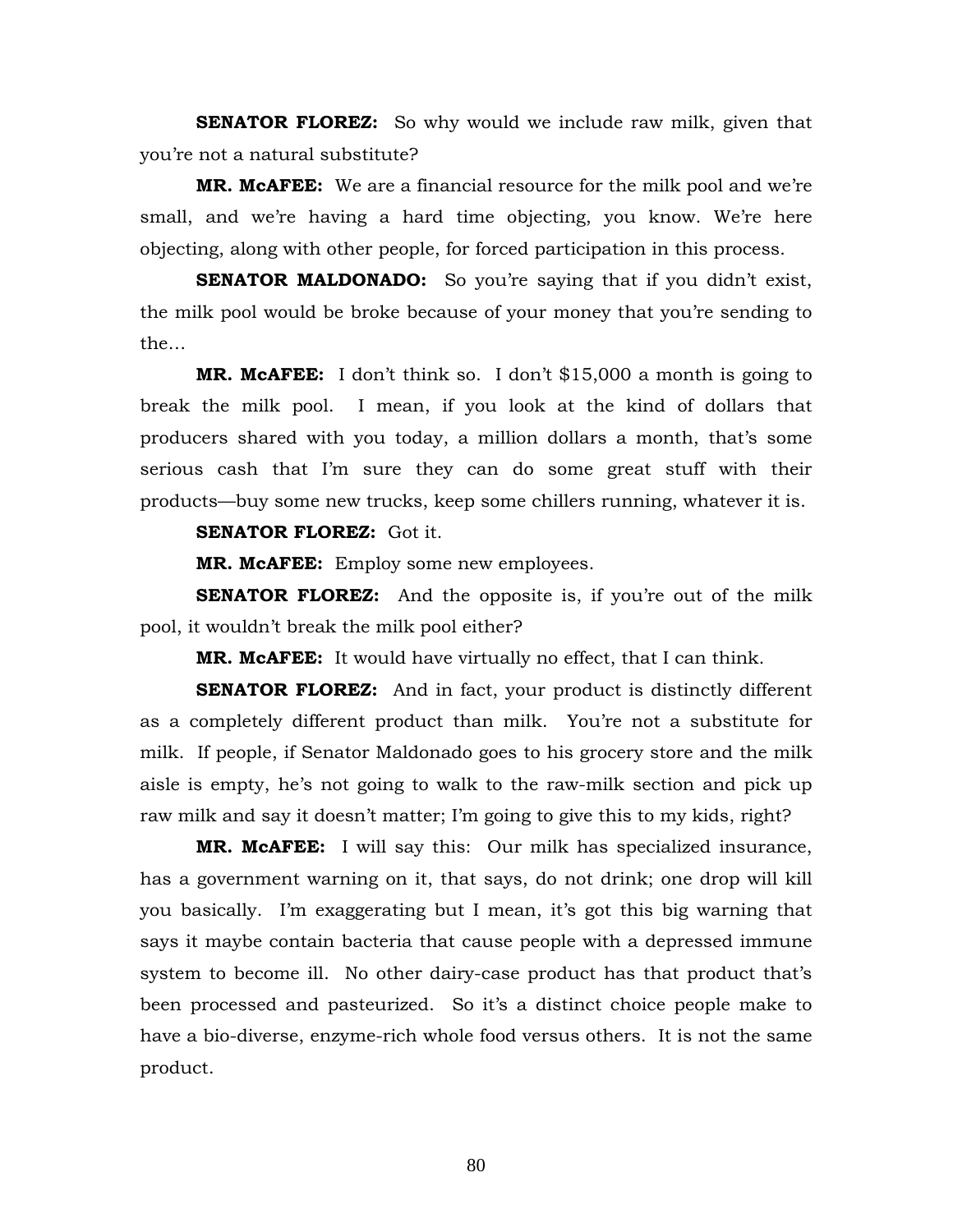**SENATOR FLOREZ:** So why would we include raw milk, given that you're not a natural substitute?

**MR. McAFEE:** We are a financial resource for the milk pool and we're small, and we're having a hard time objecting, you know. We're here objecting, along with other people, for forced participation in this process.

**SENATOR MALDONADO:** So you're saying that if you didn't exist, the milk pool would be broke because of your money that you're sending to the…

**MR. McAFEE:** I don't think so. I don't $15,000 a month is going to break the milk pool. I mean, if you look at the kind of dollars that producers shared with you today, a million dollars a month, that's some serious cash that I'm sure they can do some great stuff with their products—buy some new trucks, keep some chillers running, whatever it is.

**SENATOR FLOREZ:** Got it.

**MR. McAFEE:** Employ some new employees.

**SENATOR FLOREZ:** And the opposite is, if you're out of the milk pool, it wouldn't break the milk pool either?

**MR. McAFEE:** It would have virtually no effect, that I can think.

**SENATOR FLOREZ:** And in fact, your product is distinctly different as a completely different product than milk. You're not a substitute for milk. If people, if Senator Maldonado goes to his grocery store and the milk aisle is empty, he's not going to walk to the raw-milk section and pick up raw milk and say it doesn't matter; I'm going to give this to my kids, right?

**MR. McAFEE:** I will say this: Our milk has specialized insurance, has a government warning on it, that says, do not drink; one drop will kill you basically. I'm exaggerating but I mean, it's got this big warning that says it maybe contain bacteria that cause people with a depressed immune system to become ill. No other dairy-case product has that product that's been processed and pasteurized. So it's a distinct choice people make to have a bio-diverse, enzyme-rich whole food versus others. It is not the same product.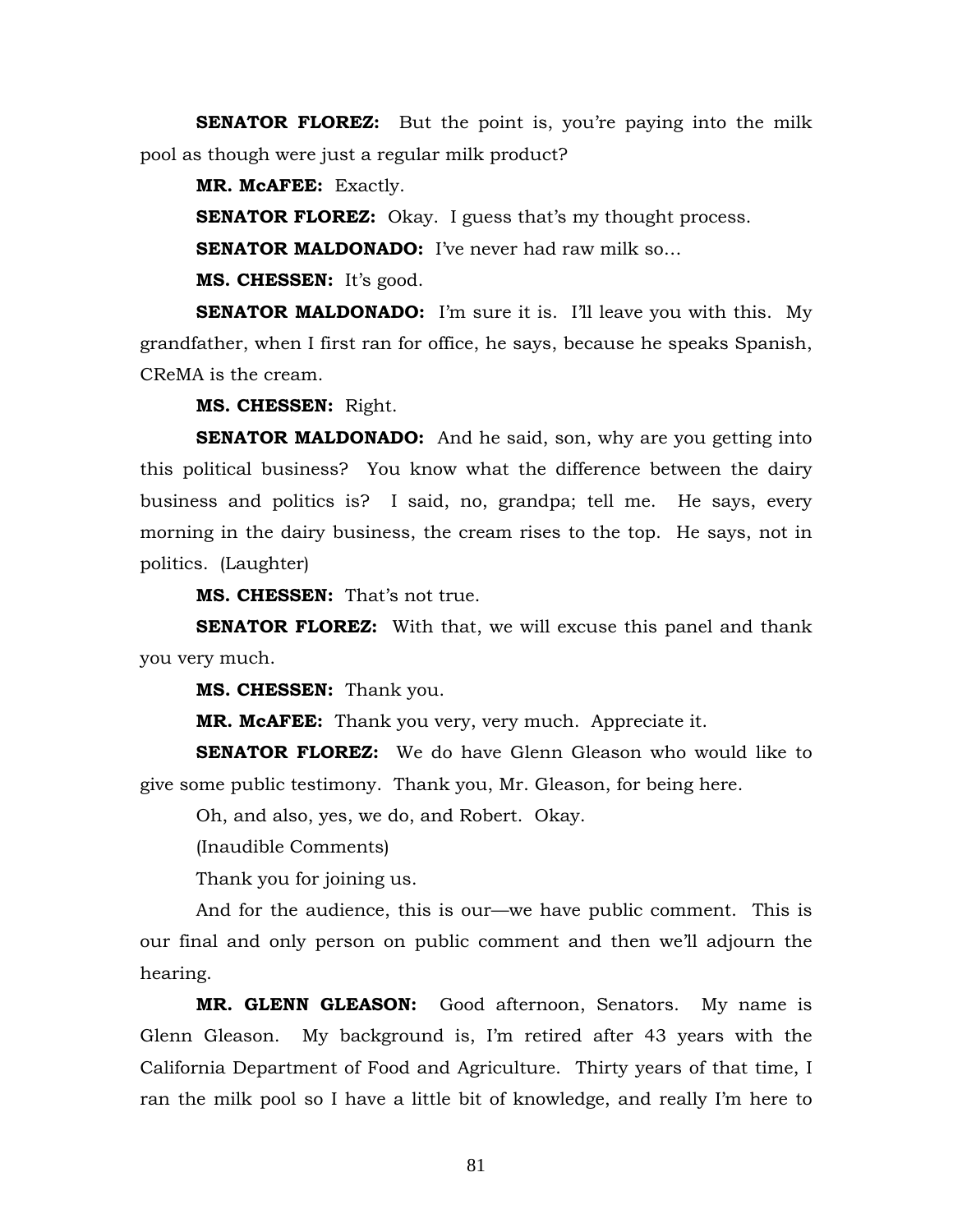**SENATOR FLOREZ:** But the point is, you're paying into the milk pool as though were just a regular milk product?

**MR. McAFEE:** Exactly.

**SENATOR FLOREZ:** Okay. I guess that's my thought process.

**SENATOR MALDONADO:** I've never had raw milk so…

**MS. CHESSEN:** It's good.

**SENATOR MALDONADO:** I'm sure it is. I'll leave you with this. My grandfather, when I first ran for office, he says, because he speaks Spanish, CReMA is the cream.

**MS. CHESSEN:** Right.

**SENATOR MALDONADO:** And he said, son, why are you getting into this political business? You know what the difference between the dairy business and politics is? I said, no, grandpa; tell me. He says, every morning in the dairy business, the cream rises to the top. He says, not in politics. (Laughter)

**MS. CHESSEN:** That's not true.

**SENATOR FLOREZ:** With that, we will excuse this panel and thank you very much.

**MS. CHESSEN:** Thank you.

**MR. McAFEE:** Thank you very, very much. Appreciate it.

**SENATOR FLOREZ:** We do have Glenn Gleason who would like to give some public testimony. Thank you, Mr. Gleason, for being here.

Oh, and also, yes, we do, and Robert. Okay.

(Inaudible Comments)

Thank you for joining us.

And for the audience, this is our—we have public comment. This is our final and only person on public comment and then we'll adjourn the hearing.

**MR. GLENN GLEASON:** Good afternoon, Senators. My name is Glenn Gleason. My background is, I'm retired after 43 years with the California Department of Food and Agriculture. Thirty years of that time, I ran the milk pool so I have a little bit of knowledge, and really I'm here to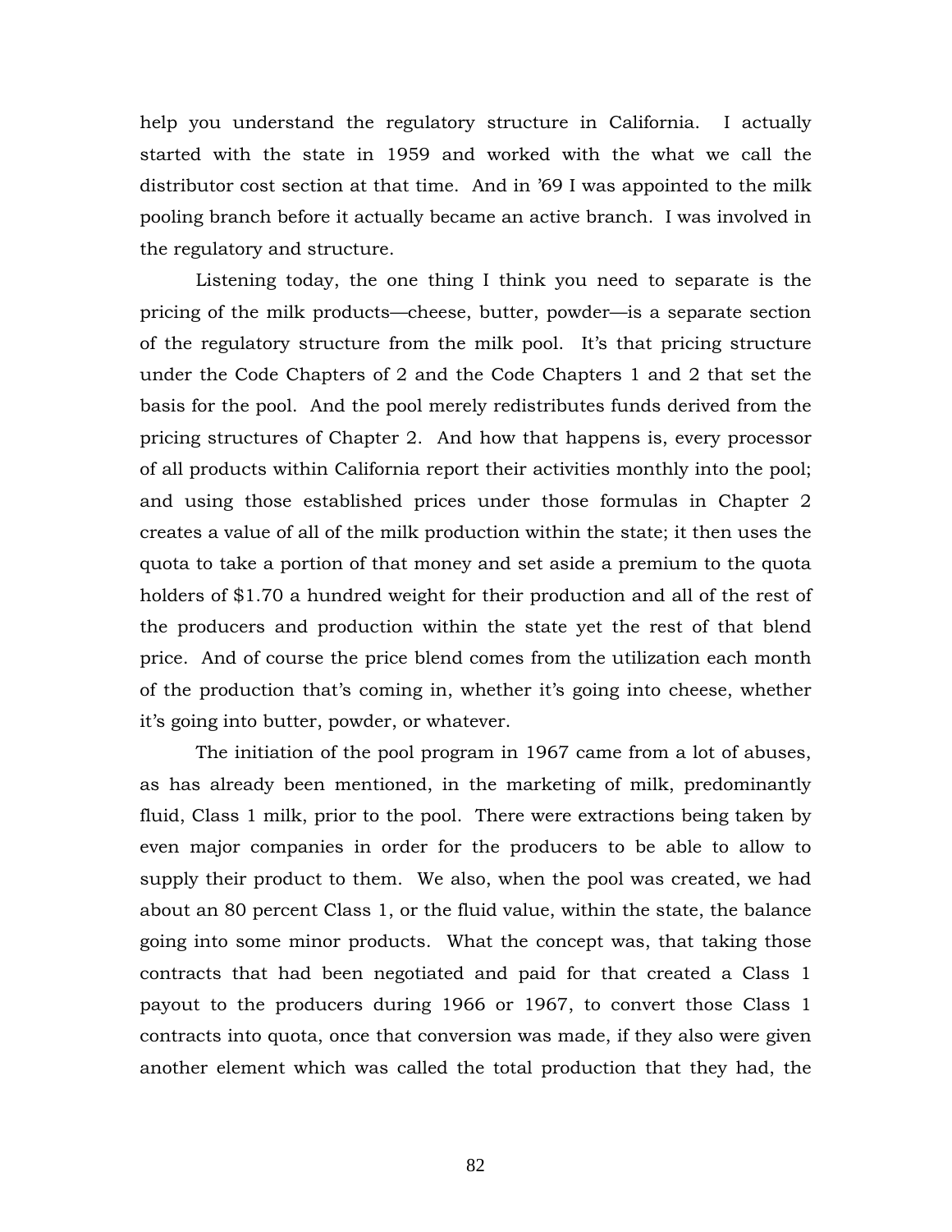help you understand the regulatory structure in California. I actually started with the state in 1959 and worked with the what we call the distributor cost section at that time. And in '69 I was appointed to the milk pooling branch before it actually became an active branch. I was involved in the regulatory and structure.

Listening today, the one thing I think you need to separate is the pricing of the milk products—cheese, butter, powder—is a separate section of the regulatory structure from the milk pool. It's that pricing structure under the Code Chapters of 2 and the Code Chapters 1 and 2 that set the basis for the pool. And the pool merely redistributes funds derived from the pricing structures of Chapter 2. And how that happens is, every processor of all products within California report their activities monthly into the pool; and using those established prices under those formulas in Chapter 2 creates a value of all of the milk production within the state; it then uses the quota to take a portion of that money and set aside a premium to the quota holders of $1.70 a hundred weight for their production and all of the rest of the producers and production within the state yet the rest of that blend price. And of course the price blend comes from the utilization each month of the production that's coming in, whether it's going into cheese, whether it's going into butter, powder, or whatever.

The initiation of the pool program in 1967 came from a lot of abuses, as has already been mentioned, in the marketing of milk, predominantly fluid, Class 1 milk, prior to the pool. There were extractions being taken by even major companies in order for the producers to be able to allow to supply their product to them. We also, when the pool was created, we had about an 80 percent Class 1, or the fluid value, within the state, the balance going into some minor products. What the concept was, that taking those contracts that had been negotiated and paid for that created a Class 1 payout to the producers during 1966 or 1967, to convert those Class 1 contracts into quota, once that conversion was made, if they also were given another element which was called the total production that they had, the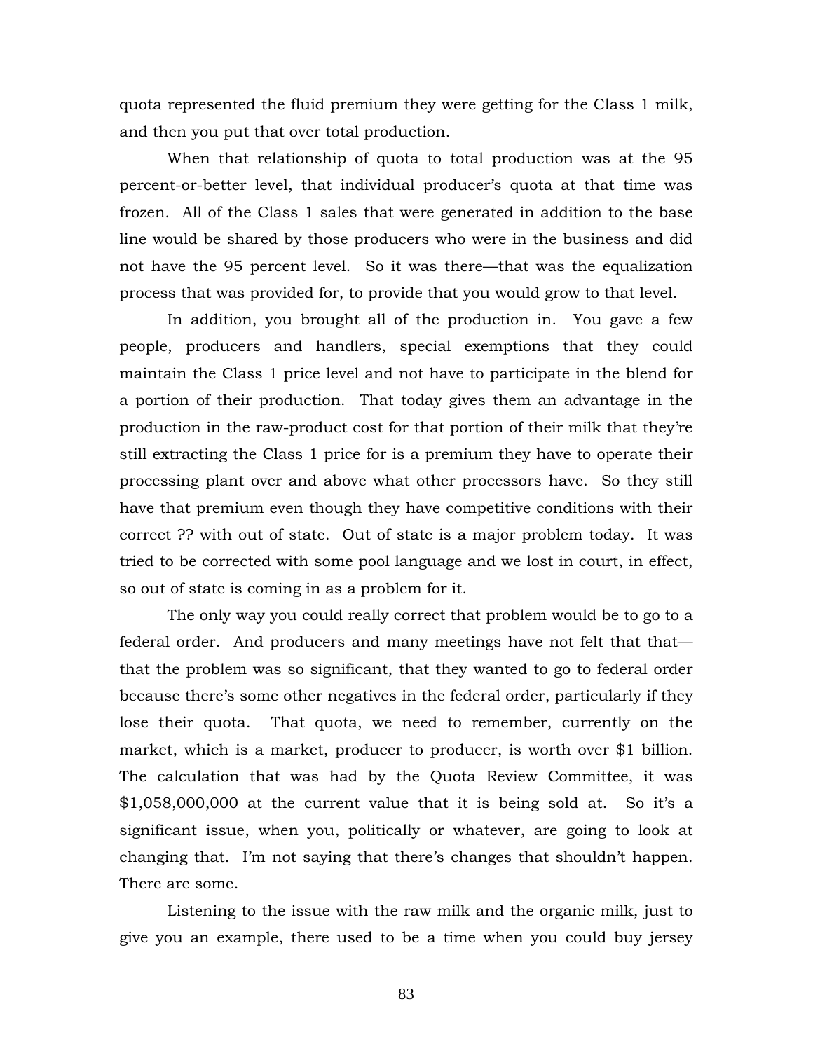quota represented the fluid premium they were getting for the Class 1 milk, and then you put that over total production.

When that relationship of quota to total production was at the 95 percent-or-better level, that individual producer's quota at that time was frozen. All of the Class 1 sales that were generated in addition to the base line would be shared by those producers who were in the business and did not have the 95 percent level. So it was there—that was the equalization process that was provided for, to provide that you would grow to that level.

In addition, you brought all of the production in. You gave a few people, producers and handlers, special exemptions that they could maintain the Class 1 price level and not have to participate in the blend for a portion of their production. That today gives them an advantage in the production in the raw-product cost for that portion of their milk that they're still extracting the Class 1 price for is a premium they have to operate their processing plant over and above what other processors have. So they still have that premium even though they have competitive conditions with their correct ?? with out of state. Out of state is a major problem today. It was tried to be corrected with some pool language and we lost in court, in effect, so out of state is coming in as a problem for it.

The only way you could really correct that problem would be to go to a federal order. And producers and many meetings have not felt that that—that the problem was so significant, that they wanted to go to federal order because there's some other negatives in the federal order, particularly if they lose their quota. That quota, we need to remember, currently on the market, which is a market, producer to producer, is worth over $1 billion. The calculation that was had by the Quota Review Committee, it was $1,058,000,000 at the current value that it is being sold at. So it's a significant issue, when you, politically or whatever, are going to look at changing that. I'm not saying that there's changes that shouldn't happen. There are some.

Listening to the issue with the raw milk and the organic milk, just to give you an example, there used to be a time when you could buy jersey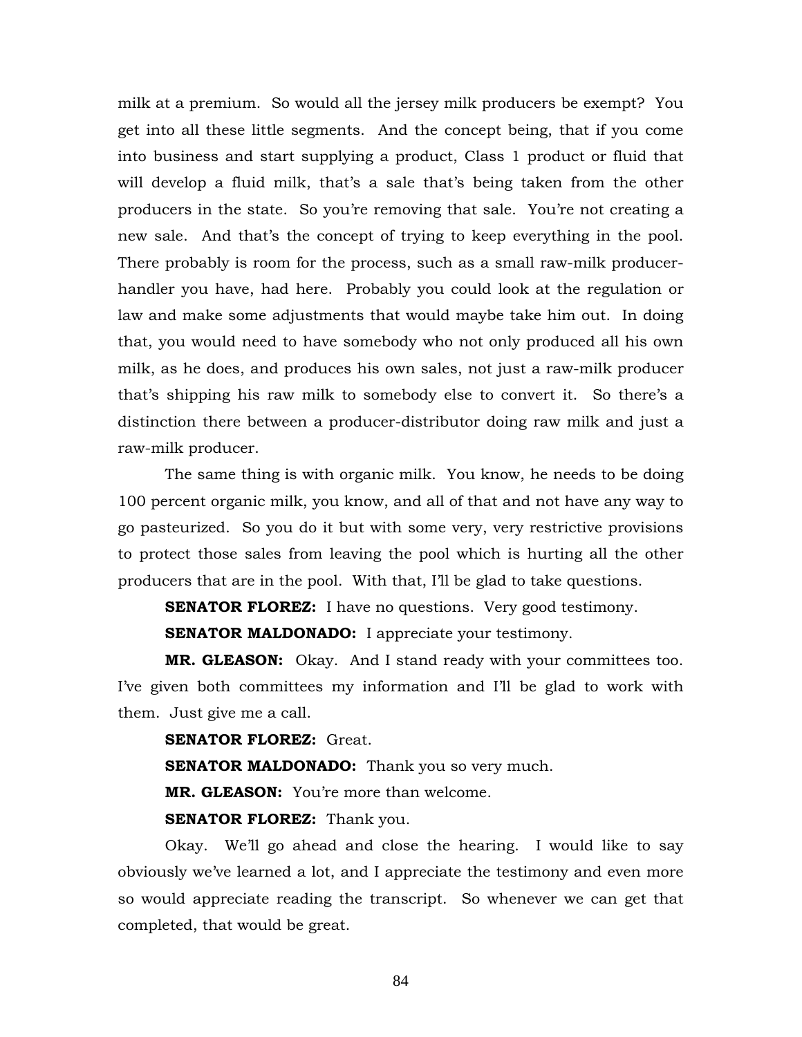milk at a premium. So would all the jersey milk producers be exempt? You get into all these little segments. And the concept being, that if you come into business and start supplying a product, Class 1 product or fluid that will develop a fluid milk, that's a sale that's being taken from the other producers in the state. So you're removing that sale. You're not creating a new sale. And that's the concept of trying to keep everything in the pool. There probably is room for the process, such as a small raw-milk producer-handler you have, had here. Probably you could look at the regulation or law and make some adjustments that would maybe take him out. In doing that, you would need to have somebody who not only produced all his own milk, as he does, and produces his own sales, not just a raw-milk producer that's shipping his raw milk to somebody else to convert it. So there's a distinction there between a producer-distributor doing raw milk and just a raw-milk producer.

The same thing is with organic milk. You know, he needs to be doing 100 percent organic milk, you know, and all of that and not have any way to go pasteurized. So you do it but with some very, very restrictive provisions to protect those sales from leaving the pool which is hurting all the other producers that are in the pool. With that, I'll be glad to take questions.

**SENATOR FLOREZ:** I have no questions. Very good testimony.

**SENATOR MALDONADO:** I appreciate your testimony.

**MR. GLEASON:** Okay. And I stand ready with your committees too. I've given both committees my information and I'll be glad to work with them. Just give me a call.

**SENATOR FLOREZ:** Great.

**SENATOR MALDONADO:** Thank you so very much.

**MR. GLEASON:** You're more than welcome.

**SENATOR FLOREZ:** Thank you.

Okay. We'll go ahead and close the hearing. I would like to say obviously we've learned a lot, and I appreciate the testimony and even more so would appreciate reading the transcript. So whenever we can get that completed, that would be great.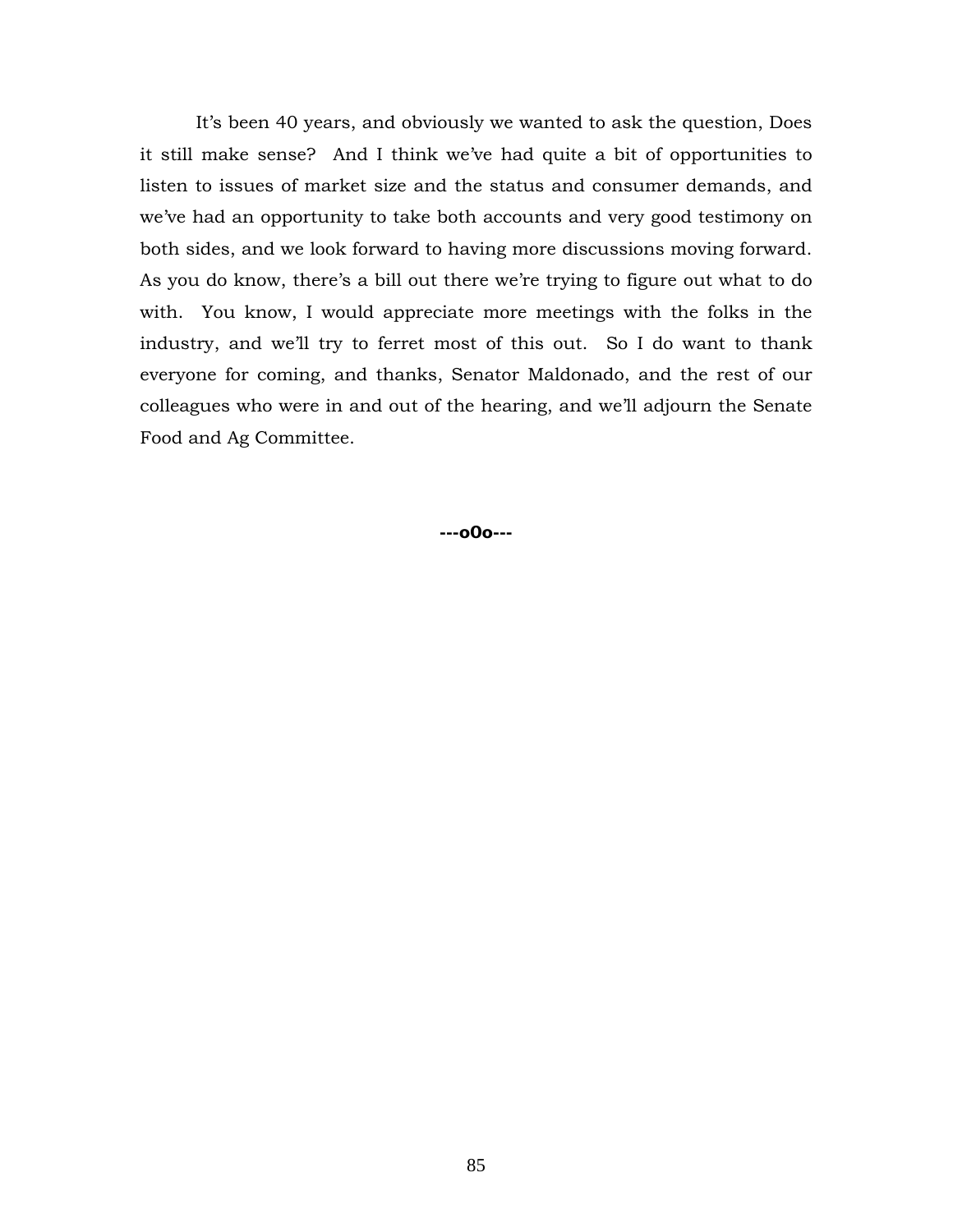It's been 40 years, and obviously we wanted to ask the question, Does it still make sense? And I think we've had quite a bit of opportunities to listen to issues of market size and the status and consumer demands, and we've had an opportunity to take both accounts and very good testimony on both sides, and we look forward to having more discussions moving forward. As you do know, there's a bill out there we're trying to figure out what to do with. You know, I would appreciate more meetings with the folks in the industry, and we'll try to ferret most of this out. So I do want to thank everyone for coming, and thanks, Senator Maldonado, and the rest of our colleagues who were in and out of the hearing, and we'll adjourn the Senate Food and Ag Committee.

**---o0o---**